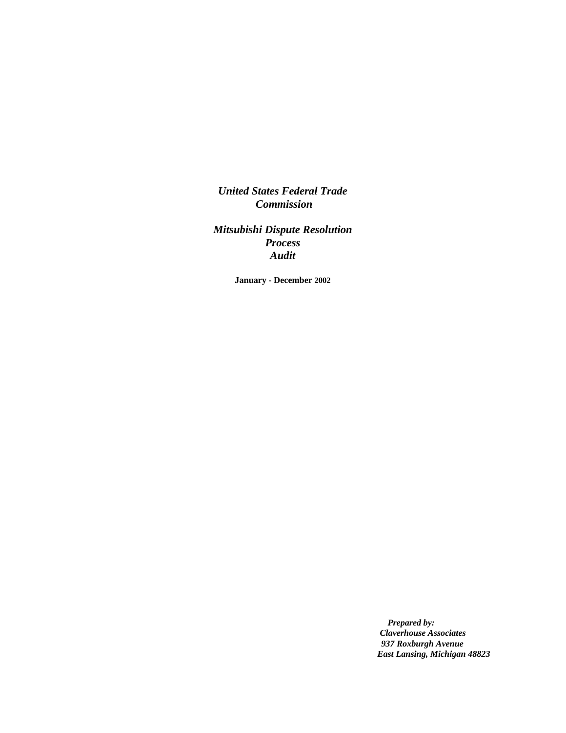***United States Federal Trade Commission***

***Mitsubishi Dispute Resolution Process Audit***

**January - December 2002**

***Prepared by:***
***Claverhouse Associates***
***937 Roxburgh Avenue***
***East Lansing, Michigan 48823***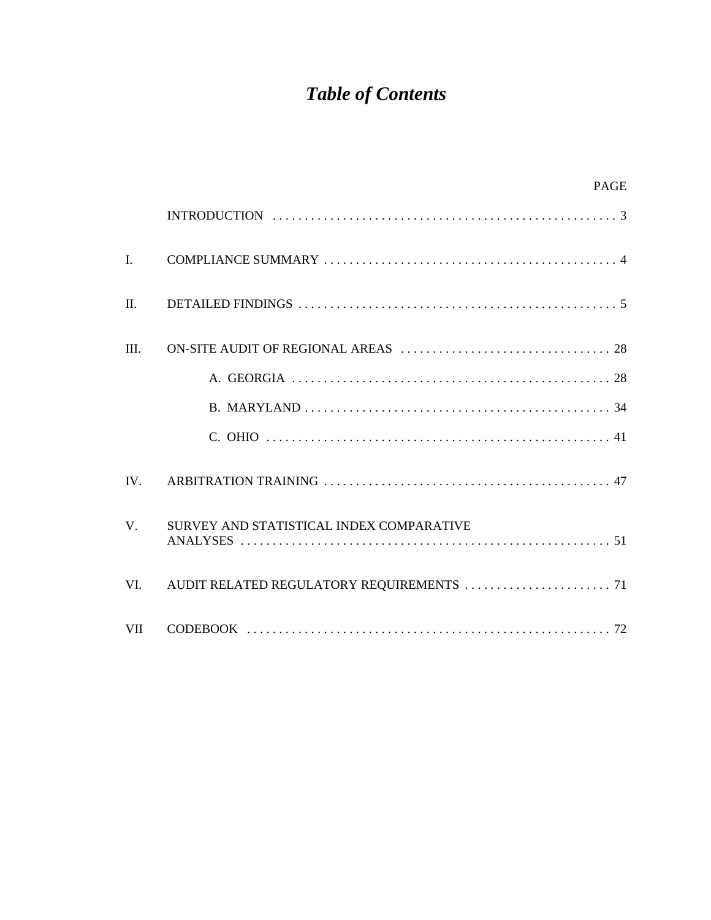# *Table of Contents*

| | | PAGE |
|---|---|---|
| | INTRODUCTION | 3 |
| I. | COMPLIANCE SUMMARY | 4 |
| II. | DETAILED FINDINGS | 5 |
| III. | ON-SITE AUDIT OF REGIONAL AREAS | 28 |
| | A. GEORGIA | 28 |
| | B. MARYLAND | 34 |
| | C. OHIO | 41 |
| IV. | ARBITRATION TRAINING | 47 |
| V. | SURVEY AND STATISTICAL INDEX COMPARATIVE ANALYSES | 51 |
| VI. | AUDIT RELATED REGULATORY REQUIREMENTS | 71 |
| VII | CODEBOOK | 72 |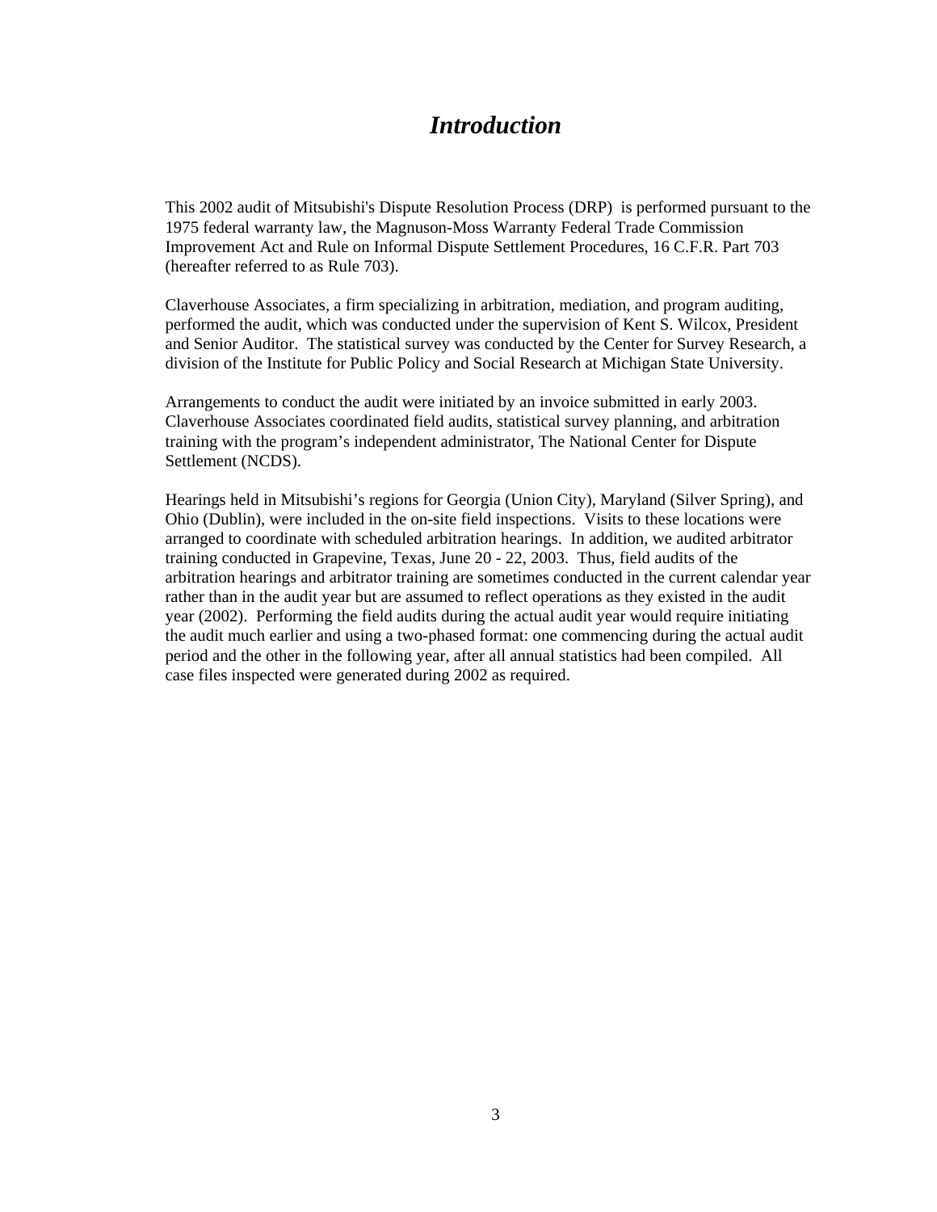# *Introduction*

This 2002 audit of Mitsubishi's Dispute Resolution Process (DRP) is performed pursuant to the 1975 federal warranty law, the Magnuson-Moss Warranty Federal Trade Commission Improvement Act and Rule on Informal Dispute Settlement Procedures, 16 C.F.R. Part 703 (hereafter referred to as Rule 703).

Claverhouse Associates, a firm specializing in arbitration, mediation, and program auditing, performed the audit, which was conducted under the supervision of Kent S. Wilcox, President and Senior Auditor. The statistical survey was conducted by the Center for Survey Research, a division of the Institute for Public Policy and Social Research at Michigan State University.

Arrangements to conduct the audit were initiated by an invoice submitted in early 2003. Claverhouse Associates coordinated field audits, statistical survey planning, and arbitration training with the program's independent administrator, The National Center for Dispute Settlement (NCDS).

Hearings held in Mitsubishi's regions for Georgia (Union City), Maryland (Silver Spring), and Ohio (Dublin), were included in the on-site field inspections. Visits to these locations were arranged to coordinate with scheduled arbitration hearings. In addition, we audited arbitrator training conducted in Grapevine, Texas, June 20 - 22, 2003. Thus, field audits of the arbitration hearings and arbitrator training are sometimes conducted in the current calendar year rather than in the audit year but are assumed to reflect operations as they existed in the audit year (2002). Performing the field audits during the actual audit year would require initiating the audit much earlier and using a two-phased format: one commencing during the actual audit period and the other in the following year, after all annual statistics had been compiled. All case files inspected were generated during 2002 as required.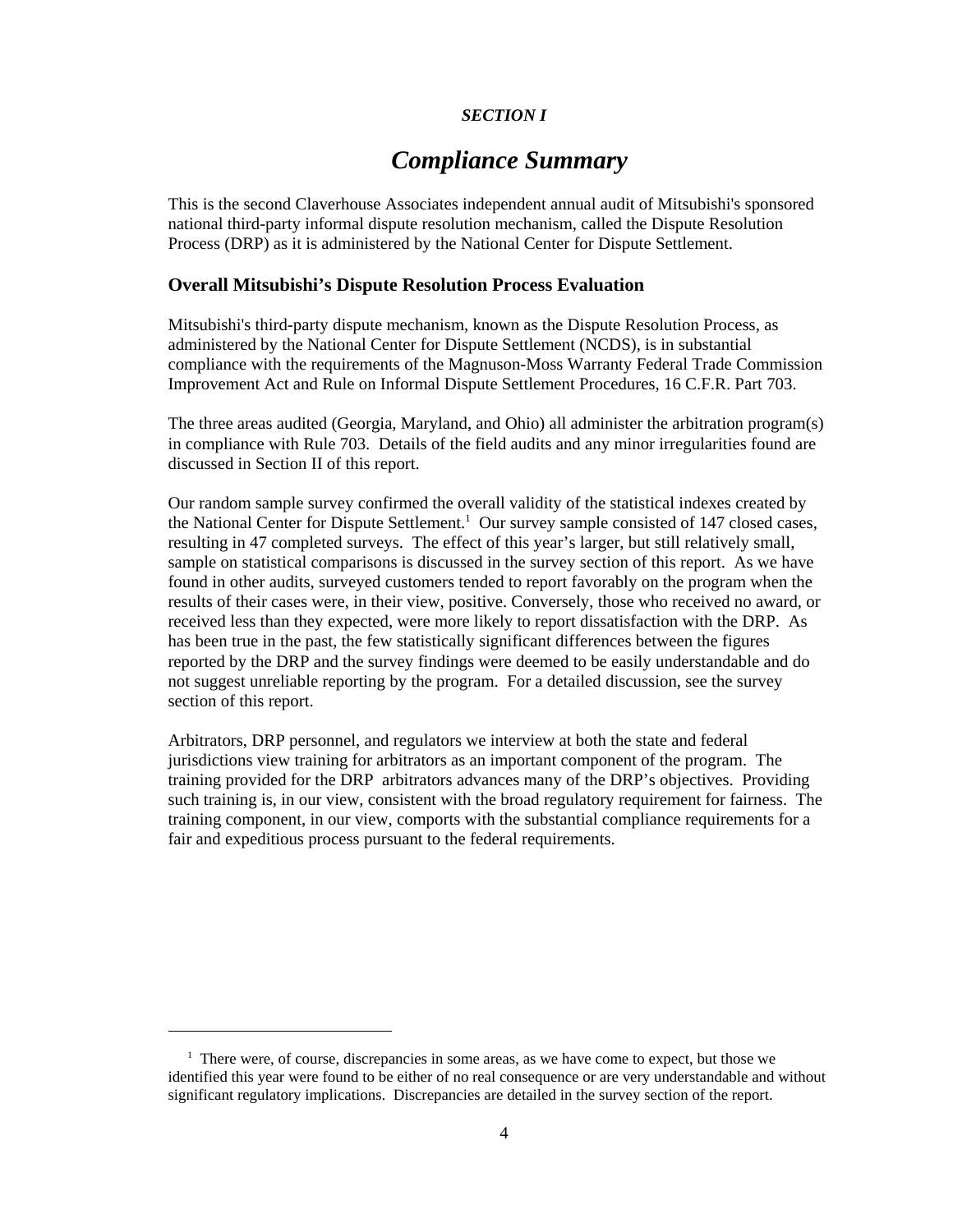*SECTION I*

# *Compliance Summary*

This is the second Claverhouse Associates independent annual audit of Mitsubishi's sponsored national third-party informal dispute resolution mechanism, called the Dispute Resolution Process (DRP) as it is administered by the National Center for Dispute Settlement.

## Overall Mitsubishi's Dispute Resolution Process Evaluation

Mitsubishi's third-party dispute mechanism, known as the Dispute Resolution Process, as administered by the National Center for Dispute Settlement (NCDS), is in substantial compliance with the requirements of the Magnuson-Moss Warranty Federal Trade Commission Improvement Act and Rule on Informal Dispute Settlement Procedures, 16 C.F.R. Part 703.

The three areas audited (Georgia, Maryland, and Ohio) all administer the arbitration program(s) in compliance with Rule 703. Details of the field audits and any minor irregularities found are discussed in Section II of this report.

Our random sample survey confirmed the overall validity of the statistical indexes created by the National Center for Dispute Settlement.[1] Our survey sample consisted of 147 closed cases, resulting in 47 completed surveys. The effect of this year's larger, but still relatively small, sample on statistical comparisons is discussed in the survey section of this report. As we have found in other audits, surveyed customers tended to report favorably on the program when the results of their cases were, in their view, positive. Conversely, those who received no award, or received less than they expected, were more likely to report dissatisfaction with the DRP. As has been true in the past, the few statistically significant differences between the figures reported by the DRP and the survey findings were deemed to be easily understandable and do not suggest unreliable reporting by the program. For a detailed discussion, see the survey section of this report.

Arbitrators, DRP personnel, and regulators we interview at both the state and federal jurisdictions view training for arbitrators as an important component of the program. The training provided for the DRP arbitrators advances many of the DRP's objectives. Providing such training is, in our view, consistent with the broad regulatory requirement for fairness. The training component, in our view, comports with the substantial compliance requirements for a fair and expeditious process pursuant to the federal requirements.

---

[1] There were, of course, discrepancies in some areas, as we have come to expect, but those we identified this year were found to be either of no real consequence or are very understandable and without significant regulatory implications. Discrepancies are detailed in the survey section of the report.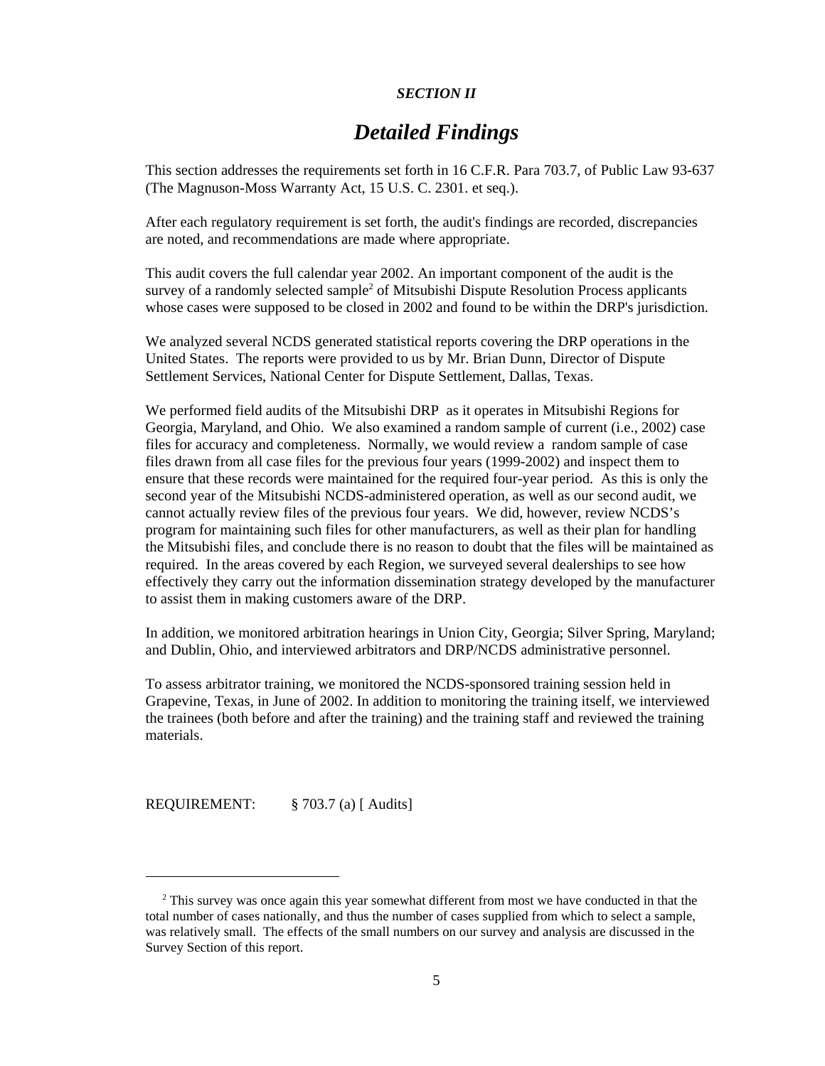*SECTION II*

# *Detailed Findings*

This section addresses the requirements set forth in 16 C.F.R. Para 703.7, of Public Law 93-637 (The Magnuson-Moss Warranty Act, 15 U.S. C. 2301. et seq.).

After each regulatory requirement is set forth, the audit's findings are recorded, discrepancies are noted, and recommendations are made where appropriate.

This audit covers the full calendar year 2002. An important component of the audit is the survey of a randomly selected sample[2] of Mitsubishi Dispute Resolution Process applicants whose cases were supposed to be closed in 2002 and found to be within the DRP's jurisdiction.

We analyzed several NCDS generated statistical reports covering the DRP operations in the United States. The reports were provided to us by Mr. Brian Dunn, Director of Dispute Settlement Services, National Center for Dispute Settlement, Dallas, Texas.

We performed field audits of the Mitsubishi DRP as it operates in Mitsubishi Regions for Georgia, Maryland, and Ohio. We also examined a random sample of current (i.e., 2002) case files for accuracy and completeness. Normally, we would review a random sample of case files drawn from all case files for the previous four years (1999-2002) and inspect them to ensure that these records were maintained for the required four-year period. As this is only the second year of the Mitsubishi NCDS-administered operation, as well as our second audit, we cannot actually review files of the previous four years. We did, however, review NCDS's program for maintaining such files for other manufacturers, as well as their plan for handling the Mitsubishi files, and conclude there is no reason to doubt that the files will be maintained as required. In the areas covered by each Region, we surveyed several dealerships to see how effectively they carry out the information dissemination strategy developed by the manufacturer to assist them in making customers aware of the DRP.

In addition, we monitored arbitration hearings in Union City, Georgia; Silver Spring, Maryland; and Dublin, Ohio, and interviewed arbitrators and DRP/NCDS administrative personnel.

To assess arbitrator training, we monitored the NCDS-sponsored training session held in Grapevine, Texas, in June of 2002. In addition to monitoring the training itself, we interviewed the trainees (both before and after the training) and the training staff and reviewed the training materials.

REQUIREMENT: § 703.7 (a) [ Audits]

---

[2] This survey was once again this year somewhat different from most we have conducted in that the total number of cases nationally, and thus the number of cases supplied from which to select a sample, was relatively small. The effects of the small numbers on our survey and analysis are discussed in the Survey Section of this report.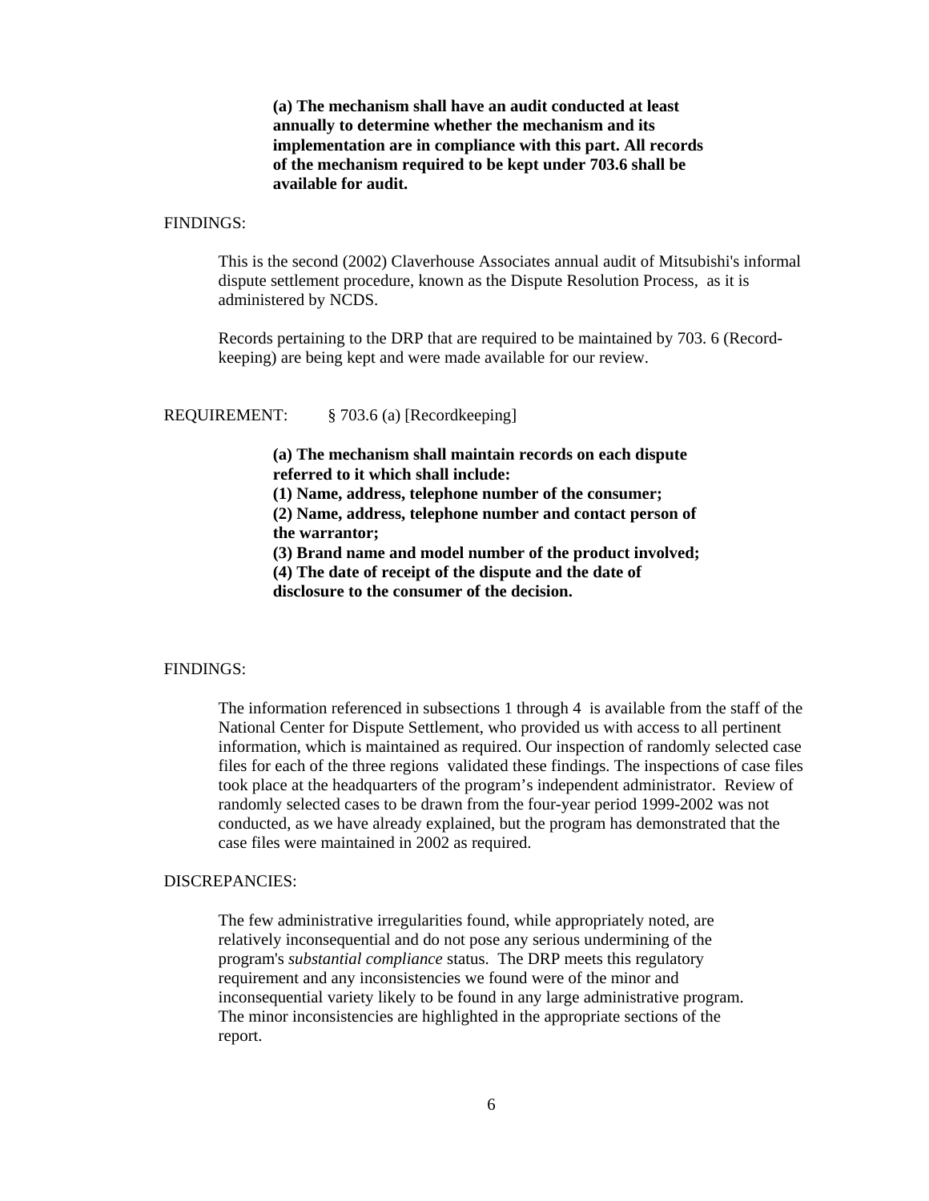**(a) The mechanism shall have an audit conducted at least annually to determine whether the mechanism and its implementation are in compliance with this part. All records of the mechanism required to be kept under 703.6 shall be available for audit.**

FINDINGS:

This is the second (2002) Claverhouse Associates annual audit of Mitsubishi's informal dispute settlement procedure, known as the Dispute Resolution Process, as it is administered by NCDS.

Records pertaining to the DRP that are required to be maintained by 703. 6 (Record-keeping) are being kept and were made available for our review.

REQUIREMENT: § 703.6 (a) [Recordkeeping]

**(a) The mechanism shall maintain records on each dispute referred to it which shall include:**
**(1) Name, address, telephone number of the consumer;**
**(2) Name, address, telephone number and contact person of the warrantor;**
**(3) Brand name and model number of the product involved;**
**(4) The date of receipt of the dispute and the date of disclosure to the consumer of the decision.**

FINDINGS:

The information referenced in subsections 1 through 4 is available from the staff of the National Center for Dispute Settlement, who provided us with access to all pertinent information, which is maintained as required. Our inspection of randomly selected case files for each of the three regions validated these findings. The inspections of case files took place at the headquarters of the program's independent administrator. Review of randomly selected cases to be drawn from the four-year period 1999-2002 was not conducted, as we have already explained, but the program has demonstrated that the case files were maintained in 2002 as required.

DISCREPANCIES:

The few administrative irregularities found, while appropriately noted, are relatively inconsequential and do not pose any serious undermining of the program's *substantial compliance* status. The DRP meets this regulatory requirement and any inconsistencies we found were of the minor and inconsequential variety likely to be found in any large administrative program. The minor inconsistencies are highlighted in the appropriate sections of the report.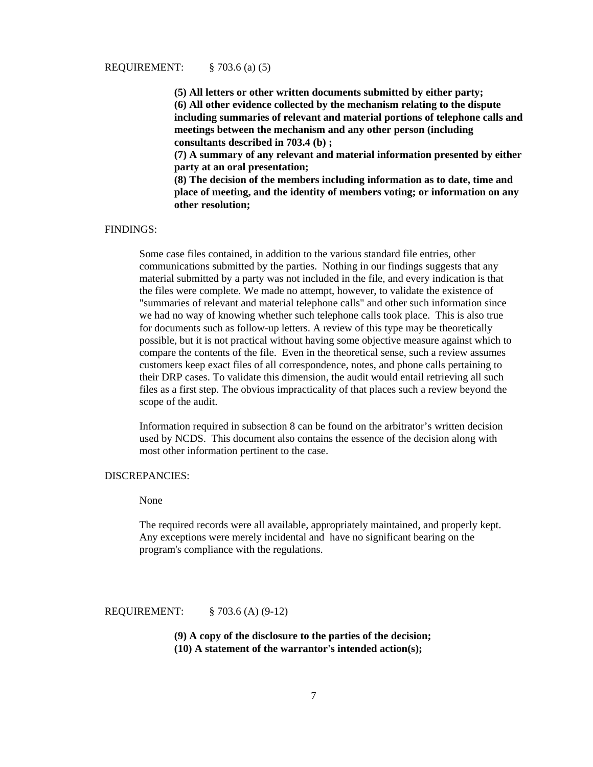REQUIREMENT: § 703.6 (a) (5)

> **(5) All letters or other written documents submitted by either party;**
> **(6) All other evidence collected by the mechanism relating to the dispute including summaries of relevant and material portions of telephone calls and meetings between the mechanism and any other person (including consultants described in 703.4 (b) ;**
> **(7) A summary of any relevant and material information presented by either party at an oral presentation;**
> **(8) The decision of the members including information as to date, time and place of meeting, and the identity of members voting; or information on any other resolution;**

FINDINGS:

Some case files contained, in addition to the various standard file entries, other communications submitted by the parties. Nothing in our findings suggests that any material submitted by a party was not included in the file, and every indication is that the files were complete. We made no attempt, however, to validate the existence of "summaries of relevant and material telephone calls" and other such information since we had no way of knowing whether such telephone calls took place. This is also true for documents such as follow-up letters. A review of this type may be theoretically possible, but it is not practical without having some objective measure against which to compare the contents of the file. Even in the theoretical sense, such a review assumes customers keep exact files of all correspondence, notes, and phone calls pertaining to their DRP cases. To validate this dimension, the audit would entail retrieving all such files as a first step. The obvious impracticality of that places such a review beyond the scope of the audit.

Information required in subsection 8 can be found on the arbitrator's written decision used by NCDS. This document also contains the essence of the decision along with most other information pertinent to the case.

DISCREPANCIES:

None

The required records were all available, appropriately maintained, and properly kept. Any exceptions were merely incidental and have no significant bearing on the program's compliance with the regulations.

REQUIREMENT: § 703.6 (A) (9-12)

> **(9) A copy of the disclosure to the parties of the decision;**
> **(10) A statement of the warrantor's intended action(s);**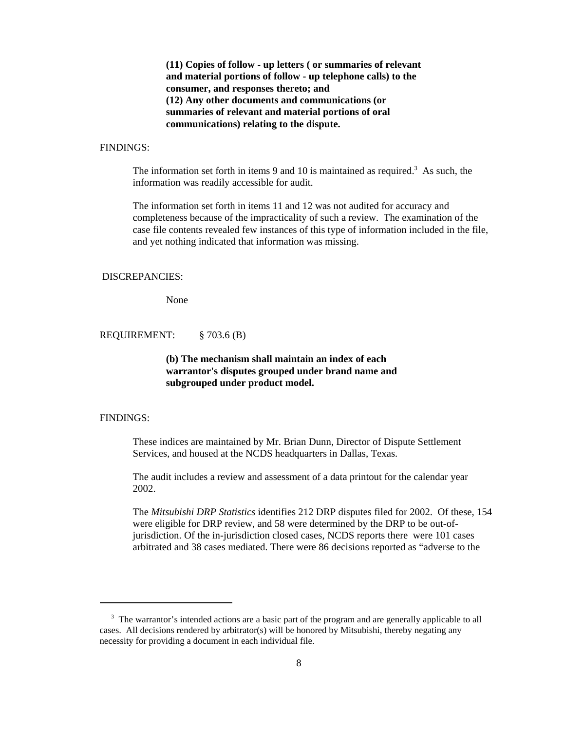**(11) Copies of follow - up letters ( or summaries of relevant and material portions of follow - up telephone calls) to the consumer, and responses thereto; and**
**(12) Any other documents and communications (or summaries of relevant and material portions of oral communications) relating to the dispute.**

FINDINGS:

The information set forth in items 9 and 10 is maintained as required.[3] As such, the information was readily accessible for audit.

The information set forth in items 11 and 12 was not audited for accuracy and completeness because of the impracticality of such a review. The examination of the case file contents revealed few instances of this type of information included in the file, and yet nothing indicated that information was missing.

DISCREPANCIES:

None

REQUIREMENT: § 703.6 (B)

**(b) The mechanism shall maintain an index of each warrantor's disputes grouped under brand name and subgrouped under product model.**

FINDINGS:

These indices are maintained by Mr. Brian Dunn, Director of Dispute Settlement Services, and housed at the NCDS headquarters in Dallas, Texas.

The audit includes a review and assessment of a data printout for the calendar year 2002.

The *Mitsubishi DRP Statistics* identifies 212 DRP disputes filed for 2002. Of these, 154 were eligible for DRP review, and 58 were determined by the DRP to be out-of-jurisdiction. Of the in-jurisdiction closed cases, NCDS reports there were 101 cases arbitrated and 38 cases mediated. There were 86 decisions reported as "adverse to the

[3] The warrantor's intended actions are a basic part of the program and are generally applicable to all cases. All decisions rendered by arbitrator(s) will be honored by Mitsubishi, thereby negating any necessity for providing a document in each individual file.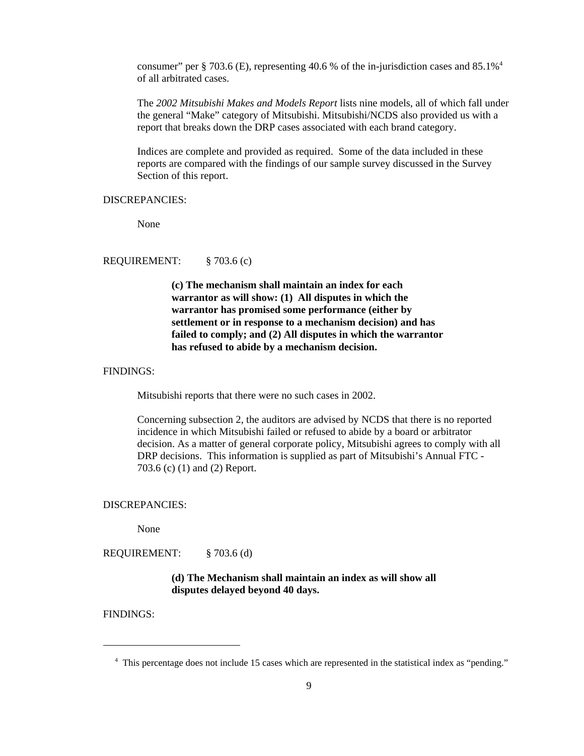consumer" per § 703.6 (E), representing 40.6 % of the in-jurisdiction cases and 85.1%[4] of all arbitrated cases.

The *2002 Mitsubishi Makes and Models Report* lists nine models, all of which fall under the general "Make" category of Mitsubishi. Mitsubishi/NCDS also provided us with a report that breaks down the DRP cases associated with each brand category.

Indices are complete and provided as required. Some of the data included in these reports are compared with the findings of our sample survey discussed in the Survey Section of this report.

DISCREPANCIES:

None

REQUIREMENT: § 703.6 (c)

> **(c) The mechanism shall maintain an index for each warrantor as will show: (1) All disputes in which the warrantor has promised some performance (either by settlement or in response to a mechanism decision) and has failed to comply; and (2) All disputes in which the warrantor has refused to abide by a mechanism decision.**

FINDINGS:

Mitsubishi reports that there were no such cases in 2002.

Concerning subsection 2, the auditors are advised by NCDS that there is no reported incidence in which Mitsubishi failed or refused to abide by a board or arbitrator decision. As a matter of general corporate policy, Mitsubishi agrees to comply with all DRP decisions. This information is supplied as part of Mitsubishi's Annual FTC - 703.6 (c) (1) and (2) Report.

DISCREPANCIES:

None

REQUIREMENT: § 703.6 (d)

> **(d) The Mechanism shall maintain an index as will show all disputes delayed beyond 40 days.**

FINDINGS:

---

[4] This percentage does not include 15 cases which are represented in the statistical index as "pending."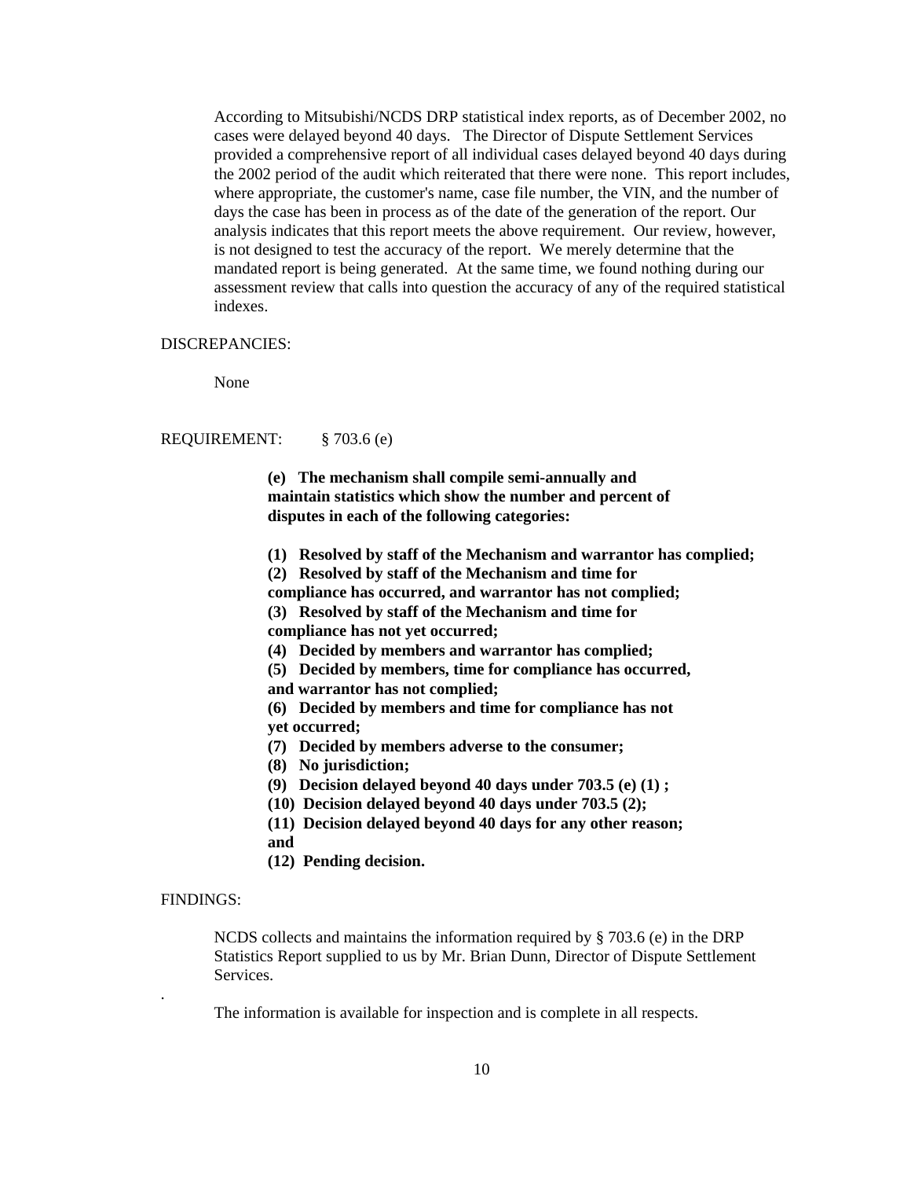According to Mitsubishi/NCDS DRP statistical index reports, as of December 2002, no cases were delayed beyond 40 days. The Director of Dispute Settlement Services provided a comprehensive report of all individual cases delayed beyond 40 days during the 2002 period of the audit which reiterated that there were none. This report includes, where appropriate, the customer's name, case file number, the VIN, and the number of days the case has been in process as of the date of the generation of the report. Our analysis indicates that this report meets the above requirement. Our review, however, is not designed to test the accuracy of the report. We merely determine that the mandated report is being generated. At the same time, we found nothing during our assessment review that calls into question the accuracy of any of the required statistical indexes.

DISCREPANCIES:

None

REQUIREMENT: § 703.6 (e)

**(e) The mechanism shall compile semi-annually and maintain statistics which show the number and percent of disputes in each of the following categories:**

**(1) Resolved by staff of the Mechanism and warrantor has complied;**
**(2) Resolved by staff of the Mechanism and time for compliance has occurred, and warrantor has not complied;**
**(3) Resolved by staff of the Mechanism and time for compliance has not yet occurred;**
**(4) Decided by members and warrantor has complied;**
**(5) Decided by members, time for compliance has occurred, and warrantor has not complied;**
**(6) Decided by members and time for compliance has not yet occurred;**
**(7) Decided by members adverse to the consumer;**
**(8) No jurisdiction;**
**(9) Decision delayed beyond 40 days under 703.5 (e) (1) ;**
**(10) Decision delayed beyond 40 days under 703.5 (2);**
**(11) Decision delayed beyond 40 days for any other reason; and**
**(12) Pending decision.**

FINDINGS:

NCDS collects and maintains the information required by § 703.6 (e) in the DRP Statistics Report supplied to us by Mr. Brian Dunn, Director of Dispute Settlement Services.

The information is available for inspection and is complete in all respects.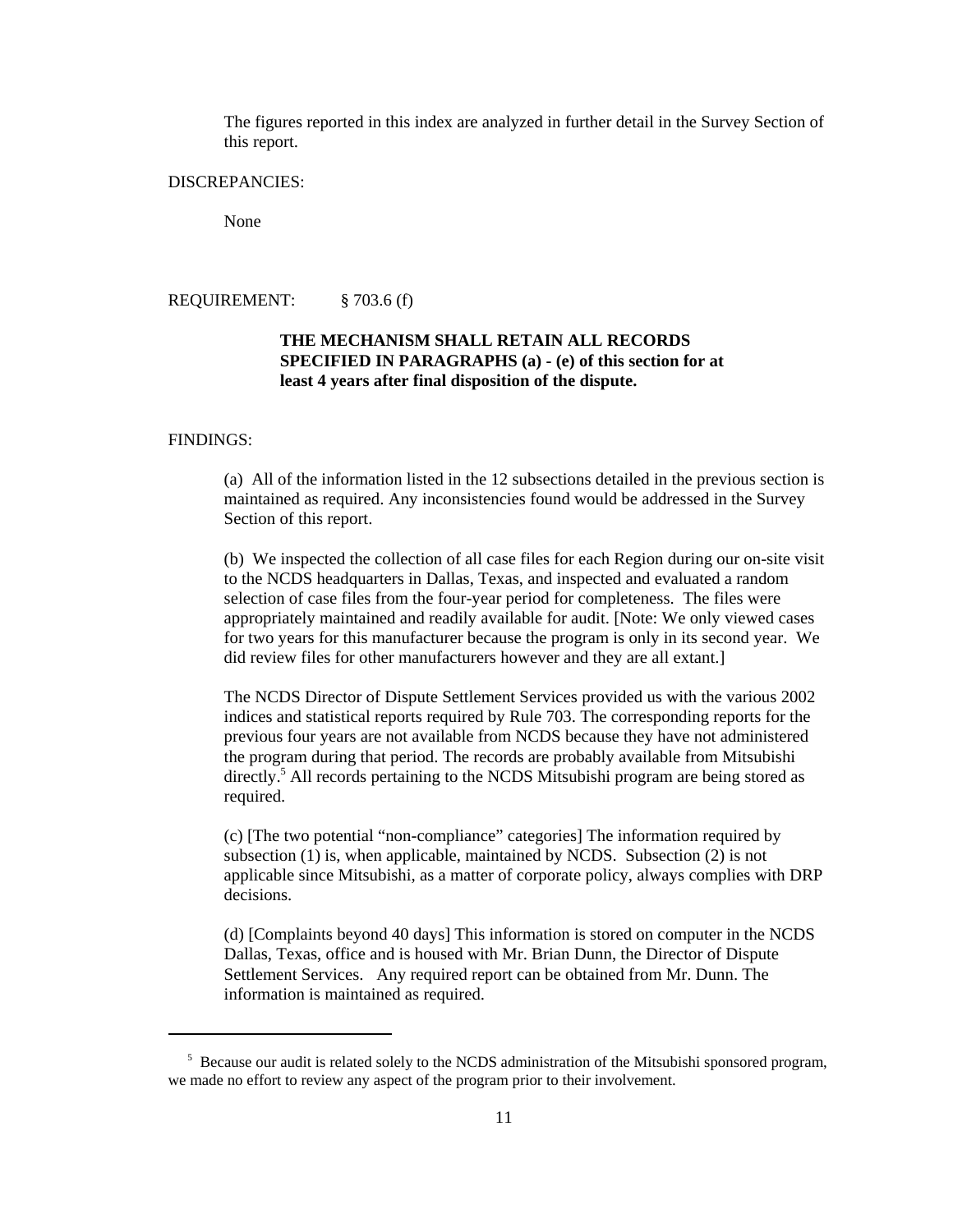The figures reported in this index are analyzed in further detail in the Survey Section of this report.

DISCREPANCIES:

None

REQUIREMENT: § 703.6 (f)

**THE MECHANISM SHALL RETAIN ALL RECORDS SPECIFIED IN PARAGRAPHS (a) - (e) of this section for at least 4 years after final disposition of the dispute.**

FINDINGS:

(a) All of the information listed in the 12 subsections detailed in the previous section is maintained as required. Any inconsistencies found would be addressed in the Survey Section of this report.

(b) We inspected the collection of all case files for each Region during our on-site visit to the NCDS headquarters in Dallas, Texas, and inspected and evaluated a random selection of case files from the four-year period for completeness. The files were appropriately maintained and readily available for audit. [Note: We only viewed cases for two years for this manufacturer because the program is only in its second year. We did review files for other manufacturers however and they are all extant.]

The NCDS Director of Dispute Settlement Services provided us with the various 2002 indices and statistical reports required by Rule 703. The corresponding reports for the previous four years are not available from NCDS because they have not administered the program during that period. The records are probably available from Mitsubishi directly.[5] All records pertaining to the NCDS Mitsubishi program are being stored as required.

(c) [The two potential "non-compliance" categories] The information required by subsection (1) is, when applicable, maintained by NCDS. Subsection (2) is not applicable since Mitsubishi, as a matter of corporate policy, always complies with DRP decisions.

(d) [Complaints beyond 40 days] This information is stored on computer in the NCDS Dallas, Texas, office and is housed with Mr. Brian Dunn, the Director of Dispute Settlement Services. Any required report can be obtained from Mr. Dunn. The information is maintained as required.

---

[5] Because our audit is related solely to the NCDS administration of the Mitsubishi sponsored program, we made no effort to review any aspect of the program prior to their involvement.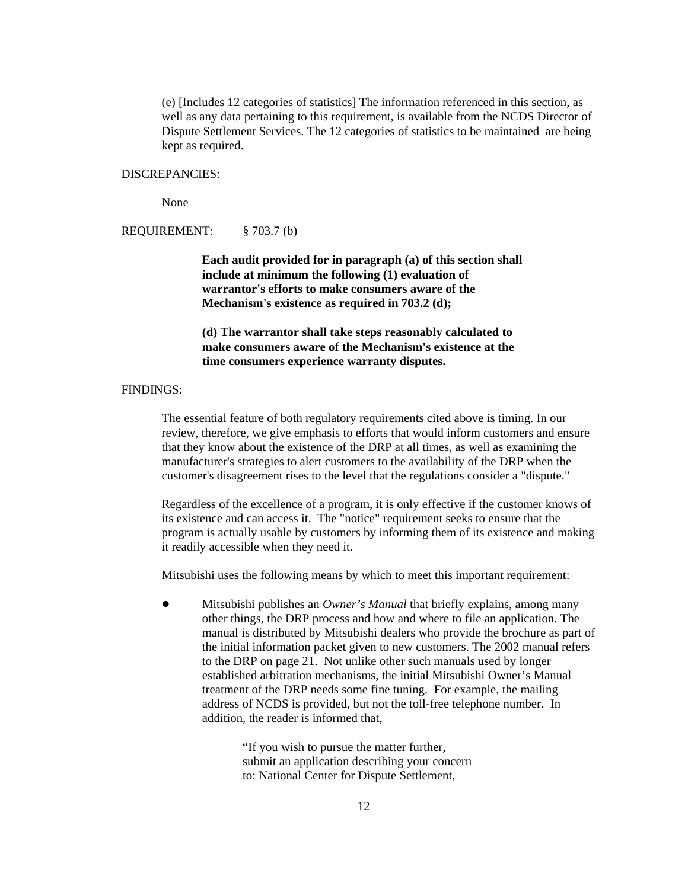(e) [Includes 12 categories of statistics] The information referenced in this section, as well as any data pertaining to this requirement, is available from the NCDS Director of Dispute Settlement Services. The 12 categories of statistics to be maintained are being kept as required.

DISCREPANCIES:

None

REQUIREMENT: § 703.7 (b)

**Each audit provided for in paragraph (a) of this section shall include at minimum the following (1) evaluation of warrantor's efforts to make consumers aware of the Mechanism's existence as required in 703.2 (d);**

**(d) The warrantor shall take steps reasonably calculated to make consumers aware of the Mechanism's existence at the time consumers experience warranty disputes.**

FINDINGS:

The essential feature of both regulatory requirements cited above is timing. In our review, therefore, we give emphasis to efforts that would inform customers and ensure that they know about the existence of the DRP at all times, as well as examining the manufacturer's strategies to alert customers to the availability of the DRP when the customer's disagreement rises to the level that the regulations consider a "dispute."

Regardless of the excellence of a program, it is only effective if the customer knows of its existence and can access it. The "notice" requirement seeks to ensure that the program is actually usable by customers by informing them of its existence and making it readily accessible when they need it.

Mitsubishi uses the following means by which to meet this important requirement:

- Mitsubishi publishes an *Owner's Manual* that briefly explains, among many other things, the DRP process and how and where to file an application. The manual is distributed by Mitsubishi dealers who provide the brochure as part of the initial information packet given to new customers. The 2002 manual refers to the DRP on page 21. Not unlike other such manuals used by longer established arbitration mechanisms, the initial Mitsubishi Owner's Manual treatment of the DRP needs some fine tuning. For example, the mailing address of NCDS is provided, but not the toll-free telephone number. In addition, the reader is informed that,

  > "If you wish to pursue the matter further, submit an application describing your concern to: National Center for Dispute Settlement,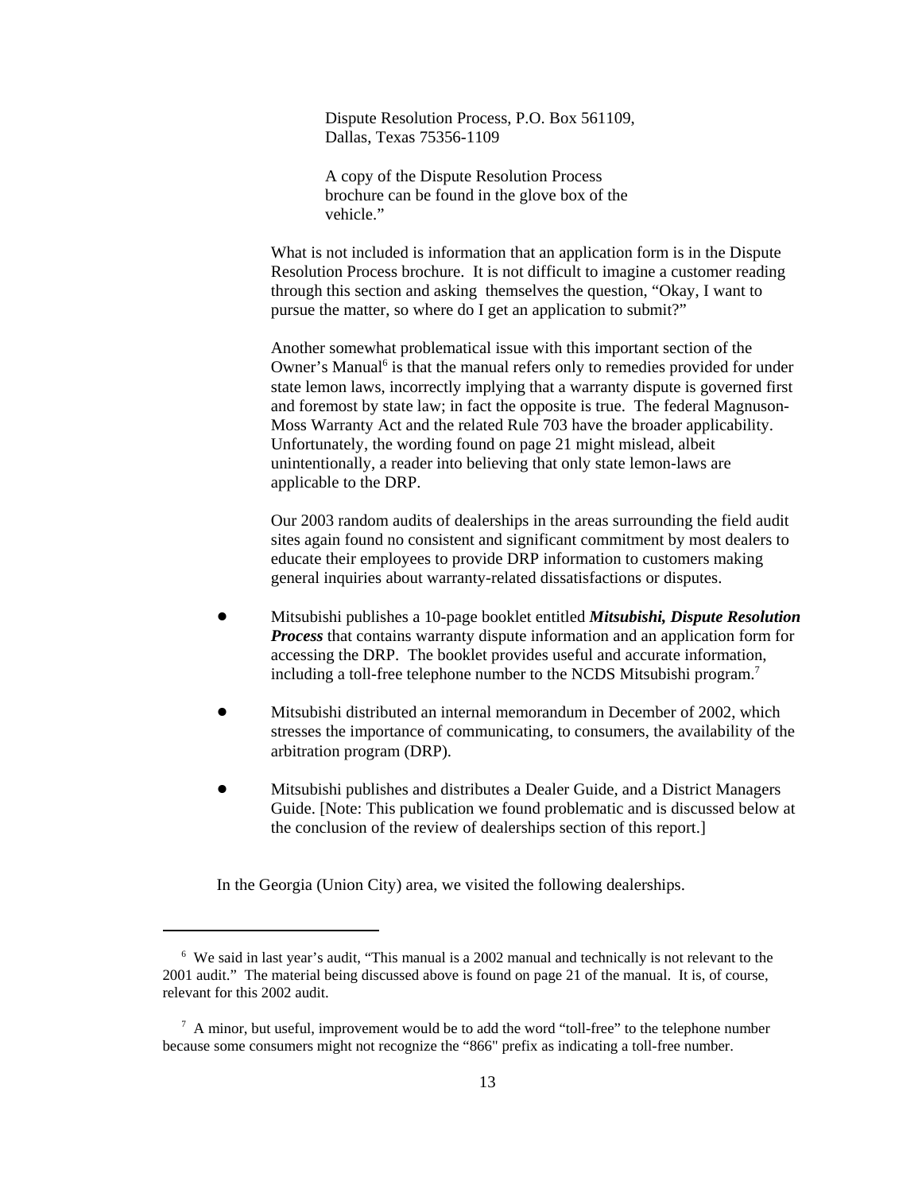> Dispute Resolution Process, P.O. Box 561109, Dallas, Texas 75356-1109
>
> A copy of the Dispute Resolution Process brochure can be found in the glove box of the vehicle."

What is not included is information that an application form is in the Dispute Resolution Process brochure. It is not difficult to imagine a customer reading through this section and asking themselves the question, "Okay, I want to pursue the matter, so where do I get an application to submit?"

Another somewhat problematical issue with this important section of the Owner's Manual[6] is that the manual refers only to remedies provided for under state lemon laws, incorrectly implying that a warranty dispute is governed first and foremost by state law; in fact the opposite is true. The federal Magnuson-Moss Warranty Act and the related Rule 703 have the broader applicability. Unfortunately, the wording found on page 21 might mislead, albeit unintentionally, a reader into believing that only state lemon-laws are applicable to the DRP.

Our 2003 random audits of dealerships in the areas surrounding the field audit sites again found no consistent and significant commitment by most dealers to educate their employees to provide DRP information to customers making general inquiries about warranty-related dissatisfactions or disputes.

- Mitsubishi publishes a 10-page booklet entitled ***Mitsubishi, Dispute Resolution Process*** that contains warranty dispute information and an application form for accessing the DRP. The booklet provides useful and accurate information, including a toll-free telephone number to the NCDS Mitsubishi program.[7]
- Mitsubishi distributed an internal memorandum in December of 2002, which stresses the importance of communicating, to consumers, the availability of the arbitration program (DRP).
- Mitsubishi publishes and distributes a Dealer Guide, and a District Managers Guide. [Note: This publication we found problematic and is discussed below at the conclusion of the review of dealerships section of this report.]

In the Georgia (Union City) area, we visited the following dealerships.

---

[6] We said in last year's audit, "This manual is a 2002 manual and technically is not relevant to the 2001 audit." The material being discussed above is found on page 21 of the manual. It is, of course, relevant for this 2002 audit.

[7] A minor, but useful, improvement would be to add the word "toll-free" to the telephone number because some consumers might not recognize the "866" prefix as indicating a toll-free number.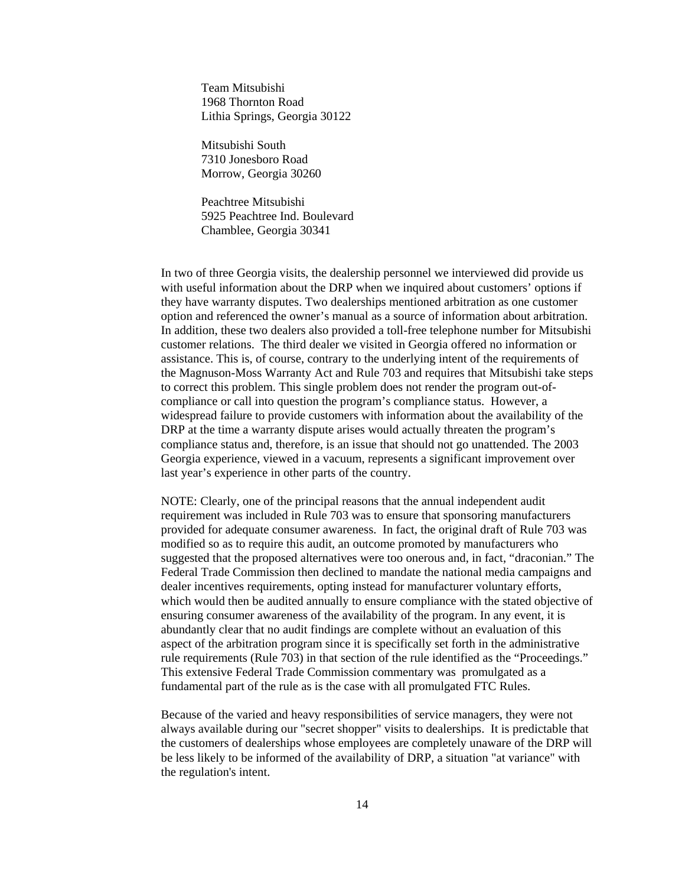Team Mitsubishi
1968 Thornton Road
Lithia Springs, Georgia 30122

Mitsubishi South
7310 Jonesboro Road
Morrow, Georgia 30260

Peachtree Mitsubishi
5925 Peachtree Ind. Boulevard
Chamblee, Georgia 30341

In two of three Georgia visits, the dealership personnel we interviewed did provide us with useful information about the DRP when we inquired about customers' options if they have warranty disputes. Two dealerships mentioned arbitration as one customer option and referenced the owner's manual as a source of information about arbitration. In addition, these two dealers also provided a toll-free telephone number for Mitsubishi customer relations. The third dealer we visited in Georgia offered no information or assistance. This is, of course, contrary to the underlying intent of the requirements of the Magnuson-Moss Warranty Act and Rule 703 and requires that Mitsubishi take steps to correct this problem. This single problem does not render the program out-of-compliance or call into question the program's compliance status. However, a widespread failure to provide customers with information about the availability of the DRP at the time a warranty dispute arises would actually threaten the program's compliance status and, therefore, is an issue that should not go unattended. The 2003 Georgia experience, viewed in a vacuum, represents a significant improvement over last year's experience in other parts of the country.

NOTE: Clearly, one of the principal reasons that the annual independent audit requirement was included in Rule 703 was to ensure that sponsoring manufacturers provided for adequate consumer awareness. In fact, the original draft of Rule 703 was modified so as to require this audit, an outcome promoted by manufacturers who suggested that the proposed alternatives were too onerous and, in fact, "draconian." The Federal Trade Commission then declined to mandate the national media campaigns and dealer incentives requirements, opting instead for manufacturer voluntary efforts, which would then be audited annually to ensure compliance with the stated objective of ensuring consumer awareness of the availability of the program. In any event, it is abundantly clear that no audit findings are complete without an evaluation of this aspect of the arbitration program since it is specifically set forth in the administrative rule requirements (Rule 703) in that section of the rule identified as the "Proceedings." This extensive Federal Trade Commission commentary was promulgated as a fundamental part of the rule as is the case with all promulgated FTC Rules.

Because of the varied and heavy responsibilities of service managers, they were not always available during our "secret shopper" visits to dealerships. It is predictable that the customers of dealerships whose employees are completely unaware of the DRP will be less likely to be informed of the availability of DRP, a situation "at variance" with the regulation's intent.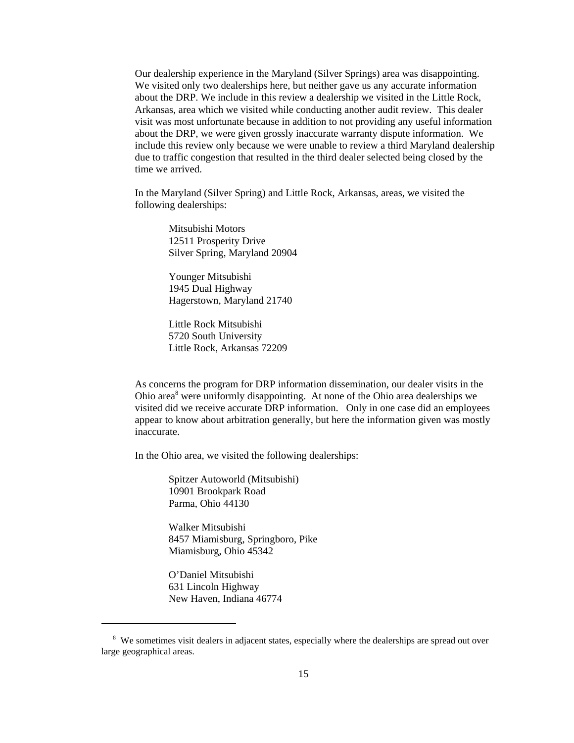Our dealership experience in the Maryland (Silver Springs) area was disappointing. We visited only two dealerships here, but neither gave us any accurate information about the DRP. We include in this review a dealership we visited in the Little Rock, Arkansas, area which we visited while conducting another audit review. This dealer visit was most unfortunate because in addition to not providing any useful information about the DRP, we were given grossly inaccurate warranty dispute information. We include this review only because we were unable to review a third Maryland dealership due to traffic congestion that resulted in the third dealer selected being closed by the time we arrived.

In the Maryland (Silver Spring) and Little Rock, Arkansas, areas, we visited the following dealerships:

Mitsubishi Motors
12511 Prosperity Drive
Silver Spring, Maryland 20904

Younger Mitsubishi
1945 Dual Highway
Hagerstown, Maryland 21740

Little Rock Mitsubishi
5720 South University
Little Rock, Arkansas 72209

As concerns the program for DRP information dissemination, our dealer visits in the Ohio area[8] were uniformly disappointing. At none of the Ohio area dealerships we visited did we receive accurate DRP information. Only in one case did an employees appear to know about arbitration generally, but here the information given was mostly inaccurate.

In the Ohio area, we visited the following dealerships:

Spitzer Autoworld (Mitsubishi)
10901 Brookpark Road
Parma, Ohio 44130

Walker Mitsubishi
8457 Miamisburg, Springboro, Pike
Miamisburg, Ohio 45342

O'Daniel Mitsubishi
631 Lincoln Highway
New Haven, Indiana 46774

[8] We sometimes visit dealers in adjacent states, especially where the dealerships are spread out over large geographical areas.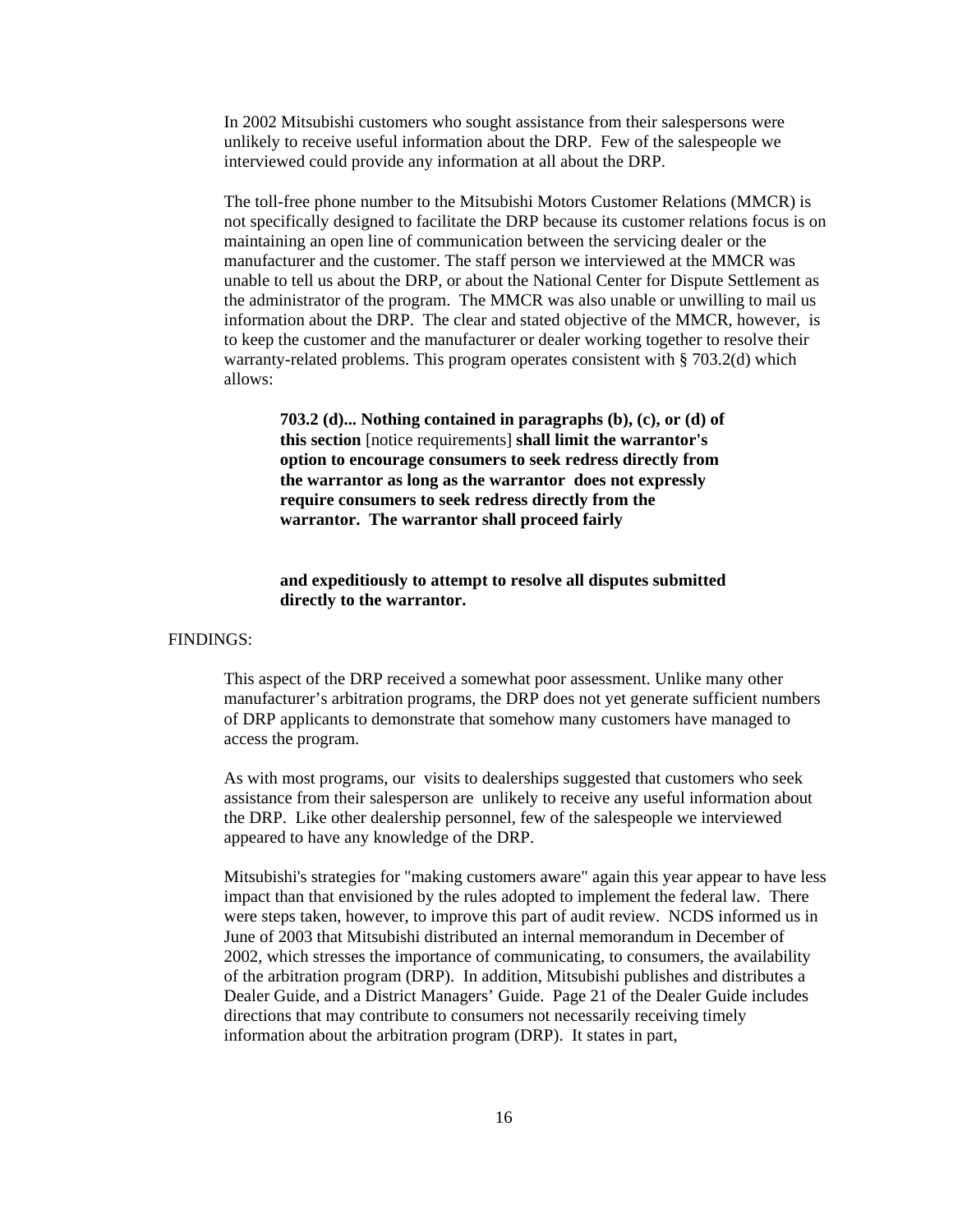In 2002 Mitsubishi customers who sought assistance from their salespersons were unlikely to receive useful information about the DRP. Few of the salespeople we interviewed could provide any information at all about the DRP.

The toll-free phone number to the Mitsubishi Motors Customer Relations (MMCR) is not specifically designed to facilitate the DRP because its customer relations focus is on maintaining an open line of communication between the servicing dealer or the manufacturer and the customer. The staff person we interviewed at the MMCR was unable to tell us about the DRP, or about the National Center for Dispute Settlement as the administrator of the program. The MMCR was also unable or unwilling to mail us information about the DRP. The clear and stated objective of the MMCR, however, is to keep the customer and the manufacturer or dealer working together to resolve their warranty-related problems. This program operates consistent with § 703.2(d) which allows:

> **703.2 (d)... Nothing contained in paragraphs (b), (c), or (d) of this section** [notice requirements] **shall limit the warrantor's option to encourage consumers to seek redress directly from the warrantor as long as the warrantor does not expressly require consumers to seek redress directly from the warrantor. The warrantor shall proceed fairly and expeditiously to attempt to resolve all disputes submitted directly to the warrantor.**

FINDINGS:

This aspect of the DRP received a somewhat poor assessment. Unlike many other manufacturer's arbitration programs, the DRP does not yet generate sufficient numbers of DRP applicants to demonstrate that somehow many customers have managed to access the program.

As with most programs, our visits to dealerships suggested that customers who seek assistance from their salesperson are unlikely to receive any useful information about the DRP. Like other dealership personnel, few of the salespeople we interviewed appeared to have any knowledge of the DRP.

Mitsubishi's strategies for "making customers aware" again this year appear to have less impact than that envisioned by the rules adopted to implement the federal law. There were steps taken, however, to improve this part of audit review. NCDS informed us in June of 2003 that Mitsubishi distributed an internal memorandum in December of 2002, which stresses the importance of communicating, to consumers, the availability of the arbitration program (DRP). In addition, Mitsubishi publishes and distributes a Dealer Guide, and a District Managers' Guide. Page 21 of the Dealer Guide includes directions that may contribute to consumers not necessarily receiving timely information about the arbitration program (DRP). It states in part,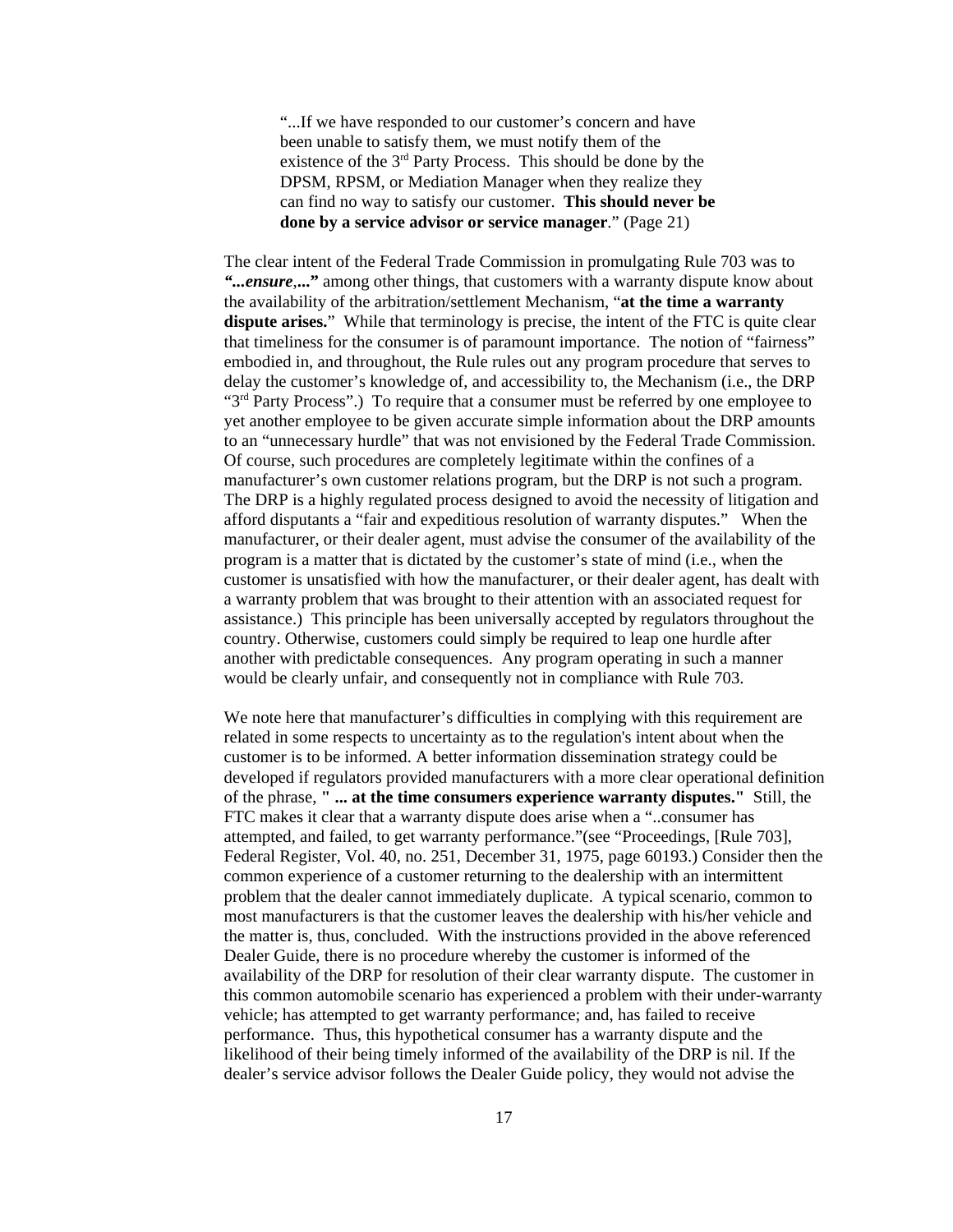> "...If we have responded to our customer's concern and have been unable to satisfy them, we must notify them of the existence of the 3rd Party Process. This should be done by the DPSM, RPSM, or Mediation Manager when they realize they can find no way to satisfy our customer. **This should never be done by a service advisor or service manager**." (Page 21)

The clear intent of the Federal Trade Commission in promulgating Rule 703 was to ***"...ensure,..."*** among other things, that customers with a warranty dispute know about the availability of the arbitration/settlement Mechanism, "**at the time a warranty dispute arises.**" While that terminology is precise, the intent of the FTC is quite clear that timeliness for the consumer is of paramount importance. The notion of "fairness" embodied in, and throughout, the Rule rules out any program procedure that serves to delay the customer's knowledge of, and accessibility to, the Mechanism (i.e., the DRP "3rd Party Process".) To require that a consumer must be referred by one employee to yet another employee to be given accurate simple information about the DRP amounts to an "unnecessary hurdle" that was not envisioned by the Federal Trade Commission. Of course, such procedures are completely legitimate within the confines of a manufacturer's own customer relations program, but the DRP is not such a program. The DRP is a highly regulated process designed to avoid the necessity of litigation and afford disputants a "fair and expeditious resolution of warranty disputes." When the manufacturer, or their dealer agent, must advise the consumer of the availability of the program is a matter that is dictated by the customer's state of mind (i.e., when the customer is unsatisfied with how the manufacturer, or their dealer agent, has dealt with a warranty problem that was brought to their attention with an associated request for assistance.) This principle has been universally accepted by regulators throughout the country. Otherwise, customers could simply be required to leap one hurdle after another with predictable consequences. Any program operating in such a manner would be clearly unfair, and consequently not in compliance with Rule 703.

We note here that manufacturer's difficulties in complying with this requirement are related in some respects to uncertainty as to the regulation's intent about when the customer is to be informed. A better information dissemination strategy could be developed if regulators provided manufacturers with a more clear operational definition of the phrase, **" ... at the time consumers experience warranty disputes."** Still, the FTC makes it clear that a warranty dispute does arise when a "..consumer has attempted, and failed, to get warranty performance."(see "Proceedings, [Rule 703], Federal Register, Vol. 40, no. 251, December 31, 1975, page 60193.) Consider then the common experience of a customer returning to the dealership with an intermittent problem that the dealer cannot immediately duplicate. A typical scenario, common to most manufacturers is that the customer leaves the dealership with his/her vehicle and the matter is, thus, concluded. With the instructions provided in the above referenced Dealer Guide, there is no procedure whereby the customer is informed of the availability of the DRP for resolution of their clear warranty dispute. The customer in this common automobile scenario has experienced a problem with their under-warranty vehicle; has attempted to get warranty performance; and, has failed to receive performance. Thus, this hypothetical consumer has a warranty dispute and the likelihood of their being timely informed of the availability of the DRP is nil. If the dealer's service advisor follows the Dealer Guide policy, they would not advise the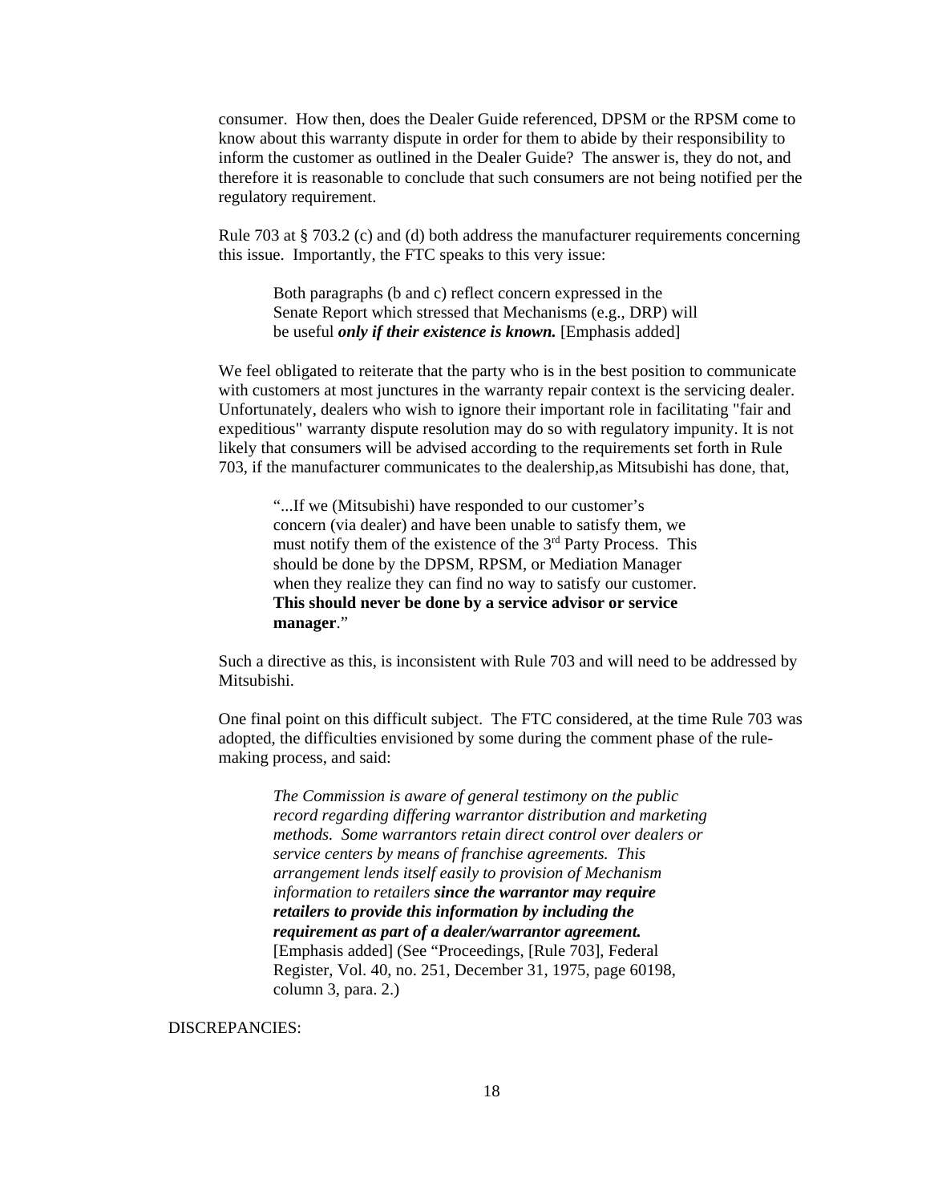consumer. How then, does the Dealer Guide referenced, DPSM or the RPSM come to know about this warranty dispute in order for them to abide by their responsibility to inform the customer as outlined in the Dealer Guide? The answer is, they do not, and therefore it is reasonable to conclude that such consumers are not being notified per the regulatory requirement.

Rule 703 at § 703.2 (c) and (d) both address the manufacturer requirements concerning this issue. Importantly, the FTC speaks to this very issue:

> Both paragraphs (b and c) reflect concern expressed in the Senate Report which stressed that Mechanisms (e.g., DRP) will be useful ***only if their existence is known.*** [Emphasis added]

We feel obligated to reiterate that the party who is in the best position to communicate with customers at most junctures in the warranty repair context is the servicing dealer. Unfortunately, dealers who wish to ignore their important role in facilitating "fair and expeditious" warranty dispute resolution may do so with regulatory impunity. It is not likely that consumers will be advised according to the requirements set forth in Rule 703, if the manufacturer communicates to the dealership,as Mitsubishi has done, that,

> "...If we (Mitsubishi) have responded to our customer's concern (via dealer) and have been unable to satisfy them, we must notify them of the existence of the 3rd Party Process. This should be done by the DPSM, RPSM, or Mediation Manager when they realize they can find no way to satisfy our customer. **This should never be done by a service advisor or service manager**."

Such a directive as this, is inconsistent with Rule 703 and will need to be addressed by Mitsubishi.

One final point on this difficult subject. The FTC considered, at the time Rule 703 was adopted, the difficulties envisioned by some during the comment phase of the rule-making process, and said:

> *The Commission is aware of general testimony on the public record regarding differing warrantor distribution and marketing methods. Some warrantors retain direct control over dealers or service centers by means of franchise agreements. This arrangement lends itself easily to provision of Mechanism information to retailers **since the warrantor may require retailers to provide this information by including the requirement as part of a dealer/warrantor agreement.*** [Emphasis added] (See "Proceedings, [Rule 703], Federal Register, Vol. 40, no. 251, December 31, 1975, page 60198, column 3, para. 2.)

DISCREPANCIES: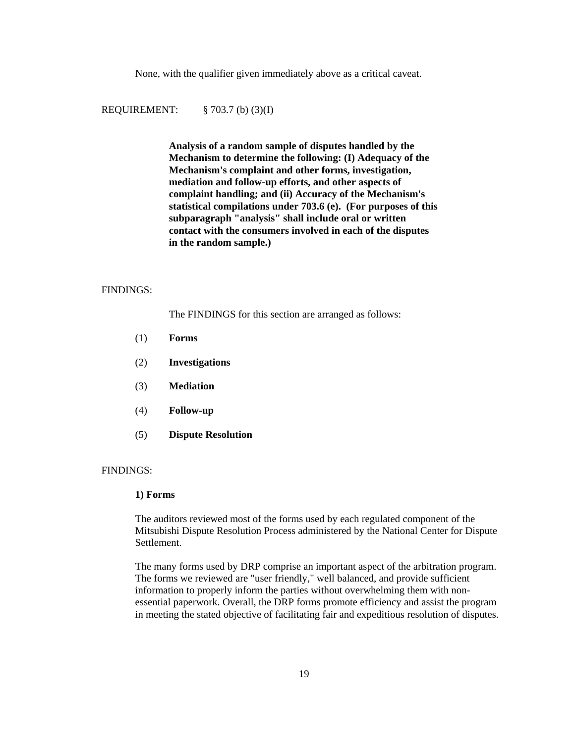None, with the qualifier given immediately above as a critical caveat.

REQUIREMENT: § 703.7 (b) (3)(I)

**Analysis of a random sample of disputes handled by the Mechanism to determine the following: (I) Adequacy of the Mechanism's complaint and other forms, investigation, mediation and follow-up efforts, and other aspects of complaint handling; and (ii) Accuracy of the Mechanism's statistical compilations under 703.6 (e). (For purposes of this subparagraph "analysis" shall include oral or written contact with the consumers involved in each of the disputes in the random sample.)**

FINDINGS:

The FINDINGS for this section are arranged as follows:

(1) **Forms**

(2) **Investigations**

(3) **Mediation**

(4) **Follow-up**

(5) **Dispute Resolution**

FINDINGS:

**1) Forms**

The auditors reviewed most of the forms used by each regulated component of the Mitsubishi Dispute Resolution Process administered by the National Center for Dispute Settlement.

The many forms used by DRP comprise an important aspect of the arbitration program. The forms we reviewed are "user friendly," well balanced, and provide sufficient information to properly inform the parties without overwhelming them with non-essential paperwork. Overall, the DRP forms promote efficiency and assist the program in meeting the stated objective of facilitating fair and expeditious resolution of disputes.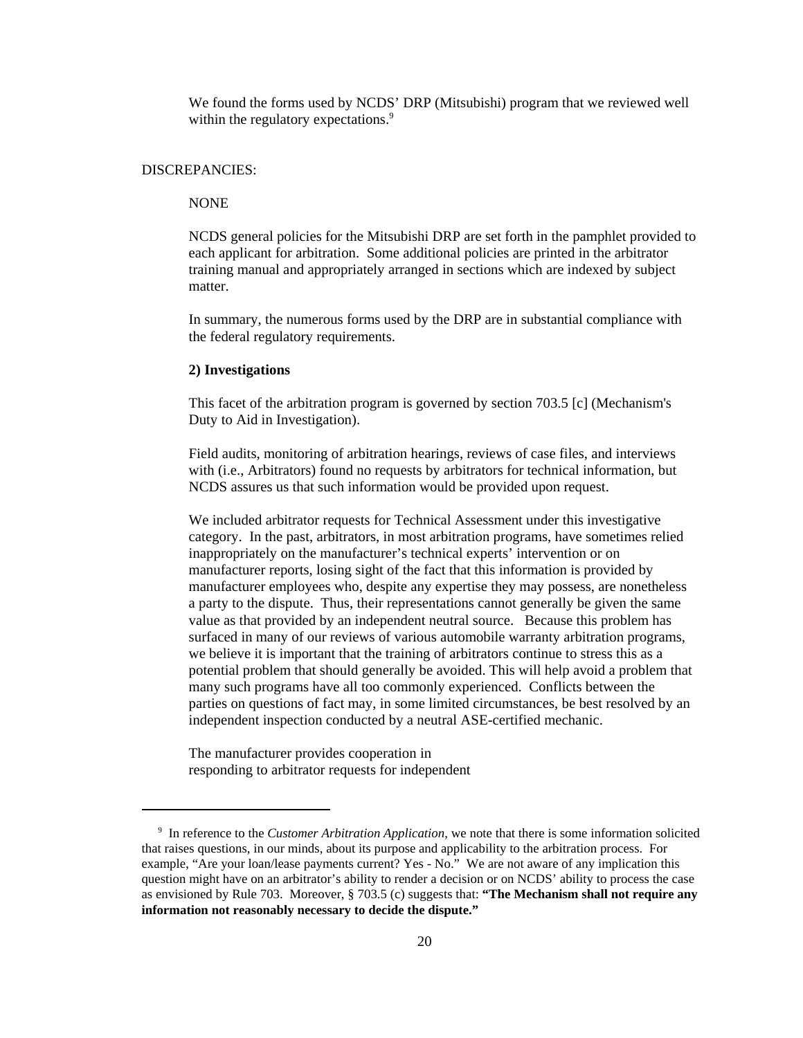We found the forms used by NCDS' DRP (Mitsubishi) program that we reviewed well within the regulatory expectations.[9]

DISCREPANCIES:

NONE

NCDS general policies for the Mitsubishi DRP are set forth in the pamphlet provided to each applicant for arbitration. Some additional policies are printed in the arbitrator training manual and appropriately arranged in sections which are indexed by subject matter.

In summary, the numerous forms used by the DRP are in substantial compliance with the federal regulatory requirements.

**2) Investigations**

This facet of the arbitration program is governed by section 703.5 [c] (Mechanism's Duty to Aid in Investigation).

Field audits, monitoring of arbitration hearings, reviews of case files, and interviews with (i.e., Arbitrators) found no requests by arbitrators for technical information, but NCDS assures us that such information would be provided upon request.

We included arbitrator requests for Technical Assessment under this investigative category. In the past, arbitrators, in most arbitration programs, have sometimes relied inappropriately on the manufacturer's technical experts' intervention or on manufacturer reports, losing sight of the fact that this information is provided by manufacturer employees who, despite any expertise they may possess, are nonetheless a party to the dispute. Thus, their representations cannot generally be given the same value as that provided by an independent neutral source. Because this problem has surfaced in many of our reviews of various automobile warranty arbitration programs, we believe it is important that the training of arbitrators continue to stress this as a potential problem that should generally be avoided. This will help avoid a problem that many such programs have all too commonly experienced. Conflicts between the parties on questions of fact may, in some limited circumstances, be best resolved by an independent inspection conducted by a neutral ASE-certified mechanic.

The manufacturer provides cooperation in responding to arbitrator requests for independent

---

[9] In reference to the *Customer Arbitration Application,* we note that there is some information solicited that raises questions, in our minds, about its purpose and applicability to the arbitration process. For example, "Are your loan/lease payments current? Yes - No." We are not aware of any implication this question might have on an arbitrator's ability to render a decision or on NCDS' ability to process the case as envisioned by Rule 703. Moreover, § 703.5 (c) suggests that: **"The Mechanism shall not require any information not reasonably necessary to decide the dispute."**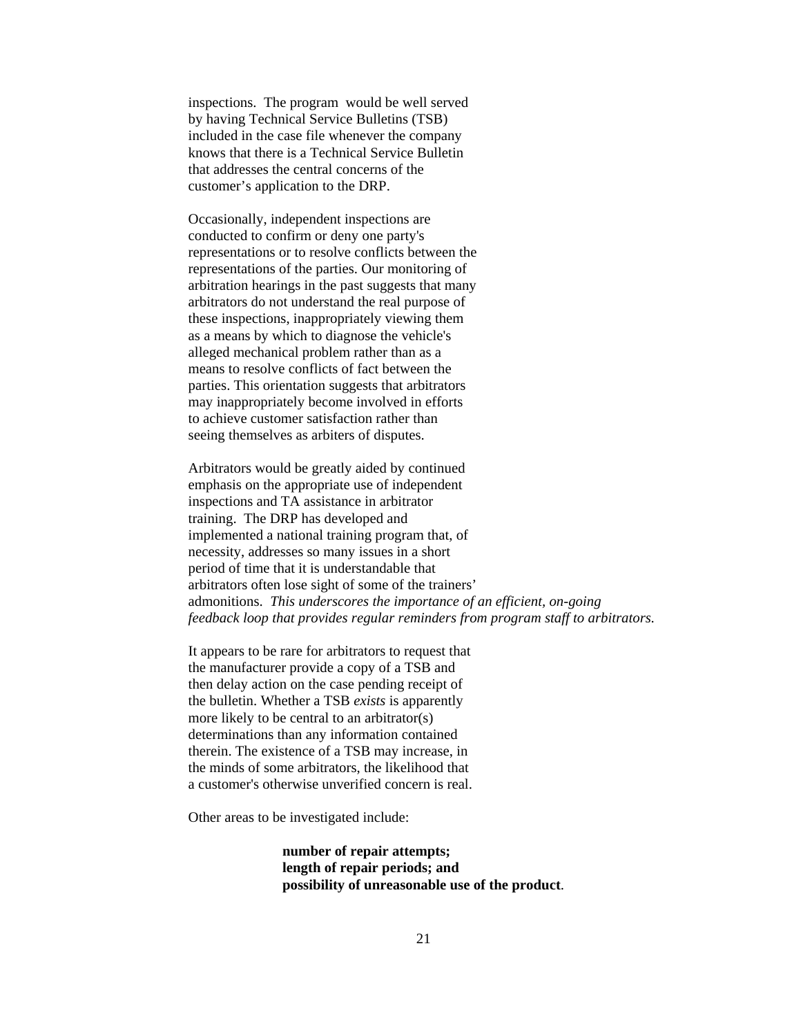inspections. The program would be well served by having Technical Service Bulletins (TSB) included in the case file whenever the company knows that there is a Technical Service Bulletin that addresses the central concerns of the customer's application to the DRP.

Occasionally, independent inspections are conducted to confirm or deny one party's representations or to resolve conflicts between the representations of the parties. Our monitoring of arbitration hearings in the past suggests that many arbitrators do not understand the real purpose of these inspections, inappropriately viewing them as a means by which to diagnose the vehicle's alleged mechanical problem rather than as a means to resolve conflicts of fact between the parties. This orientation suggests that arbitrators may inappropriately become involved in efforts to achieve customer satisfaction rather than seeing themselves as arbiters of disputes.

Arbitrators would be greatly aided by continued emphasis on the appropriate use of independent inspections and TA assistance in arbitrator training. The DRP has developed and implemented a national training program that, of necessity, addresses so many issues in a short period of time that it is understandable that arbitrators often lose sight of some of the trainers' admonitions. *This underscores the importance of an efficient, on-going feedback loop that provides regular reminders from program staff to arbitrators.*

It appears to be rare for arbitrators to request that the manufacturer provide a copy of a TSB and then delay action on the case pending receipt of the bulletin. Whether a TSB *exists* is apparently more likely to be central to an arbitrator(s) determinations than any information contained therein. The existence of a TSB may increase, in the minds of some arbitrators, the likelihood that a customer's otherwise unverified concern is real.

Other areas to be investigated include:

> **number of repair attempts;**
> **length of repair periods; and**
> **possibility of unreasonable use of the product**.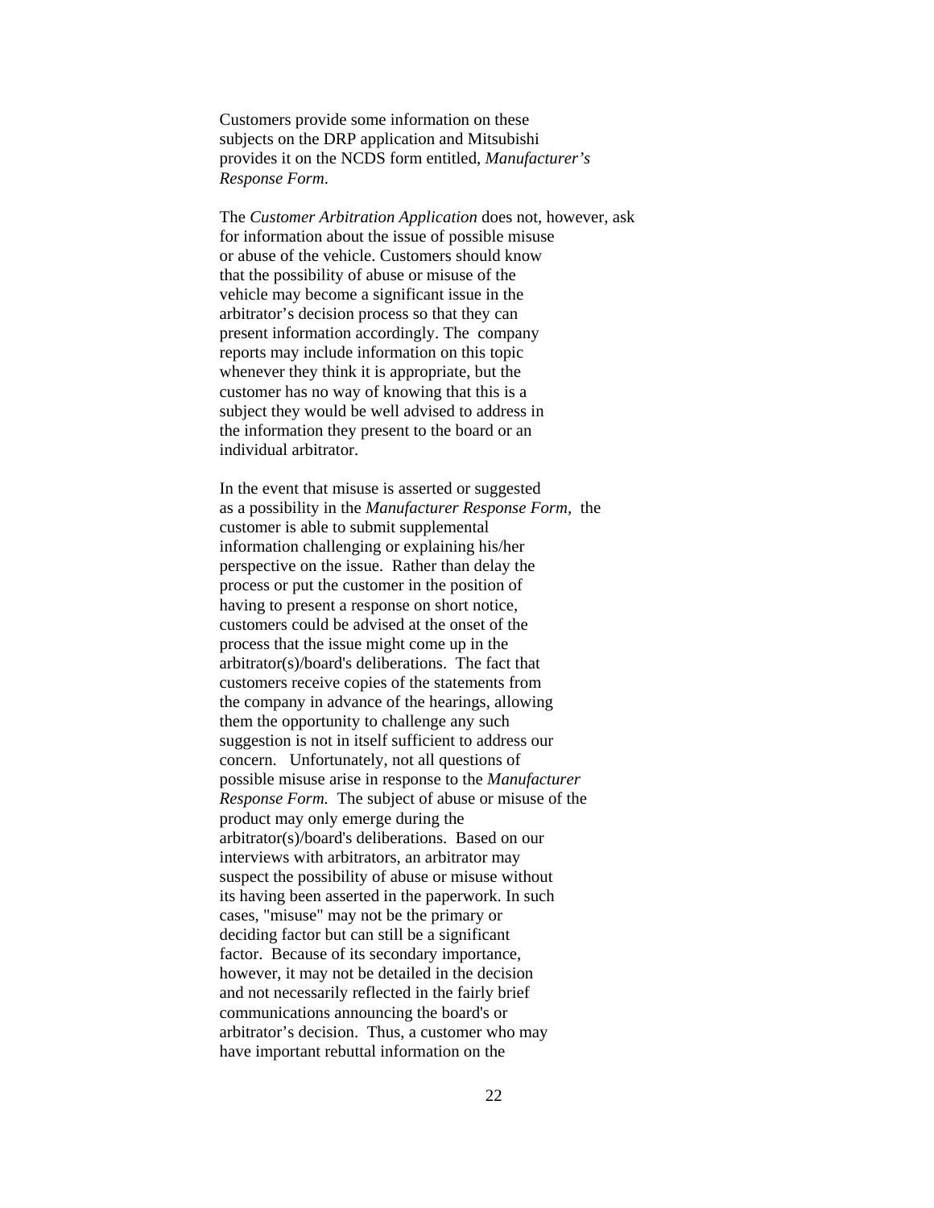Customers provide some information on these subjects on the DRP application and Mitsubishi provides it on the NCDS form entitled, *Manufacturer's Response Form*.

The *Customer Arbitration Application* does not, however, ask for information about the issue of possible misuse or abuse of the vehicle. Customers should know that the possibility of abuse or misuse of the vehicle may become a significant issue in the arbitrator's decision process so that they can present information accordingly. The company reports may include information on this topic whenever they think it is appropriate, but the customer has no way of knowing that this is a subject they would be well advised to address in the information they present to the board or an individual arbitrator.

In the event that misuse is asserted or suggested as a possibility in the *Manufacturer Response Form,* the customer is able to submit supplemental information challenging or explaining his/her perspective on the issue. Rather than delay the process or put the customer in the position of having to present a response on short notice, customers could be advised at the onset of the process that the issue might come up in the arbitrator(s)/board's deliberations. The fact that customers receive copies of the statements from the company in advance of the hearings, allowing them the opportunity to challenge any such suggestion is not in itself sufficient to address our concern. Unfortunately, not all questions of possible misuse arise in response to the *Manufacturer Response Form.* The subject of abuse or misuse of the product may only emerge during the arbitrator(s)/board's deliberations. Based on our interviews with arbitrators, an arbitrator may suspect the possibility of abuse or misuse without its having been asserted in the paperwork. In such cases, "misuse" may not be the primary or deciding factor but can still be a significant factor. Because of its secondary importance, however, it may not be detailed in the decision and not necessarily reflected in the fairly brief communications announcing the board's or arbitrator's decision. Thus, a customer who may have important rebuttal information on the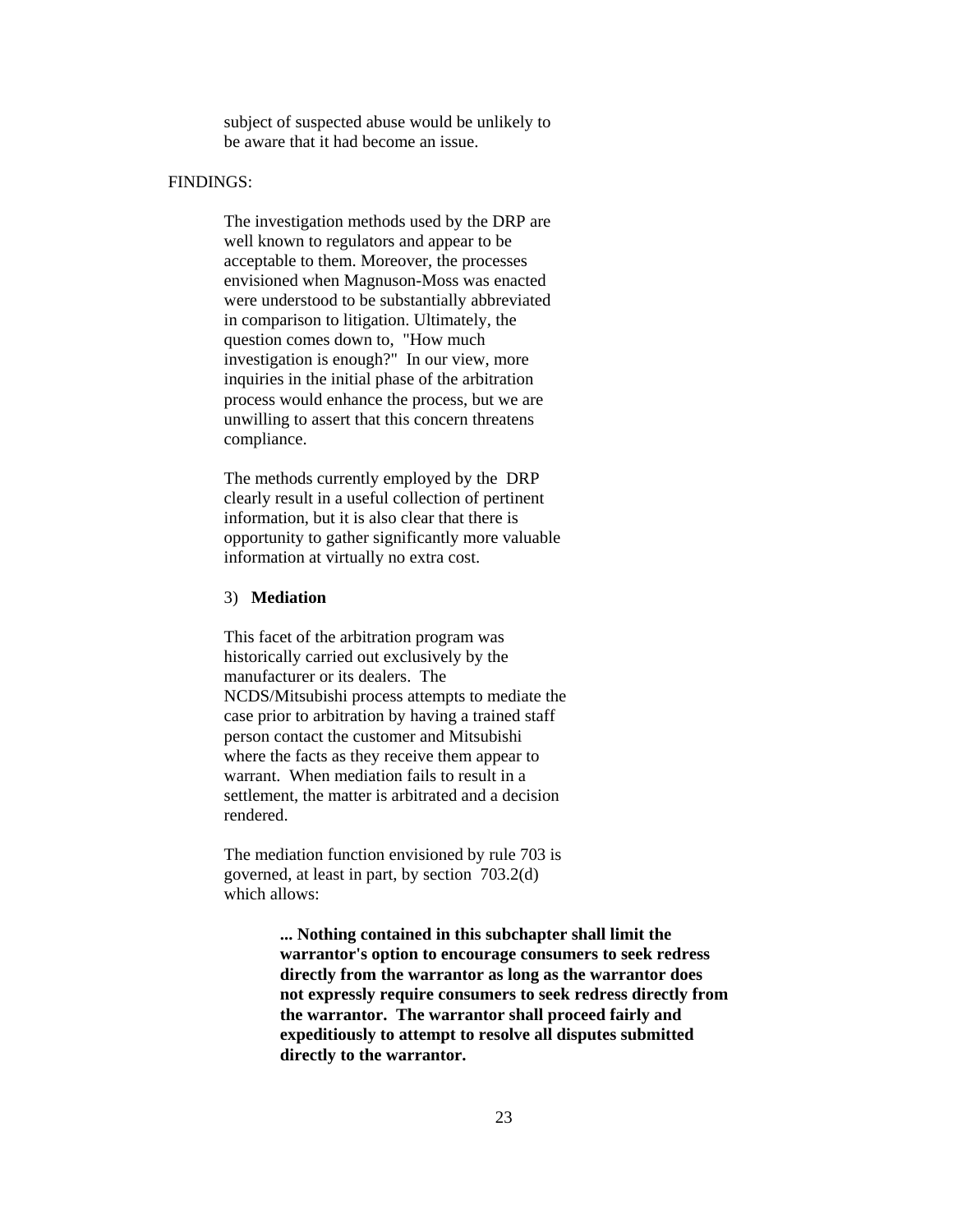subject of suspected abuse would be unlikely to be aware that it had become an issue.

FINDINGS:

The investigation methods used by the DRP are well known to regulators and appear to be acceptable to them. Moreover, the processes envisioned when Magnuson-Moss was enacted were understood to be substantially abbreviated in comparison to litigation. Ultimately, the question comes down to, "How much investigation is enough?" In our view, more inquiries in the initial phase of the arbitration process would enhance the process, but we are unwilling to assert that this concern threatens compliance.

The methods currently employed by the DRP clearly result in a useful collection of pertinent information, but it is also clear that there is opportunity to gather significantly more valuable information at virtually no extra cost.

3) **Mediation**

This facet of the arbitration program was historically carried out exclusively by the manufacturer or its dealers. The NCDS/Mitsubishi process attempts to mediate the case prior to arbitration by having a trained staff person contact the customer and Mitsubishi where the facts as they receive them appear to warrant. When mediation fails to result in a settlement, the matter is arbitrated and a decision rendered.

The mediation function envisioned by rule 703 is governed, at least in part, by section 703.2(d) which allows:

> **... Nothing contained in this subchapter shall limit the warrantor's option to encourage consumers to seek redress directly from the warrantor as long as the warrantor does not expressly require consumers to seek redress directly from the warrantor. The warrantor shall proceed fairly and expeditiously to attempt to resolve all disputes submitted directly to the warrantor.**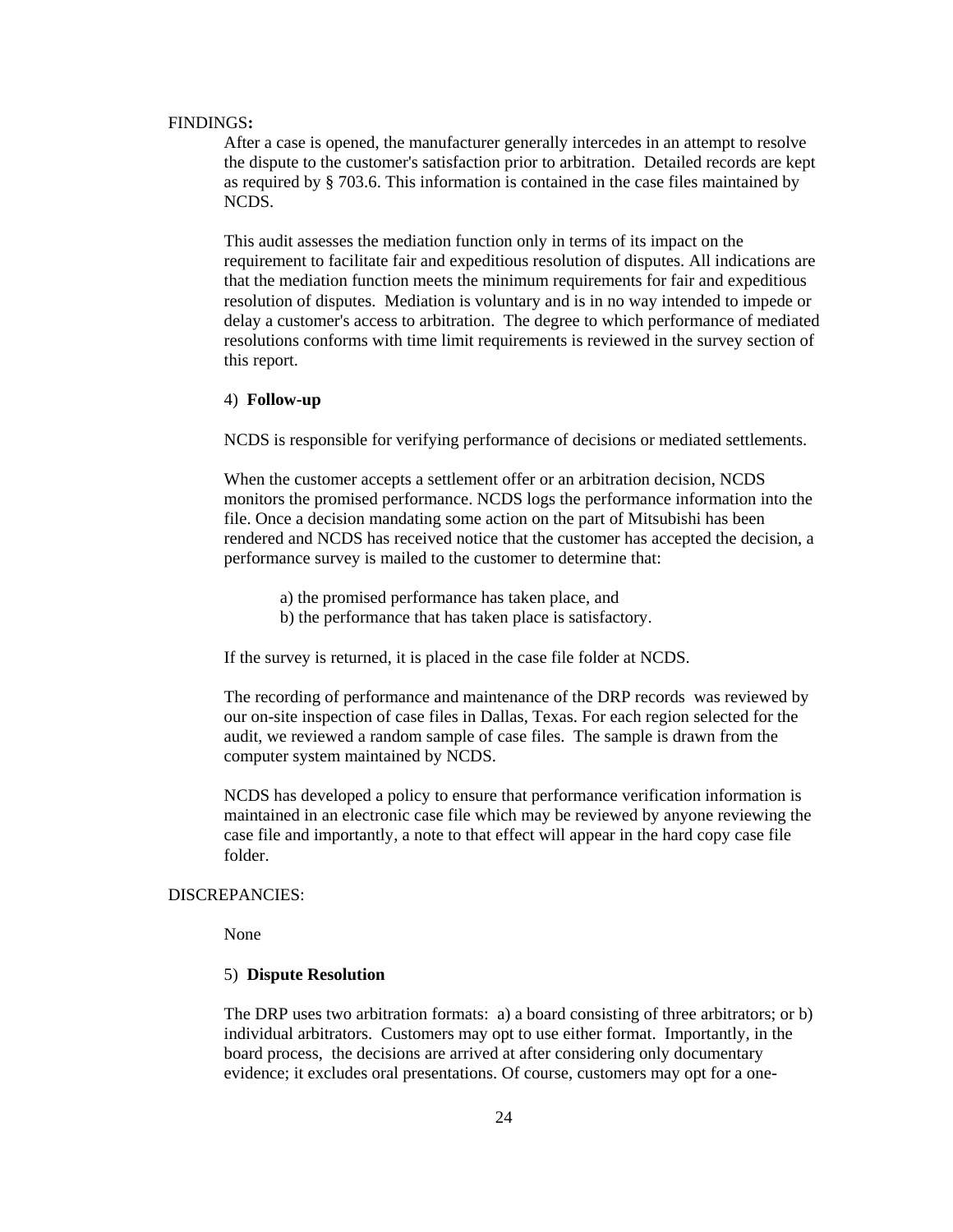FINDINGS**:**

After a case is opened, the manufacturer generally intercedes in an attempt to resolve the dispute to the customer's satisfaction prior to arbitration. Detailed records are kept as required by § 703.6. This information is contained in the case files maintained by NCDS.

This audit assesses the mediation function only in terms of its impact on the requirement to facilitate fair and expeditious resolution of disputes. All indications are that the mediation function meets the minimum requirements for fair and expeditious resolution of disputes. Mediation is voluntary and is in no way intended to impede or delay a customer's access to arbitration. The degree to which performance of mediated resolutions conforms with time limit requirements is reviewed in the survey section of this report.

4) **Follow-up**

NCDS is responsible for verifying performance of decisions or mediated settlements.

When the customer accepts a settlement offer or an arbitration decision, NCDS monitors the promised performance. NCDS logs the performance information into the file. Once a decision mandating some action on the part of Mitsubishi has been rendered and NCDS has received notice that the customer has accepted the decision, a performance survey is mailed to the customer to determine that:

a) the promised performance has taken place, and
b) the performance that has taken place is satisfactory.

If the survey is returned, it is placed in the case file folder at NCDS.

The recording of performance and maintenance of the DRP records was reviewed by our on-site inspection of case files in Dallas, Texas. For each region selected for the audit, we reviewed a random sample of case files. The sample is drawn from the computer system maintained by NCDS.

NCDS has developed a policy to ensure that performance verification information is maintained in an electronic case file which may be reviewed by anyone reviewing the case file and importantly, a note to that effect will appear in the hard copy case file folder.

DISCREPANCIES:

None

5) **Dispute Resolution**

The DRP uses two arbitration formats: a) a board consisting of three arbitrators; or b) individual arbitrators. Customers may opt to use either format. Importantly, in the board process, the decisions are arrived at after considering only documentary evidence; it excludes oral presentations. Of course, customers may opt for a one-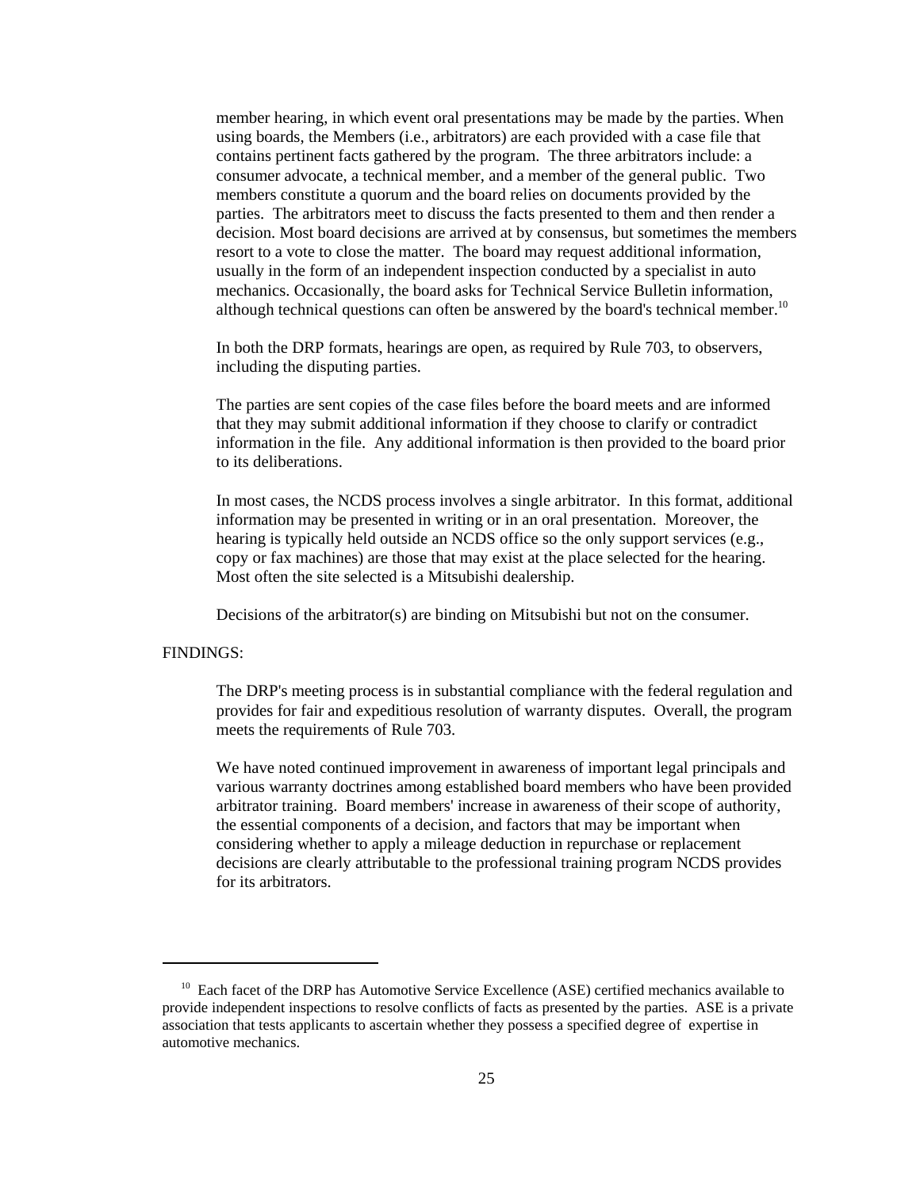member hearing, in which event oral presentations may be made by the parties. When using boards, the Members (i.e., arbitrators) are each provided with a case file that contains pertinent facts gathered by the program. The three arbitrators include: a consumer advocate, a technical member, and a member of the general public. Two members constitute a quorum and the board relies on documents provided by the parties. The arbitrators meet to discuss the facts presented to them and then render a decision. Most board decisions are arrived at by consensus, but sometimes the members resort to a vote to close the matter. The board may request additional information, usually in the form of an independent inspection conducted by a specialist in auto mechanics. Occasionally, the board asks for Technical Service Bulletin information, although technical questions can often be answered by the board's technical member.[10]

In both the DRP formats, hearings are open, as required by Rule 703, to observers, including the disputing parties.

The parties are sent copies of the case files before the board meets and are informed that they may submit additional information if they choose to clarify or contradict information in the file. Any additional information is then provided to the board prior to its deliberations.

In most cases, the NCDS process involves a single arbitrator. In this format, additional information may be presented in writing or in an oral presentation. Moreover, the hearing is typically held outside an NCDS office so the only support services (e.g., copy or fax machines) are those that may exist at the place selected for the hearing. Most often the site selected is a Mitsubishi dealership.

Decisions of the arbitrator(s) are binding on Mitsubishi but not on the consumer.

FINDINGS:

The DRP's meeting process is in substantial compliance with the federal regulation and provides for fair and expeditious resolution of warranty disputes. Overall, the program meets the requirements of Rule 703.

We have noted continued improvement in awareness of important legal principals and various warranty doctrines among established board members who have been provided arbitrator training. Board members' increase in awareness of their scope of authority, the essential components of a decision, and factors that may be important when considering whether to apply a mileage deduction in repurchase or replacement decisions are clearly attributable to the professional training program NCDS provides for its arbitrators.

---

[10] Each facet of the DRP has Automotive Service Excellence (ASE) certified mechanics available to provide independent inspections to resolve conflicts of facts as presented by the parties. ASE is a private association that tests applicants to ascertain whether they possess a specified degree of expertise in automotive mechanics.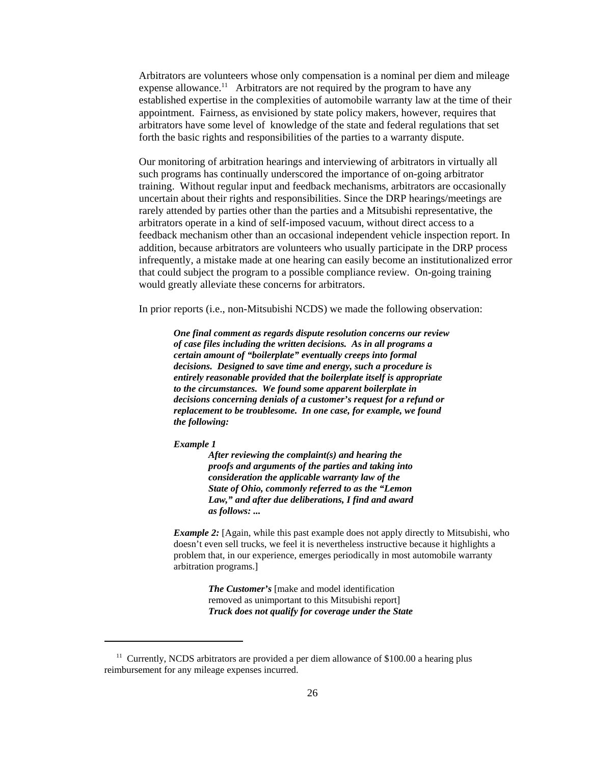Arbitrators are volunteers whose only compensation is a nominal per diem and mileage expense allowance.[11] Arbitrators are not required by the program to have any established expertise in the complexities of automobile warranty law at the time of their appointment. Fairness, as envisioned by state policy makers, however, requires that arbitrators have some level of knowledge of the state and federal regulations that set forth the basic rights and responsibilities of the parties to a warranty dispute.

Our monitoring of arbitration hearings and interviewing of arbitrators in virtually all such programs has continually underscored the importance of on-going arbitrator training. Without regular input and feedback mechanisms, arbitrators are occasionally uncertain about their rights and responsibilities. Since the DRP hearings/meetings are rarely attended by parties other than the parties and a Mitsubishi representative, the arbitrators operate in a kind of self-imposed vacuum, without direct access to a feedback mechanism other than an occasional independent vehicle inspection report. In addition, because arbitrators are volunteers who usually participate in the DRP process infrequently, a mistake made at one hearing can easily become an institutionalized error that could subject the program to a possible compliance review. On-going training would greatly alleviate these concerns for arbitrators.

In prior reports (i.e., non-Mitsubishi NCDS) we made the following observation:

> ***One final comment as regards dispute resolution concerns our review of case files including the written decisions. As in all programs a certain amount of "boilerplate" eventually creeps into formal decisions. Designed to save time and energy, such a procedure is entirely reasonable provided that the boilerplate itself is appropriate to the circumstances. We found some apparent boilerplate in decisions concerning denials of a customer's request for a refund or replacement to be troublesome. In one case, for example, we found the following:***
>
> ***Example 1***
>
> > ***After reviewing the complaint(s) and hearing the proofs and arguments of the parties and taking into consideration the applicable warranty law of the State of Ohio, commonly referred to as the "Lemon Law," and after due deliberations, I find and award as follows: ...***
>
> ***Example 2:*** [Again, while this past example does not apply directly to Mitsubishi, who doesn't even sell trucks, we feel it is nevertheless instructive because it highlights a problem that, in our experience, emerges periodically in most automobile warranty arbitration programs.]
>
> > ***The Customer's*** [make and model identification removed as unimportant to this Mitsubishi report] ***Truck does not qualify for coverage under the State***

[11] Currently, NCDS arbitrators are provided a per diem allowance of $100.00 a hearing plus reimbursement for any mileage expenses incurred.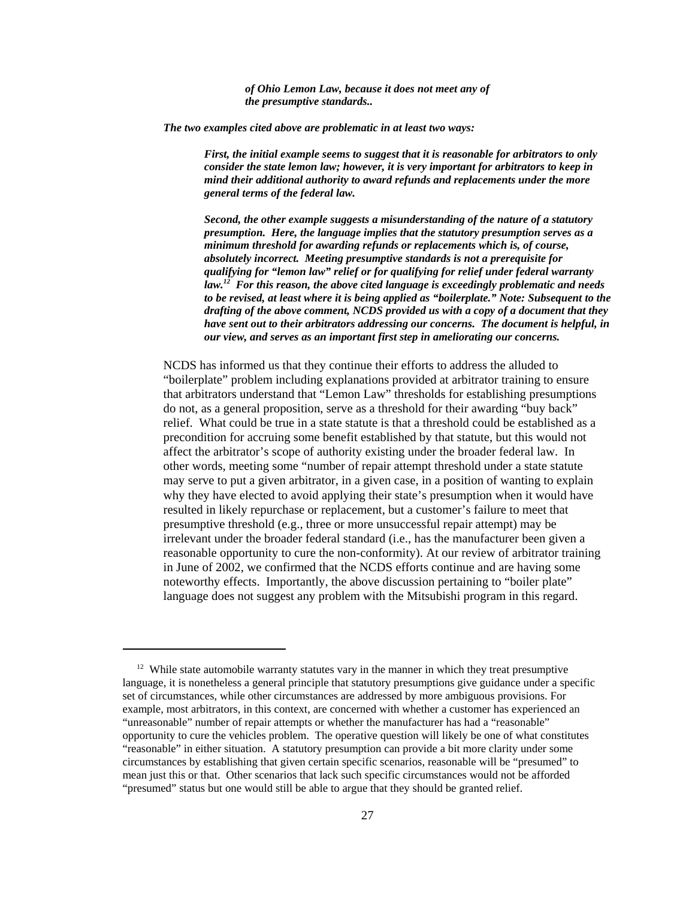***of Ohio Lemon Law, because it does not meet any of the presumptive standards..***

***The two examples cited above are problematic in at least two ways:***

> ***First, the initial example seems to suggest that it is reasonable for arbitrators to only consider the state lemon law; however, it is very important for arbitrators to keep in mind their additional authority to award refunds and replacements under the more general terms of the federal law.***
>
> ***Second, the other example suggests a misunderstanding of the nature of a statutory presumption. Here, the language implies that the statutory presumption serves as a minimum threshold for awarding refunds or replacements which is, of course, absolutely incorrect. Meeting presumptive standards is not a prerequisite for qualifying for "lemon law" relief or for qualifying for relief under federal warranty law.[12] For this reason, the above cited language is exceedingly problematic and needs to be revised, at least where it is being applied as "boilerplate." Note: Subsequent to the drafting of the above comment, NCDS provided us with a copy of a document that they have sent out to their arbitrators addressing our concerns. The document is helpful, in our view, and serves as an important first step in ameliorating our concerns.***

NCDS has informed us that they continue their efforts to address the alluded to "boilerplate" problem including explanations provided at arbitrator training to ensure that arbitrators understand that "Lemon Law" thresholds for establishing presumptions do not, as a general proposition, serve as a threshold for their awarding "buy back" relief. What could be true in a state statute is that a threshold could be established as a precondition for accruing some benefit established by that statute, but this would not affect the arbitrator's scope of authority existing under the broader federal law. In other words, meeting some "number of repair attempt threshold under a state statute may serve to put a given arbitrator, in a given case, in a position of wanting to explain why they have elected to avoid applying their state's presumption when it would have resulted in likely repurchase or replacement, but a customer's failure to meet that presumptive threshold (e.g., three or more unsuccessful repair attempt) may be irrelevant under the broader federal standard (i.e., has the manufacturer been given a reasonable opportunity to cure the non-conformity). At our review of arbitrator training in June of 2002, we confirmed that the NCDS efforts continue and are having some noteworthy effects. Importantly, the above discussion pertaining to "boiler plate" language does not suggest any problem with the Mitsubishi program in this regard.

---

[12] While state automobile warranty statutes vary in the manner in which they treat presumptive language, it is nonetheless a general principle that statutory presumptions give guidance under a specific set of circumstances, while other circumstances are addressed by more ambiguous provisions. For example, most arbitrators, in this context, are concerned with whether a customer has experienced an "unreasonable" number of repair attempts or whether the manufacturer has had a "reasonable" opportunity to cure the vehicles problem. The operative question will likely be one of what constitutes "reasonable" in either situation. A statutory presumption can provide a bit more clarity under some circumstances by establishing that given certain specific scenarios, reasonable will be "presumed" to mean just this or that. Other scenarios that lack such specific circumstances would not be afforded "presumed" status but one would still be able to argue that they should be granted relief.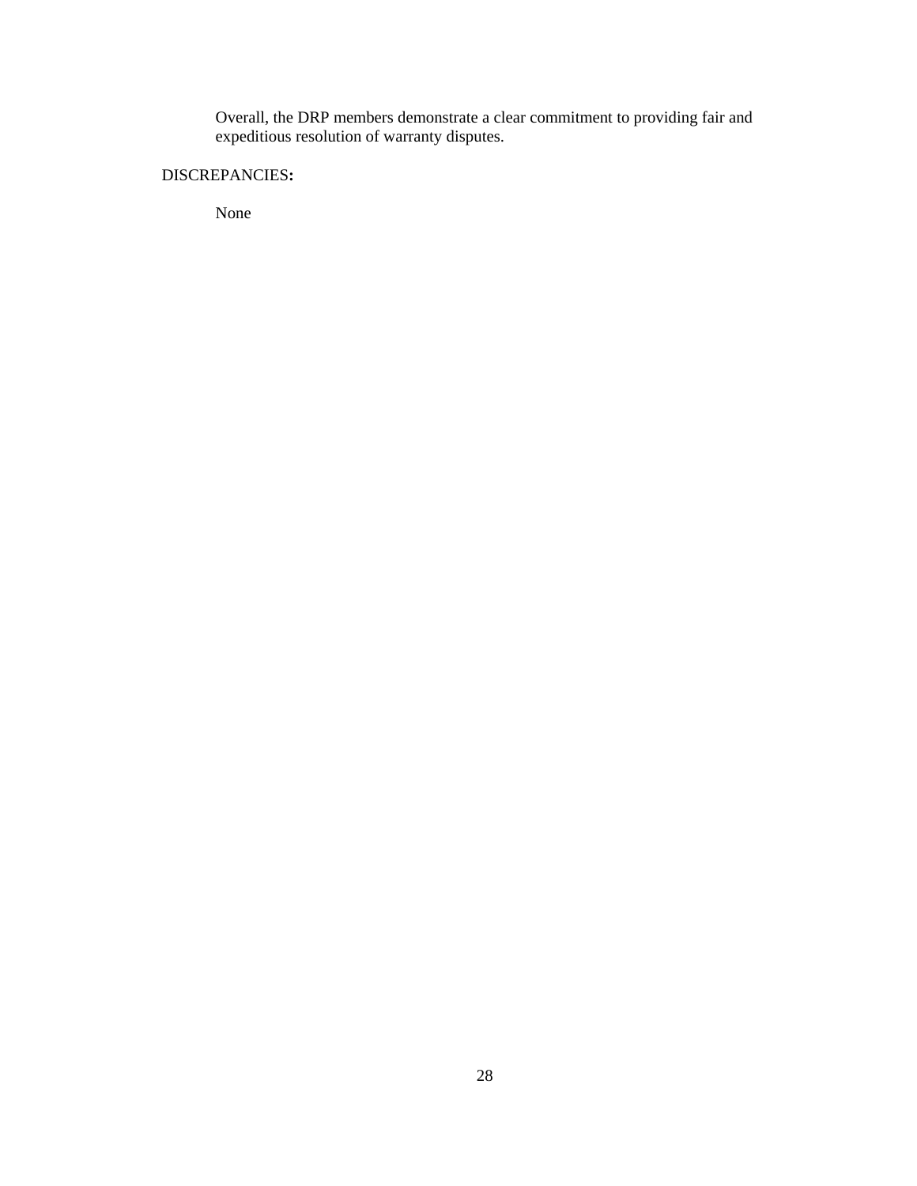Overall, the DRP members demonstrate a clear commitment to providing fair and expeditious resolution of warranty disputes.

DISCREPANCIES**:**

None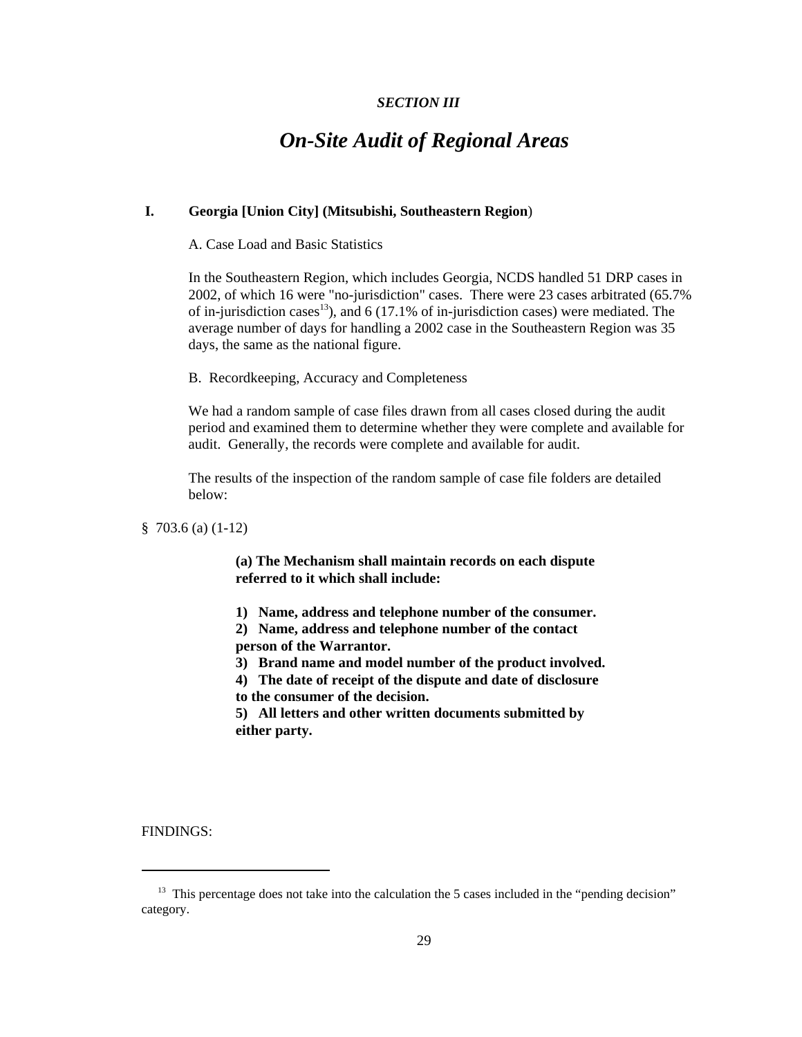*SECTION III*

# *On-Site Audit of Regional Areas*

## I. Georgia [Union City] (Mitsubishi, Southeastern Region)

A. Case Load and Basic Statistics

In the Southeastern Region, which includes Georgia, NCDS handled 51 DRP cases in 2002, of which 16 were "no-jurisdiction" cases. There were 23 cases arbitrated (65.7% of in-jurisdiction cases[13]), and 6 (17.1% of in-jurisdiction cases) were mediated. The average number of days for handling a 2002 case in the Southeastern Region was 35 days, the same as the national figure.

B. Recordkeeping, Accuracy and Completeness

We had a random sample of case files drawn from all cases closed during the audit period and examined them to determine whether they were complete and available for audit. Generally, the records were complete and available for audit.

The results of the inspection of the random sample of case file folders are detailed below:

§ 703.6 (a) (1-12)

> **(a) The Mechanism shall maintain records on each dispute referred to it which shall include:**
>
> **1) Name, address and telephone number of the consumer.**
> **2) Name, address and telephone number of the contact person of the Warrantor.**
> **3) Brand name and model number of the product involved.**
> **4) The date of receipt of the dispute and date of disclosure to the consumer of the decision.**
> **5) All letters and other written documents submitted by either party.**

FINDINGS:

---

[13] This percentage does not take into the calculation the 5 cases included in the "pending decision" category.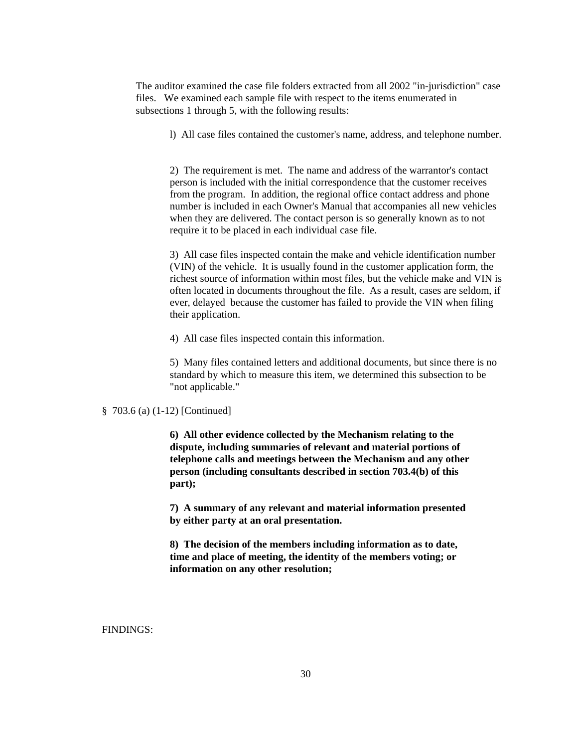The auditor examined the case file folders extracted from all 2002 "in-jurisdiction" case files. We examined each sample file with respect to the items enumerated in subsections 1 through 5, with the following results:

l) All case files contained the customer's name, address, and telephone number.

2) The requirement is met. The name and address of the warrantor's contact person is included with the initial correspondence that the customer receives from the program. In addition, the regional office contact address and phone number is included in each Owner's Manual that accompanies all new vehicles when they are delivered. The contact person is so generally known as to not require it to be placed in each individual case file.

3) All case files inspected contain the make and vehicle identification number (VIN) of the vehicle. It is usually found in the customer application form, the richest source of information within most files, but the vehicle make and VIN is often located in documents throughout the file. As a result, cases are seldom, if ever, delayed because the customer has failed to provide the VIN when filing their application.

4) All case files inspected contain this information.

5) Many files contained letters and additional documents, but since there is no standard by which to measure this item, we determined this subsection to be "not applicable."

§ 703.6 (a) (1-12) [Continued]

**6) All other evidence collected by the Mechanism relating to the dispute, including summaries of relevant and material portions of telephone calls and meetings between the Mechanism and any other person (including consultants described in section 703.4(b) of this part);**

**7) A summary of any relevant and material information presented by either party at an oral presentation.**

**8) The decision of the members including information as to date, time and place of meeting, the identity of the members voting; or information on any other resolution;**

FINDINGS: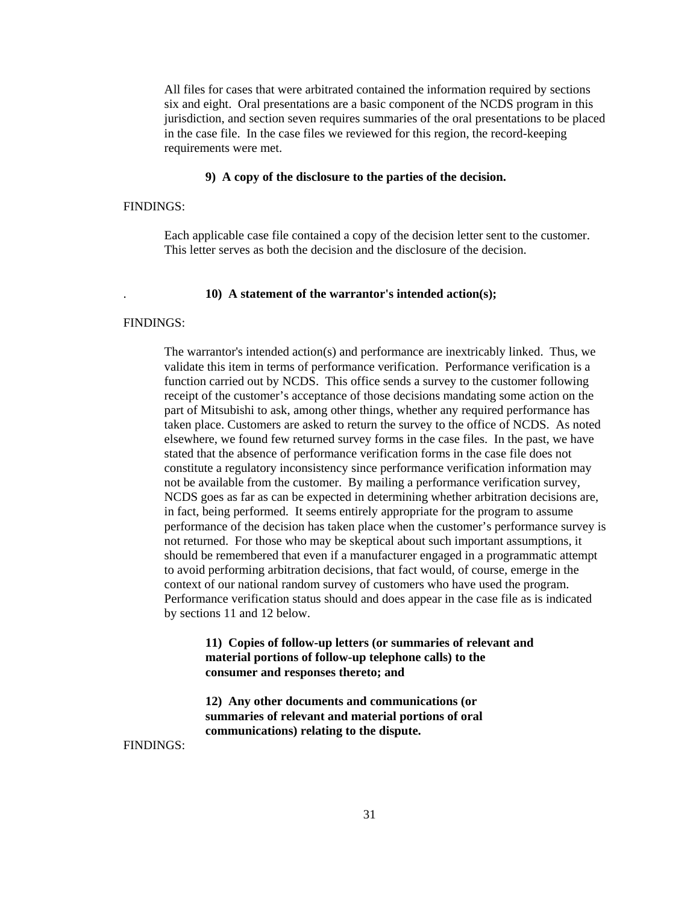All files for cases that were arbitrated contained the information required by sections six and eight. Oral presentations are a basic component of the NCDS program in this jurisdiction, and section seven requires summaries of the oral presentations to be placed in the case file. In the case files we reviewed for this region, the record-keeping requirements were met.

**9) A copy of the disclosure to the parties of the decision.**

FINDINGS:

Each applicable case file contained a copy of the decision letter sent to the customer. This letter serves as both the decision and the disclosure of the decision.

**10) A statement of the warrantor's intended action(s);**

FINDINGS:

The warrantor's intended action(s) and performance are inextricably linked. Thus, we validate this item in terms of performance verification. Performance verification is a function carried out by NCDS. This office sends a survey to the customer following receipt of the customer's acceptance of those decisions mandating some action on the part of Mitsubishi to ask, among other things, whether any required performance has taken place. Customers are asked to return the survey to the office of NCDS. As noted elsewhere, we found few returned survey forms in the case files. In the past, we have stated that the absence of performance verification forms in the case file does not constitute a regulatory inconsistency since performance verification information may not be available from the customer. By mailing a performance verification survey, NCDS goes as far as can be expected in determining whether arbitration decisions are, in fact, being performed. It seems entirely appropriate for the program to assume performance of the decision has taken place when the customer's performance survey is not returned. For those who may be skeptical about such important assumptions, it should be remembered that even if a manufacturer engaged in a programmatic attempt to avoid performing arbitration decisions, that fact would, of course, emerge in the context of our national random survey of customers who have used the program. Performance verification status should and does appear in the case file as is indicated by sections 11 and 12 below.

**11) Copies of follow-up letters (or summaries of relevant and material portions of follow-up telephone calls) to the consumer and responses thereto; and**

**12) Any other documents and communications (or summaries of relevant and material portions of oral communications) relating to the dispute.**

FINDINGS: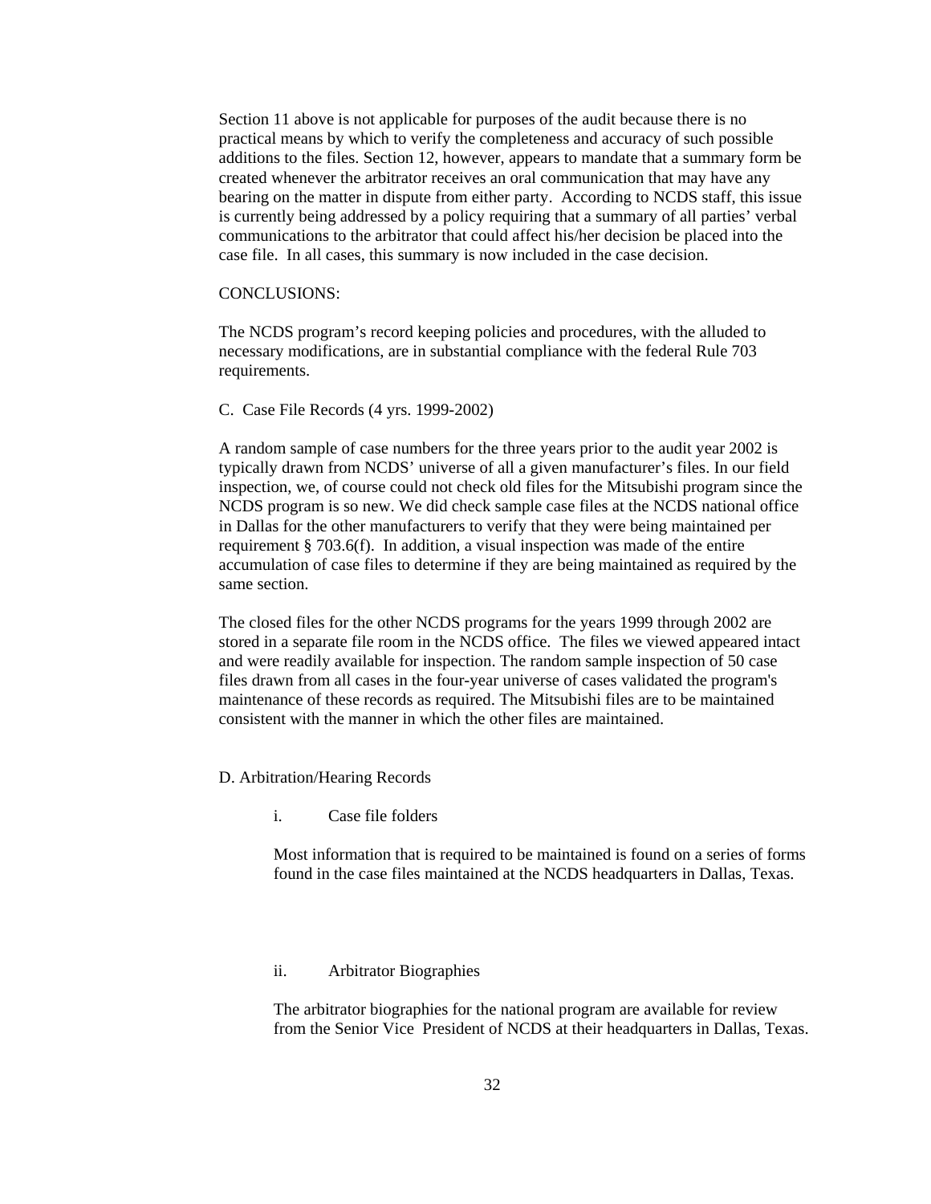Section 11 above is not applicable for purposes of the audit because there is no practical means by which to verify the completeness and accuracy of such possible additions to the files. Section 12, however, appears to mandate that a summary form be created whenever the arbitrator receives an oral communication that may have any bearing on the matter in dispute from either party. According to NCDS staff, this issue is currently being addressed by a policy requiring that a summary of all parties' verbal communications to the arbitrator that could affect his/her decision be placed into the case file. In all cases, this summary is now included in the case decision.

CONCLUSIONS:

The NCDS program's record keeping policies and procedures, with the alluded to necessary modifications, are in substantial compliance with the federal Rule 703 requirements.

C. Case File Records (4 yrs. 1999-2002)

A random sample of case numbers for the three years prior to the audit year 2002 is typically drawn from NCDS' universe of all a given manufacturer's files. In our field inspection, we, of course could not check old files for the Mitsubishi program since the NCDS program is so new. We did check sample case files at the NCDS national office in Dallas for the other manufacturers to verify that they were being maintained per requirement § 703.6(f). In addition, a visual inspection was made of the entire accumulation of case files to determine if they are being maintained as required by the same section.

The closed files for the other NCDS programs for the years 1999 through 2002 are stored in a separate file room in the NCDS office. The files we viewed appeared intact and were readily available for inspection. The random sample inspection of 50 case files drawn from all cases in the four-year universe of cases validated the program's maintenance of these records as required. The Mitsubishi files are to be maintained consistent with the manner in which the other files are maintained.

D. Arbitration/Hearing Records

i. Case file folders

Most information that is required to be maintained is found on a series of forms found in the case files maintained at the NCDS headquarters in Dallas, Texas.

ii. Arbitrator Biographies

The arbitrator biographies for the national program are available for review from the Senior Vice President of NCDS at their headquarters in Dallas, Texas.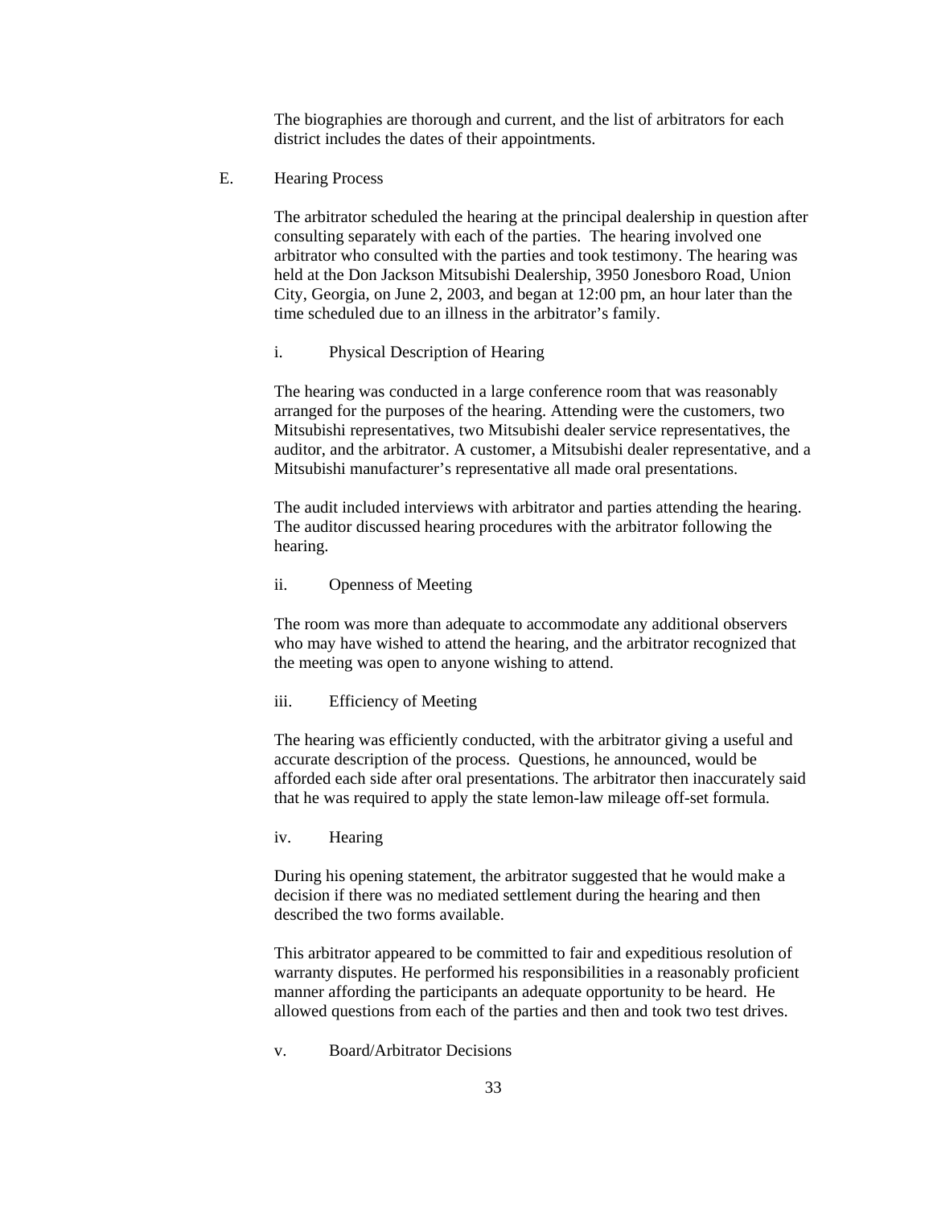The biographies are thorough and current, and the list of arbitrators for each district includes the dates of their appointments.

## E. Hearing Process

The arbitrator scheduled the hearing at the principal dealership in question after consulting separately with each of the parties. The hearing involved one arbitrator who consulted with the parties and took testimony. The hearing was held at the Don Jackson Mitsubishi Dealership, 3950 Jonesboro Road, Union City, Georgia, on June 2, 2003, and began at 12:00 pm, an hour later than the time scheduled due to an illness in the arbitrator's family.

### i. Physical Description of Hearing

The hearing was conducted in a large conference room that was reasonably arranged for the purposes of the hearing. Attending were the customers, two Mitsubishi representatives, two Mitsubishi dealer service representatives, the auditor, and the arbitrator. A customer, a Mitsubishi dealer representative, and a Mitsubishi manufacturer's representative all made oral presentations.

The audit included interviews with arbitrator and parties attending the hearing. The auditor discussed hearing procedures with the arbitrator following the hearing.

### ii. Openness of Meeting

The room was more than adequate to accommodate any additional observers who may have wished to attend the hearing, and the arbitrator recognized that the meeting was open to anyone wishing to attend.

### iii. Efficiency of Meeting

The hearing was efficiently conducted, with the arbitrator giving a useful and accurate description of the process. Questions, he announced, would be afforded each side after oral presentations. The arbitrator then inaccurately said that he was required to apply the state lemon-law mileage off-set formula.

### iv. Hearing

During his opening statement, the arbitrator suggested that he would make a decision if there was no mediated settlement during the hearing and then described the two forms available.

This arbitrator appeared to be committed to fair and expeditious resolution of warranty disputes. He performed his responsibilities in a reasonably proficient manner affording the participants an adequate opportunity to be heard. He allowed questions from each of the parties and then and took two test drives.

### v. Board/Arbitrator Decisions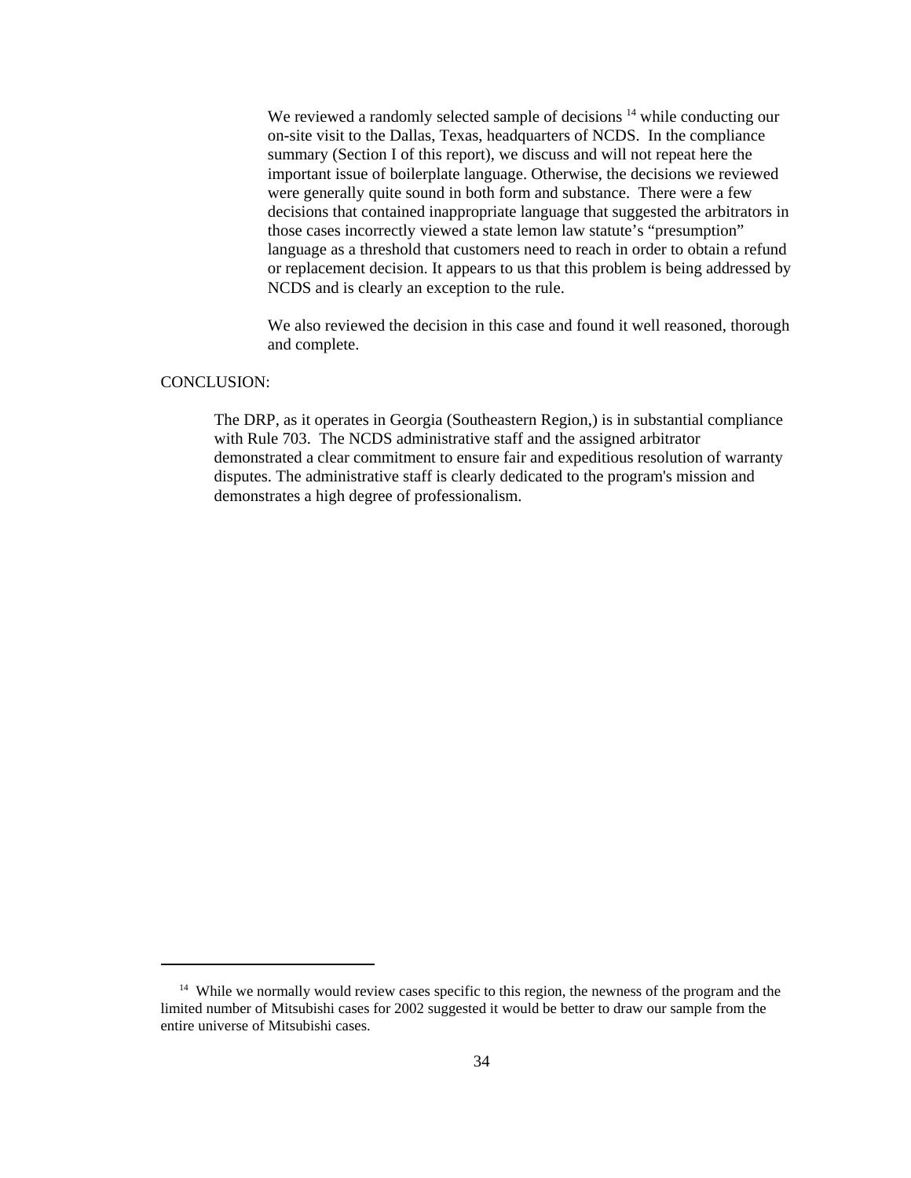We reviewed a randomly selected sample of decisions [14] while conducting our on-site visit to the Dallas, Texas, headquarters of NCDS. In the compliance summary (Section I of this report), we discuss and will not repeat here the important issue of boilerplate language. Otherwise, the decisions we reviewed were generally quite sound in both form and substance. There were a few decisions that contained inappropriate language that suggested the arbitrators in those cases incorrectly viewed a state lemon law statute's "presumption" language as a threshold that customers need to reach in order to obtain a refund or replacement decision. It appears to us that this problem is being addressed by NCDS and is clearly an exception to the rule.

We also reviewed the decision in this case and found it well reasoned, thorough and complete.

CONCLUSION:

The DRP, as it operates in Georgia (Southeastern Region,) is in substantial compliance with Rule 703. The NCDS administrative staff and the assigned arbitrator demonstrated a clear commitment to ensure fair and expeditious resolution of warranty disputes. The administrative staff is clearly dedicated to the program's mission and demonstrates a high degree of professionalism.

---

[14] While we normally would review cases specific to this region, the newness of the program and the limited number of Mitsubishi cases for 2002 suggested it would be better to draw our sample from the entire universe of Mitsubishi cases.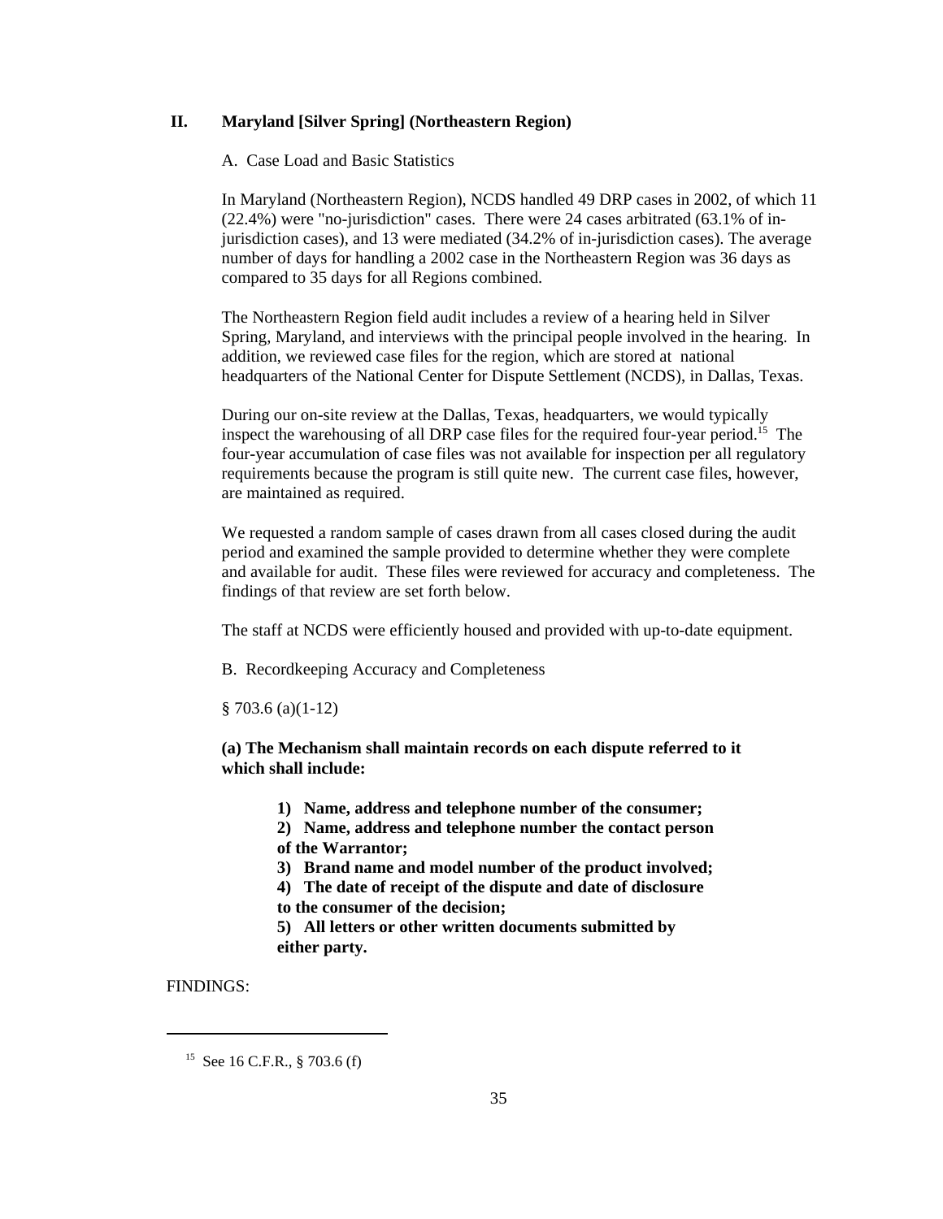## II. Maryland [Silver Spring] (Northeastern Region)

A. Case Load and Basic Statistics

In Maryland (Northeastern Region), NCDS handled 49 DRP cases in 2002, of which 11 (22.4%) were "no-jurisdiction" cases. There were 24 cases arbitrated (63.1% of in-jurisdiction cases), and 13 were mediated (34.2% of in-jurisdiction cases). The average number of days for handling a 2002 case in the Northeastern Region was 36 days as compared to 35 days for all Regions combined.

The Northeastern Region field audit includes a review of a hearing held in Silver Spring, Maryland, and interviews with the principal people involved in the hearing. In addition, we reviewed case files for the region, which are stored at national headquarters of the National Center for Dispute Settlement (NCDS), in Dallas, Texas.

During our on-site review at the Dallas, Texas, headquarters, we would typically inspect the warehousing of all DRP case files for the required four-year period.[15] The four-year accumulation of case files was not available for inspection per all regulatory requirements because the program is still quite new. The current case files, however, are maintained as required.

We requested a random sample of cases drawn from all cases closed during the audit period and examined the sample provided to determine whether they were complete and available for audit. These files were reviewed for accuracy and completeness. The findings of that review are set forth below.

The staff at NCDS were efficiently housed and provided with up-to-date equipment.

B. Recordkeeping Accuracy and Completeness

§ 703.6 (a)(1-12)

**(a) The Mechanism shall maintain records on each dispute referred to it which shall include:**

> **1) Name, address and telephone number of the consumer;**
> **2) Name, address and telephone number the contact person of the Warrantor;**
> **3) Brand name and model number of the product involved;**
> **4) The date of receipt of the dispute and date of disclosure to the consumer of the decision;**
> **5) All letters or other written documents submitted by either party.**

FINDINGS:

---

[15] See 16 C.F.R., § 703.6 (f)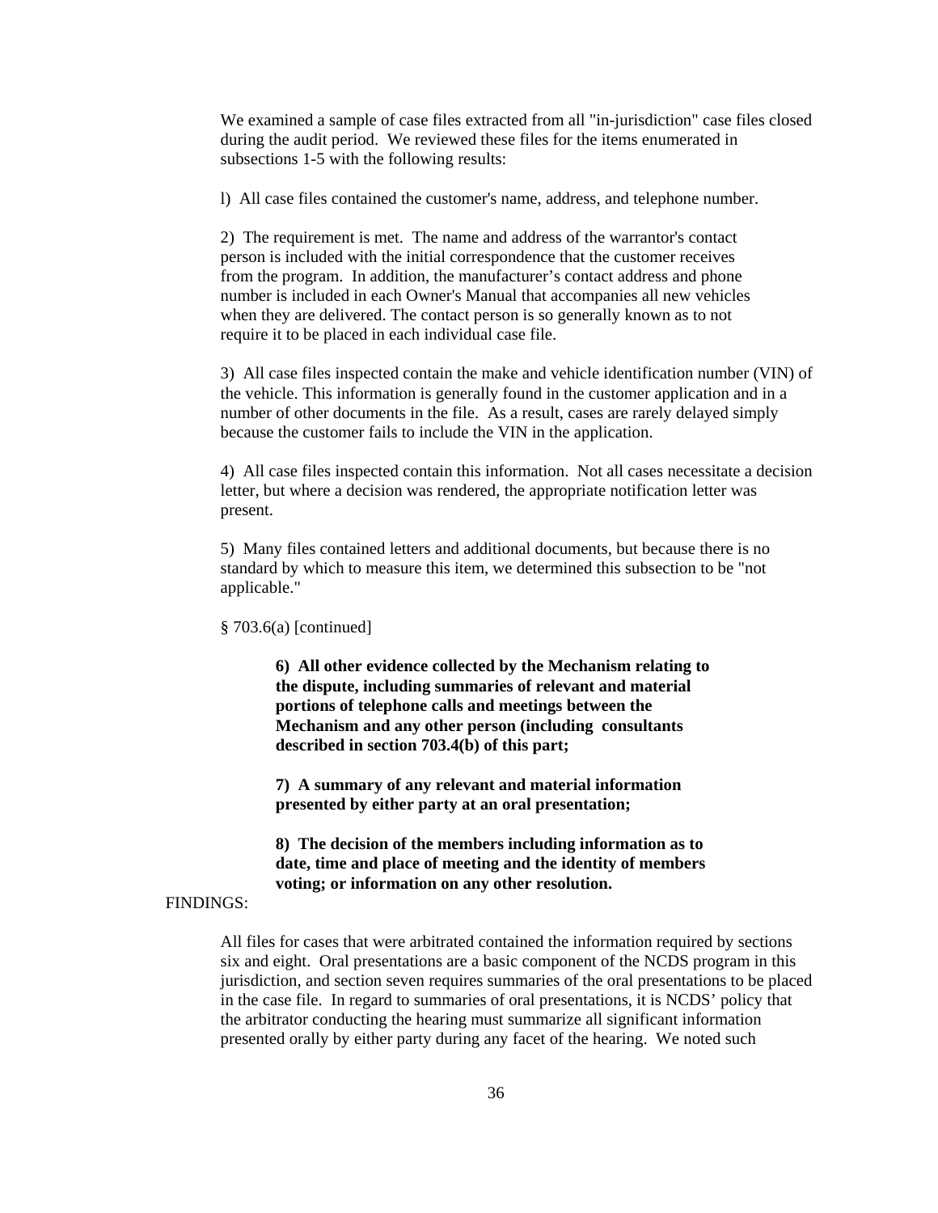We examined a sample of case files extracted from all "in-jurisdiction" case files closed during the audit period. We reviewed these files for the items enumerated in subsections 1-5 with the following results:

l) All case files contained the customer's name, address, and telephone number.

2) The requirement is met. The name and address of the warrantor's contact person is included with the initial correspondence that the customer receives from the program. In addition, the manufacturer's contact address and phone number is included in each Owner's Manual that accompanies all new vehicles when they are delivered. The contact person is so generally known as to not require it to be placed in each individual case file.

3) All case files inspected contain the make and vehicle identification number (VIN) of the vehicle. This information is generally found in the customer application and in a number of other documents in the file. As a result, cases are rarely delayed simply because the customer fails to include the VIN in the application.

4) All case files inspected contain this information. Not all cases necessitate a decision letter, but where a decision was rendered, the appropriate notification letter was present.

5) Many files contained letters and additional documents, but because there is no standard by which to measure this item, we determined this subsection to be "not applicable."

§ 703.6(a) [continued]

> **6) All other evidence collected by the Mechanism relating to the dispute, including summaries of relevant and material portions of telephone calls and meetings between the Mechanism and any other person (including consultants described in section 703.4(b) of this part;**
>
> **7) A summary of any relevant and material information presented by either party at an oral presentation;**
>
> **8) The decision of the members including information as to date, time and place of meeting and the identity of members voting; or information on any other resolution.**

FINDINGS:

All files for cases that were arbitrated contained the information required by sections six and eight. Oral presentations are a basic component of the NCDS program in this jurisdiction, and section seven requires summaries of the oral presentations to be placed in the case file. In regard to summaries of oral presentations, it is NCDS' policy that the arbitrator conducting the hearing must summarize all significant information presented orally by either party during any facet of the hearing. We noted such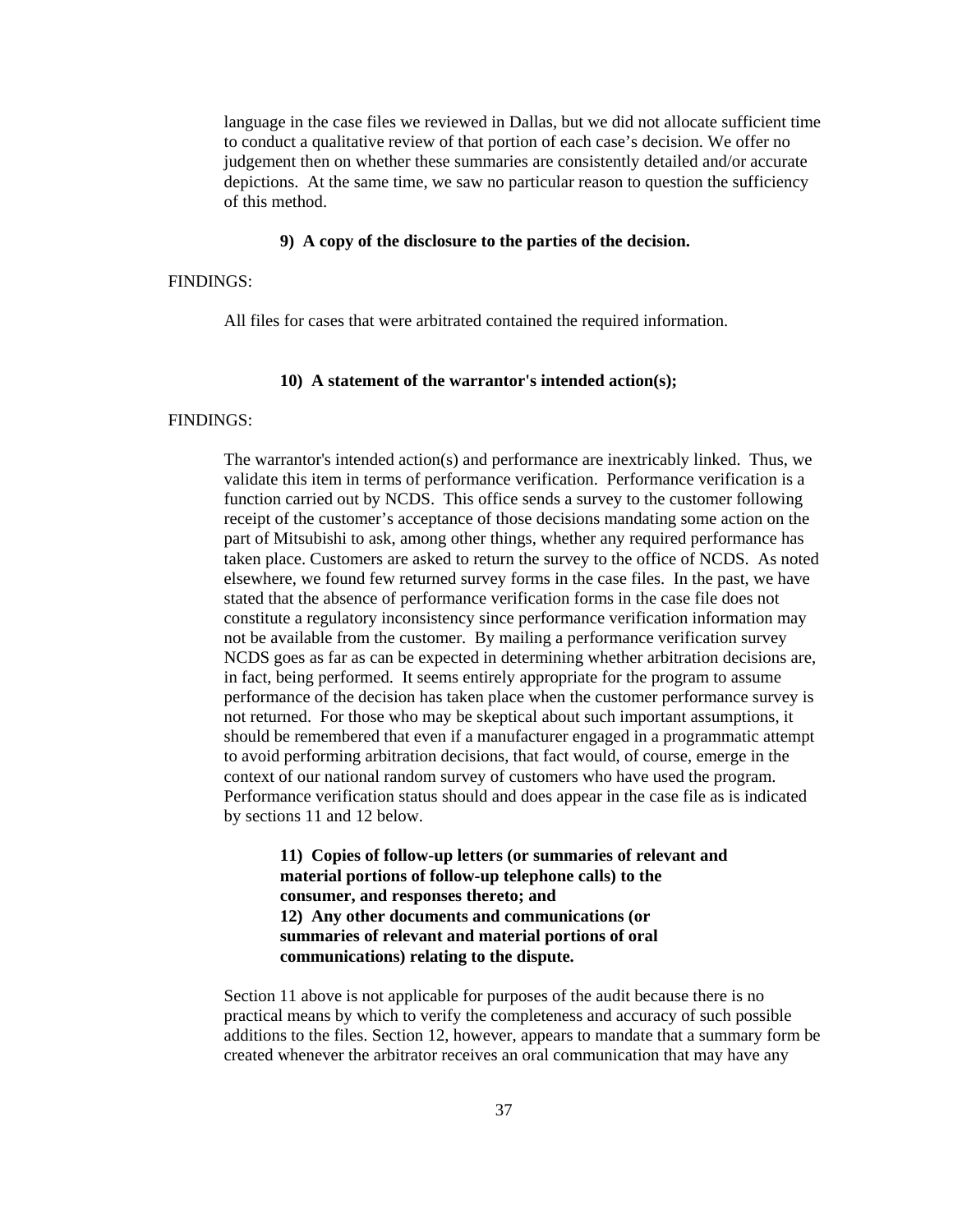language in the case files we reviewed in Dallas, but we did not allocate sufficient time to conduct a qualitative review of that portion of each case's decision. We offer no judgement then on whether these summaries are consistently detailed and/or accurate depictions. At the same time, we saw no particular reason to question the sufficiency of this method.

**9) A copy of the disclosure to the parties of the decision.**

FINDINGS:

All files for cases that were arbitrated contained the required information.

**10) A statement of the warrantor's intended action(s);**

FINDINGS:

The warrantor's intended action(s) and performance are inextricably linked. Thus, we validate this item in terms of performance verification. Performance verification is a function carried out by NCDS. This office sends a survey to the customer following receipt of the customer's acceptance of those decisions mandating some action on the part of Mitsubishi to ask, among other things, whether any required performance has taken place. Customers are asked to return the survey to the office of NCDS. As noted elsewhere, we found few returned survey forms in the case files. In the past, we have stated that the absence of performance verification forms in the case file does not constitute a regulatory inconsistency since performance verification information may not be available from the customer. By mailing a performance verification survey NCDS goes as far as can be expected in determining whether arbitration decisions are, in fact, being performed. It seems entirely appropriate for the program to assume performance of the decision has taken place when the customer performance survey is not returned. For those who may be skeptical about such important assumptions, it should be remembered that even if a manufacturer engaged in a programmatic attempt to avoid performing arbitration decisions, that fact would, of course, emerge in the context of our national random survey of customers who have used the program. Performance verification status should and does appear in the case file as is indicated by sections 11 and 12 below.

**11) Copies of follow-up letters (or summaries of relevant and material portions of follow-up telephone calls) to the consumer, and responses thereto; and**
**12) Any other documents and communications (or summaries of relevant and material portions of oral communications) relating to the dispute.**

Section 11 above is not applicable for purposes of the audit because there is no practical means by which to verify the completeness and accuracy of such possible additions to the files. Section 12, however, appears to mandate that a summary form be created whenever the arbitrator receives an oral communication that may have any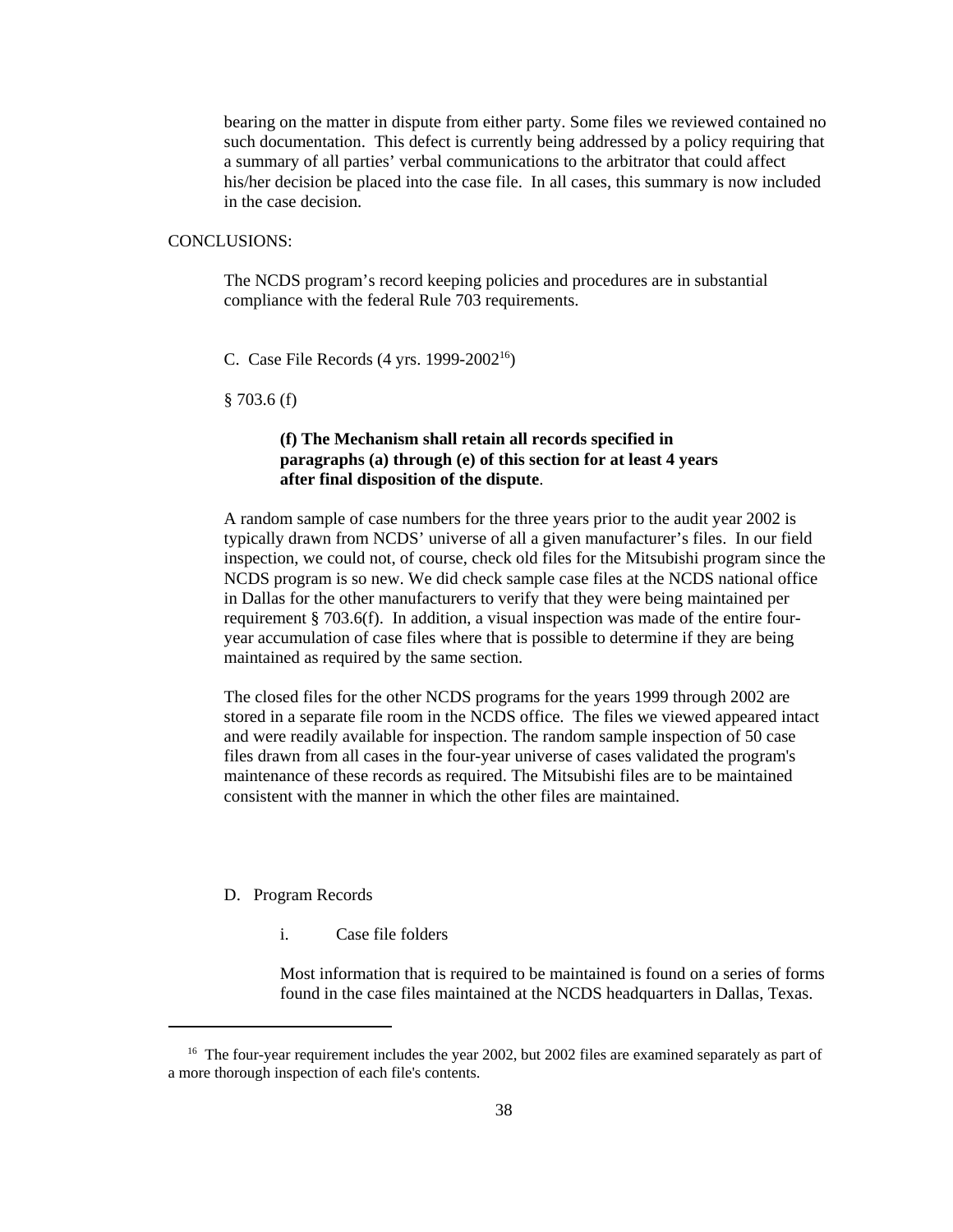bearing on the matter in dispute from either party. Some files we reviewed contained no such documentation. This defect is currently being addressed by a policy requiring that a summary of all parties' verbal communications to the arbitrator that could affect his/her decision be placed into the case file. In all cases, this summary is now included in the case decision.

CONCLUSIONS:

The NCDS program's record keeping policies and procedures are in substantial compliance with the federal Rule 703 requirements.

C. Case File Records (4 yrs. 1999-2002[16])

§ 703.6 (f)

> **(f) The Mechanism shall retain all records specified in paragraphs (a) through (e) of this section for at least 4 years after final disposition of the dispute**.

A random sample of case numbers for the three years prior to the audit year 2002 is typically drawn from NCDS' universe of all a given manufacturer's files. In our field inspection, we could not, of course, check old files for the Mitsubishi program since the NCDS program is so new. We did check sample case files at the NCDS national office in Dallas for the other manufacturers to verify that they were being maintained per requirement § 703.6(f). In addition, a visual inspection was made of the entire four-year accumulation of case files where that is possible to determine if they are being maintained as required by the same section.

The closed files for the other NCDS programs for the years 1999 through 2002 are stored in a separate file room in the NCDS office. The files we viewed appeared intact and were readily available for inspection. The random sample inspection of 50 case files drawn from all cases in the four-year universe of cases validated the program's maintenance of these records as required. The Mitsubishi files are to be maintained consistent with the manner in which the other files are maintained.

D. Program Records

i. Case file folders

Most information that is required to be maintained is found on a series of forms found in the case files maintained at the NCDS headquarters in Dallas, Texas.

---

[16] The four-year requirement includes the year 2002, but 2002 files are examined separately as part of a more thorough inspection of each file's contents.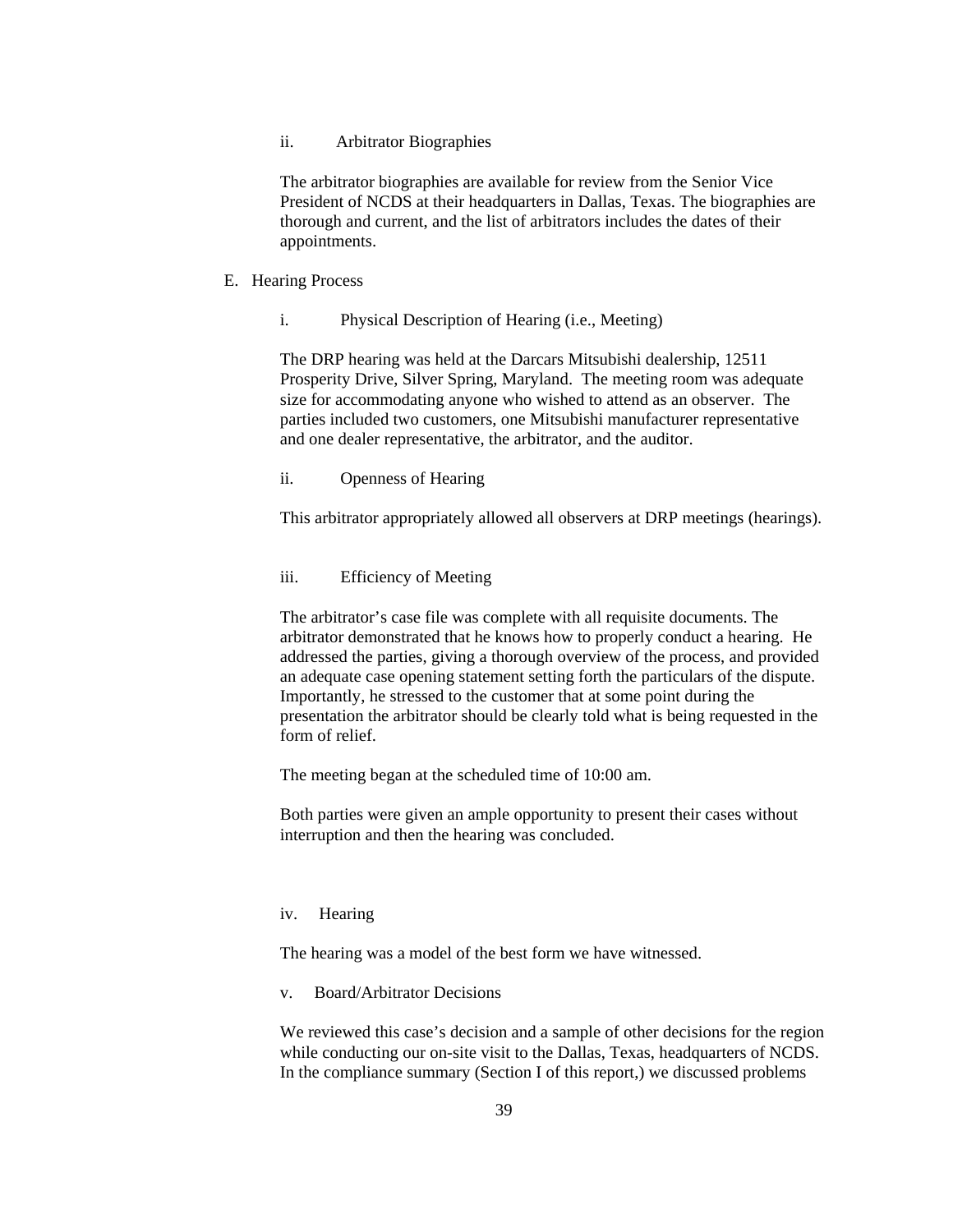ii. Arbitrator Biographies

The arbitrator biographies are available for review from the Senior Vice President of NCDS at their headquarters in Dallas, Texas. The biographies are thorough and current, and the list of arbitrators includes the dates of their appointments.

E. Hearing Process

i. Physical Description of Hearing (i.e., Meeting)

The DRP hearing was held at the Darcars Mitsubishi dealership, 12511 Prosperity Drive, Silver Spring, Maryland. The meeting room was adequate size for accommodating anyone who wished to attend as an observer. The parties included two customers, one Mitsubishi manufacturer representative and one dealer representative, the arbitrator, and the auditor.

ii. Openness of Hearing

This arbitrator appropriately allowed all observers at DRP meetings (hearings).

iii. Efficiency of Meeting

The arbitrator's case file was complete with all requisite documents. The arbitrator demonstrated that he knows how to properly conduct a hearing. He addressed the parties, giving a thorough overview of the process, and provided an adequate case opening statement setting forth the particulars of the dispute. Importantly, he stressed to the customer that at some point during the presentation the arbitrator should be clearly told what is being requested in the form of relief.

The meeting began at the scheduled time of 10:00 am.

Both parties were given an ample opportunity to present their cases without interruption and then the hearing was concluded.

iv. Hearing

The hearing was a model of the best form we have witnessed.

v. Board/Arbitrator Decisions

We reviewed this case's decision and a sample of other decisions for the region while conducting our on-site visit to the Dallas, Texas, headquarters of NCDS. In the compliance summary (Section I of this report,) we discussed problems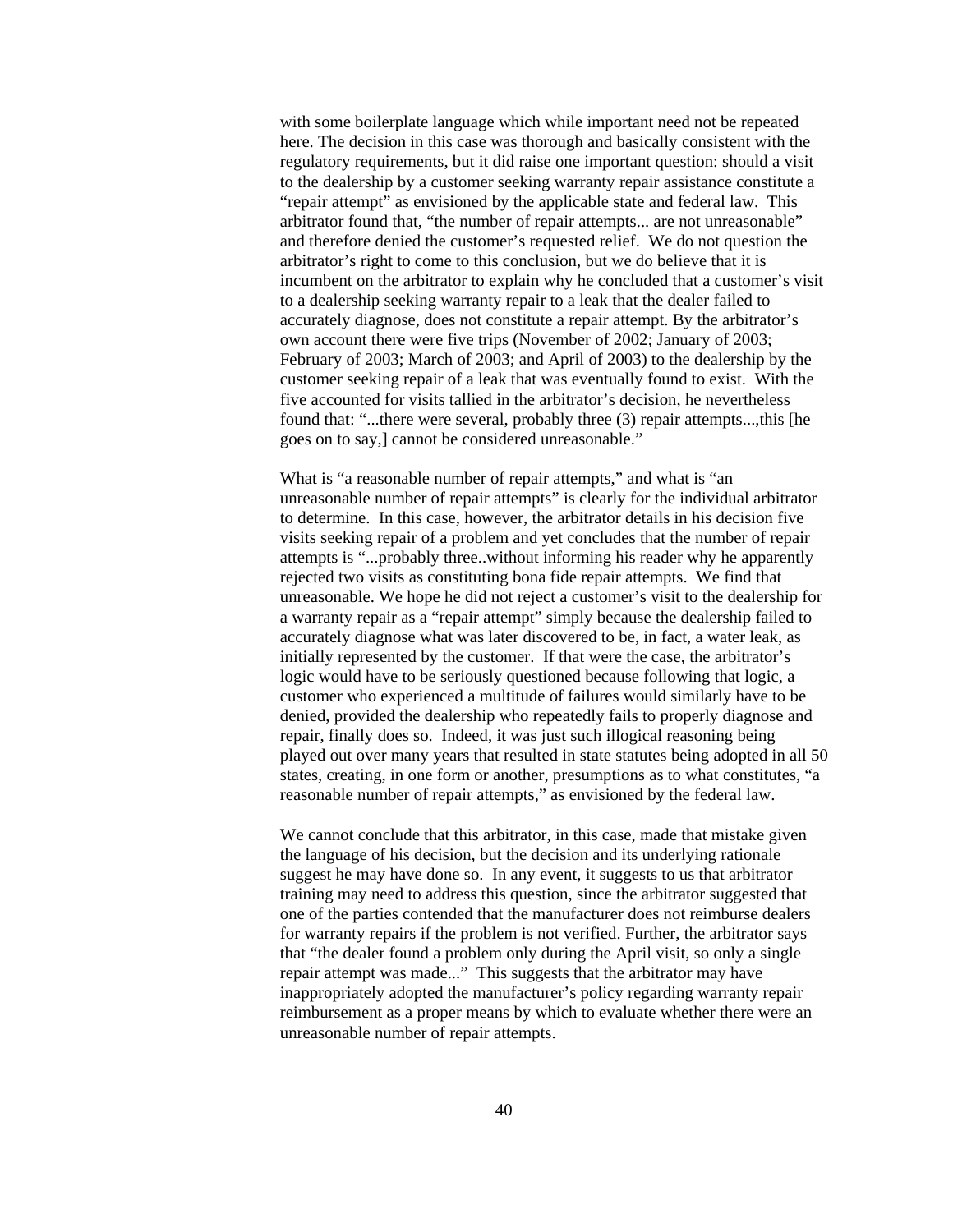with some boilerplate language which while important need not be repeated here. The decision in this case was thorough and basically consistent with the regulatory requirements, but it did raise one important question: should a visit to the dealership by a customer seeking warranty repair assistance constitute a "repair attempt" as envisioned by the applicable state and federal law. This arbitrator found that, "the number of repair attempts... are not unreasonable" and therefore denied the customer's requested relief. We do not question the arbitrator's right to come to this conclusion, but we do believe that it is incumbent on the arbitrator to explain why he concluded that a customer's visit to a dealership seeking warranty repair to a leak that the dealer failed to accurately diagnose, does not constitute a repair attempt. By the arbitrator's own account there were five trips (November of 2002; January of 2003; February of 2003; March of 2003; and April of 2003) to the dealership by the customer seeking repair of a leak that was eventually found to exist. With the five accounted for visits tallied in the arbitrator's decision, he nevertheless found that: "...there were several, probably three (3) repair attempts...,this [he goes on to say,] cannot be considered unreasonable."

What is "a reasonable number of repair attempts," and what is "an unreasonable number of repair attempts" is clearly for the individual arbitrator to determine. In this case, however, the arbitrator details in his decision five visits seeking repair of a problem and yet concludes that the number of repair attempts is "...probably three..without informing his reader why he apparently rejected two visits as constituting bona fide repair attempts. We find that unreasonable. We hope he did not reject a customer's visit to the dealership for a warranty repair as a "repair attempt" simply because the dealership failed to accurately diagnose what was later discovered to be, in fact, a water leak, as initially represented by the customer. If that were the case, the arbitrator's logic would have to be seriously questioned because following that logic, a customer who experienced a multitude of failures would similarly have to be denied, provided the dealership who repeatedly fails to properly diagnose and repair, finally does so. Indeed, it was just such illogical reasoning being played out over many years that resulted in state statutes being adopted in all 50 states, creating, in one form or another, presumptions as to what constitutes, "a reasonable number of repair attempts," as envisioned by the federal law.

We cannot conclude that this arbitrator, in this case, made that mistake given the language of his decision, but the decision and its underlying rationale suggest he may have done so. In any event, it suggests to us that arbitrator training may need to address this question, since the arbitrator suggested that one of the parties contended that the manufacturer does not reimburse dealers for warranty repairs if the problem is not verified. Further, the arbitrator says that "the dealer found a problem only during the April visit, so only a single repair attempt was made..." This suggests that the arbitrator may have inappropriately adopted the manufacturer's policy regarding warranty repair reimbursement as a proper means by which to evaluate whether there were an unreasonable number of repair attempts.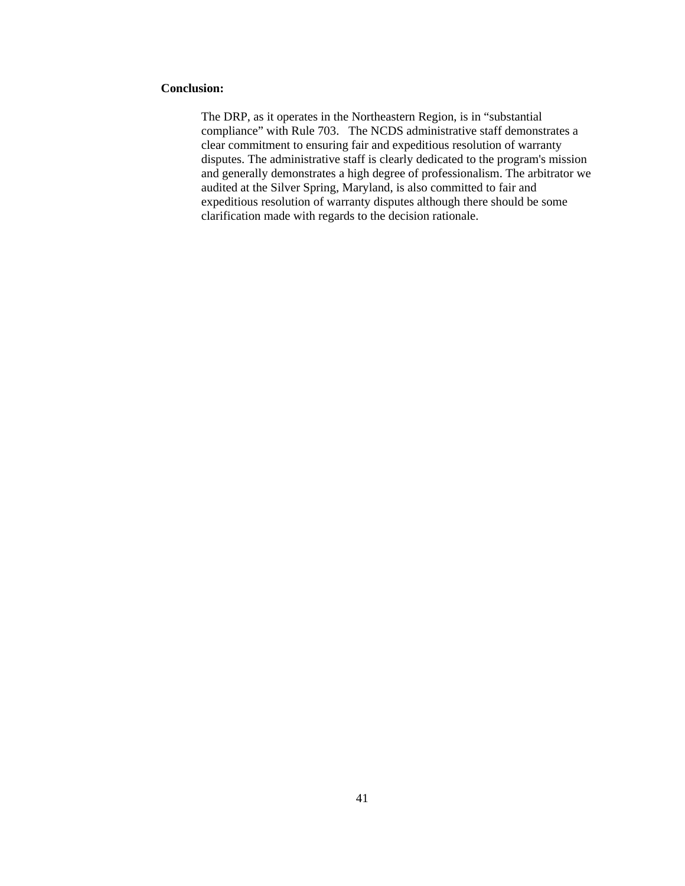**Conclusion:**

The DRP, as it operates in the Northeastern Region, is in “substantial compliance” with Rule 703. The NCDS administrative staff demonstrates a clear commitment to ensuring fair and expeditious resolution of warranty disputes. The administrative staff is clearly dedicated to the program's mission and generally demonstrates a high degree of professionalism. The arbitrator we audited at the Silver Spring, Maryland, is also committed to fair and expeditious resolution of warranty disputes although there should be some clarification made with regards to the decision rationale.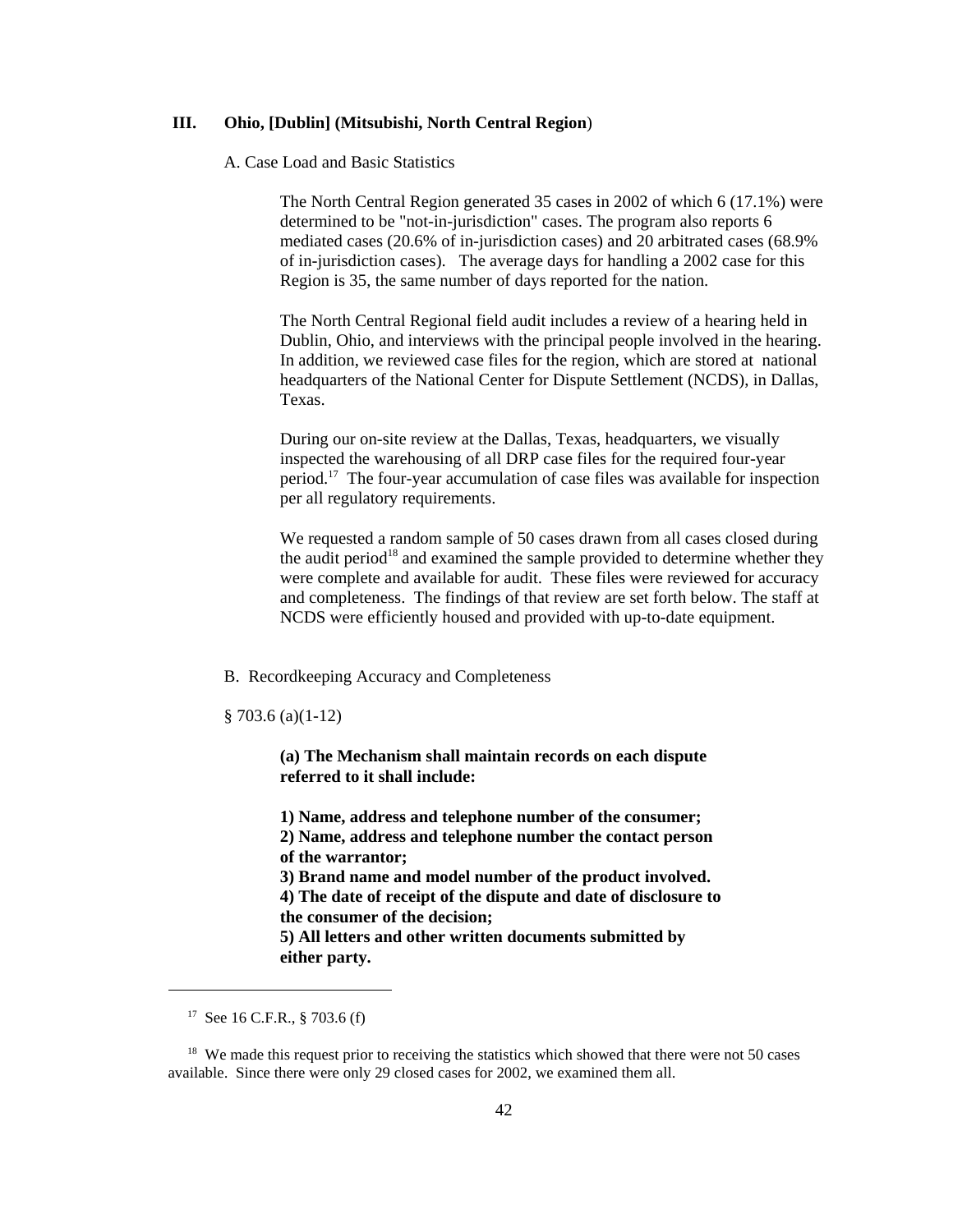## III. Ohio, [Dublin] (Mitsubishi, North Central Region)

A. Case Load and Basic Statistics

The North Central Region generated 35 cases in 2002 of which 6 (17.1%) were determined to be "not-in-jurisdiction" cases. The program also reports 6 mediated cases (20.6% of in-jurisdiction cases) and 20 arbitrated cases (68.9% of in-jurisdiction cases). The average days for handling a 2002 case for this Region is 35, the same number of days reported for the nation.

The North Central Regional field audit includes a review of a hearing held in Dublin, Ohio, and interviews with the principal people involved in the hearing. In addition, we reviewed case files for the region, which are stored at national headquarters of the National Center for Dispute Settlement (NCDS), in Dallas, Texas.

During our on-site review at the Dallas, Texas, headquarters, we visually inspected the warehousing of all DRP case files for the required four-year period.[17] The four-year accumulation of case files was available for inspection per all regulatory requirements.

We requested a random sample of 50 cases drawn from all cases closed during the audit period[18] and examined the sample provided to determine whether they were complete and available for audit. These files were reviewed for accuracy and completeness. The findings of that review are set forth below. The staff at NCDS were efficiently housed and provided with up-to-date equipment.

B. Recordkeeping Accuracy and Completeness

§ 703.6 (a)(1-12)

**(a) The Mechanism shall maintain records on each dispute referred to it shall include:**

**1) Name, address and telephone number of the consumer;**
**2) Name, address and telephone number the contact person of the warrantor;**
**3) Brand name and model number of the product involved.**
**4) The date of receipt of the dispute and date of disclosure to the consumer of the decision;**
**5) All letters and other written documents submitted by either party.**

---

[17] See 16 C.F.R., § 703.6 (f)

[18] We made this request prior to receiving the statistics which showed that there were not 50 cases available. Since there were only 29 closed cases for 2002, we examined them all.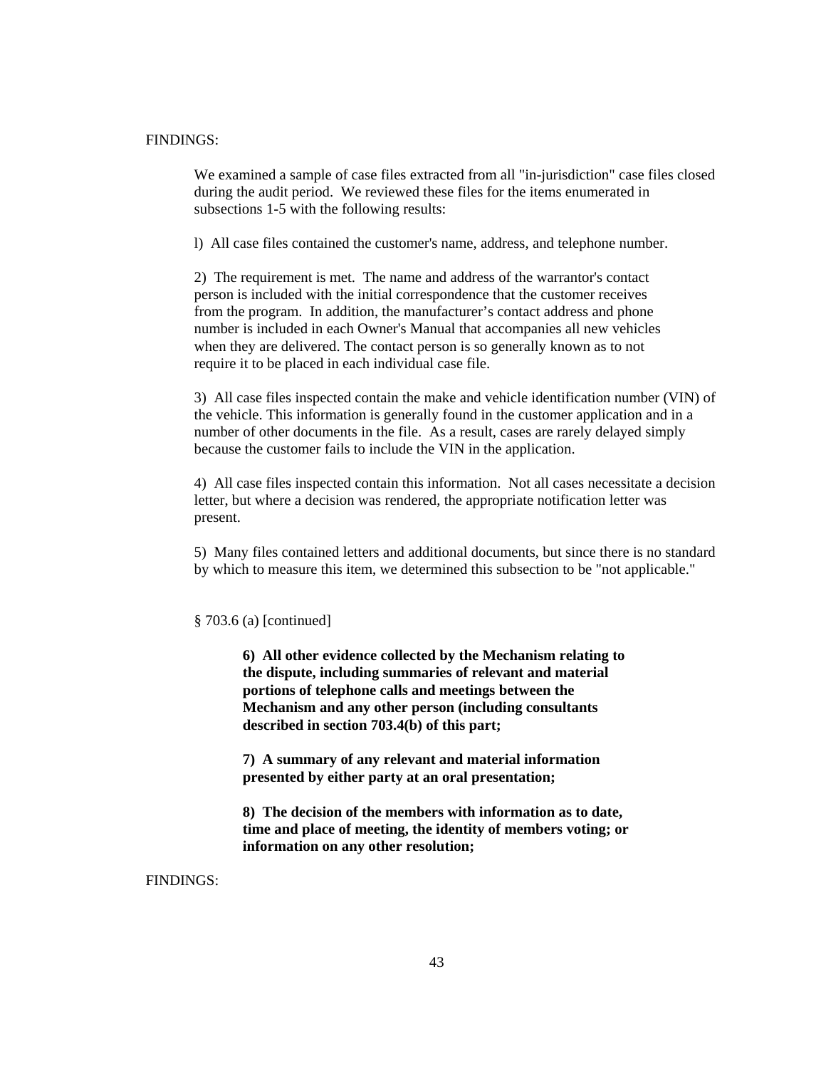FINDINGS:

We examined a sample of case files extracted from all "in-jurisdiction" case files closed during the audit period. We reviewed these files for the items enumerated in subsections 1-5 with the following results:

l) All case files contained the customer's name, address, and telephone number.

2) The requirement is met. The name and address of the warrantor's contact person is included with the initial correspondence that the customer receives from the program. In addition, the manufacturer's contact address and phone number is included in each Owner's Manual that accompanies all new vehicles when they are delivered. The contact person is so generally known as to not require it to be placed in each individual case file.

3) All case files inspected contain the make and vehicle identification number (VIN) of the vehicle. This information is generally found in the customer application and in a number of other documents in the file. As a result, cases are rarely delayed simply because the customer fails to include the VIN in the application.

4) All case files inspected contain this information. Not all cases necessitate a decision letter, but where a decision was rendered, the appropriate notification letter was present.

5) Many files contained letters and additional documents, but since there is no standard by which to measure this item, we determined this subsection to be "not applicable."

§ 703.6 (a) [continued]

**6) All other evidence collected by the Mechanism relating to the dispute, including summaries of relevant and material portions of telephone calls and meetings between the Mechanism and any other person (including consultants described in section 703.4(b) of this part;**

**7) A summary of any relevant and material information presented by either party at an oral presentation;**

**8) The decision of the members with information as to date, time and place of meeting, the identity of members voting; or information on any other resolution;**

FINDINGS: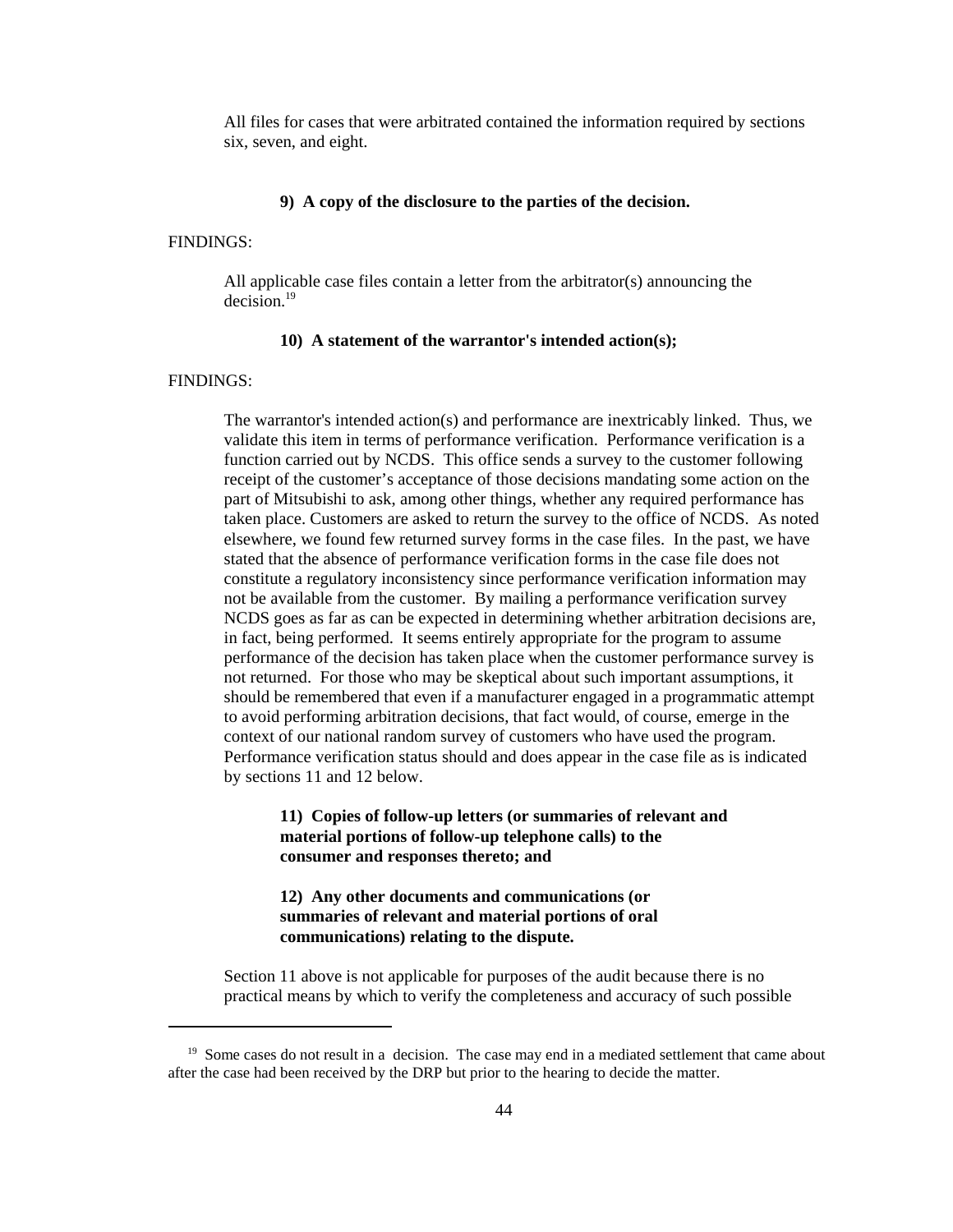All files for cases that were arbitrated contained the information required by sections six, seven, and eight.

**9) A copy of the disclosure to the parties of the decision.**

FINDINGS:

All applicable case files contain a letter from the arbitrator(s) announcing the decision.[19]

**10) A statement of the warrantor's intended action(s);**

FINDINGS:

The warrantor's intended action(s) and performance are inextricably linked. Thus, we validate this item in terms of performance verification. Performance verification is a function carried out by NCDS. This office sends a survey to the customer following receipt of the customer's acceptance of those decisions mandating some action on the part of Mitsubishi to ask, among other things, whether any required performance has taken place. Customers are asked to return the survey to the office of NCDS. As noted elsewhere, we found few returned survey forms in the case files. In the past, we have stated that the absence of performance verification forms in the case file does not constitute a regulatory inconsistency since performance verification information may not be available from the customer. By mailing a performance verification survey NCDS goes as far as can be expected in determining whether arbitration decisions are, in fact, being performed. It seems entirely appropriate for the program to assume performance of the decision has taken place when the customer performance survey is not returned. For those who may be skeptical about such important assumptions, it should be remembered that even if a manufacturer engaged in a programmatic attempt to avoid performing arbitration decisions, that fact would, of course, emerge in the context of our national random survey of customers who have used the program. Performance verification status should and does appear in the case file as is indicated by sections 11 and 12 below.

**11) Copies of follow-up letters (or summaries of relevant and material portions of follow-up telephone calls) to the consumer and responses thereto; and**

**12) Any other documents and communications (or summaries of relevant and material portions of oral communications) relating to the dispute.**

Section 11 above is not applicable for purposes of the audit because there is no practical means by which to verify the completeness and accuracy of such possible

[19] Some cases do not result in a decision. The case may end in a mediated settlement that came about after the case had been received by the DRP but prior to the hearing to decide the matter.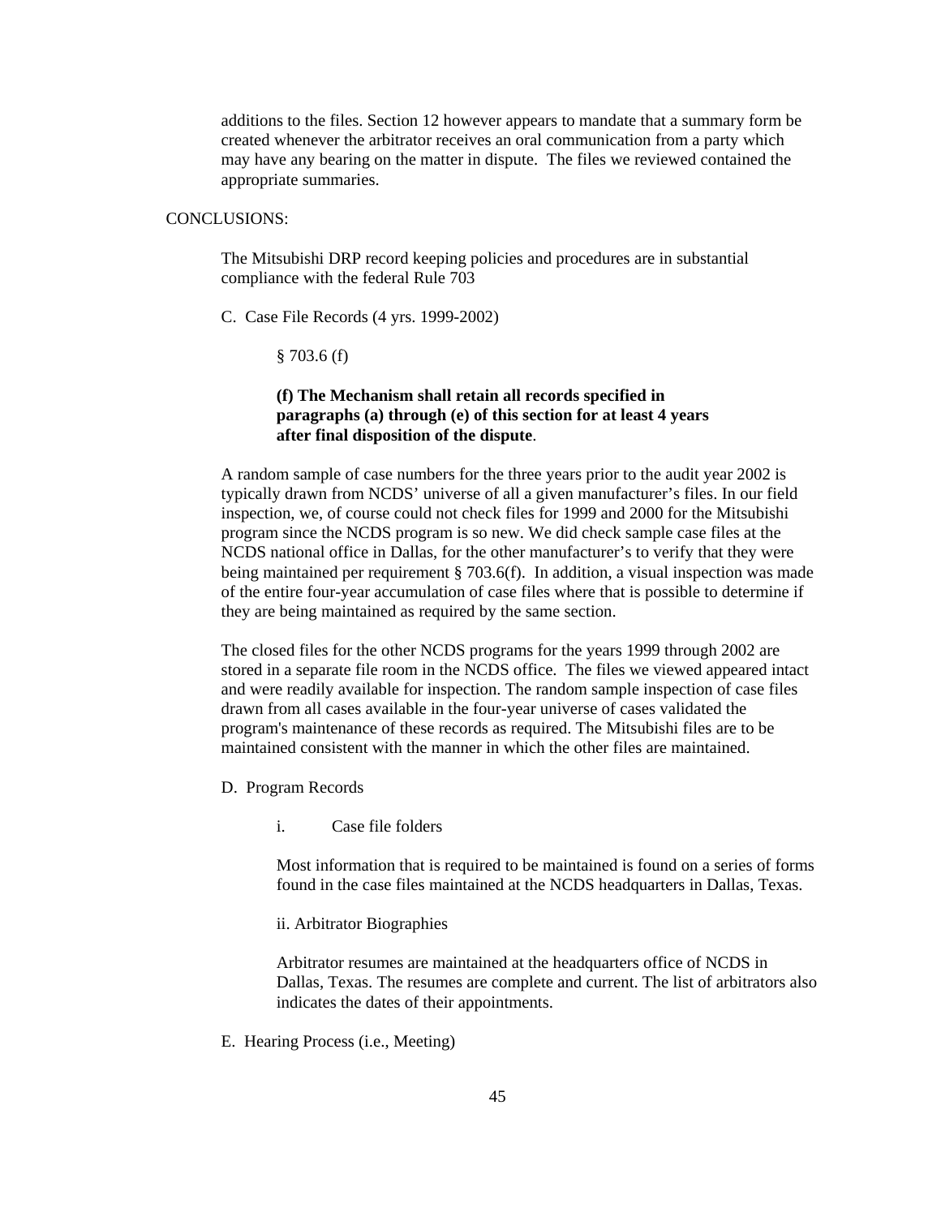additions to the files. Section 12 however appears to mandate that a summary form be created whenever the arbitrator receives an oral communication from a party which may have any bearing on the matter in dispute. The files we reviewed contained the appropriate summaries.

CONCLUSIONS:

The Mitsubishi DRP record keeping policies and procedures are in substantial compliance with the federal Rule 703

C. Case File Records (4 yrs. 1999-2002)

§ 703.6 (f)

**(f) The Mechanism shall retain all records specified in paragraphs (a) through (e) of this section for at least 4 years after final disposition of the dispute**.

A random sample of case numbers for the three years prior to the audit year 2002 is typically drawn from NCDS' universe of all a given manufacturer's files. In our field inspection, we, of course could not check files for 1999 and 2000 for the Mitsubishi program since the NCDS program is so new. We did check sample case files at the NCDS national office in Dallas, for the other manufacturer's to verify that they were being maintained per requirement § 703.6(f). In addition, a visual inspection was made of the entire four-year accumulation of case files where that is possible to determine if they are being maintained as required by the same section.

The closed files for the other NCDS programs for the years 1999 through 2002 are stored in a separate file room in the NCDS office. The files we viewed appeared intact and were readily available for inspection. The random sample inspection of case files drawn from all cases available in the four-year universe of cases validated the program's maintenance of these records as required. The Mitsubishi files are to be maintained consistent with the manner in which the other files are maintained.

D. Program Records

i. Case file folders

Most information that is required to be maintained is found on a series of forms found in the case files maintained at the NCDS headquarters in Dallas, Texas.

ii. Arbitrator Biographies

Arbitrator resumes are maintained at the headquarters office of NCDS in Dallas, Texas. The resumes are complete and current. The list of arbitrators also indicates the dates of their appointments.

E. Hearing Process (i.e., Meeting)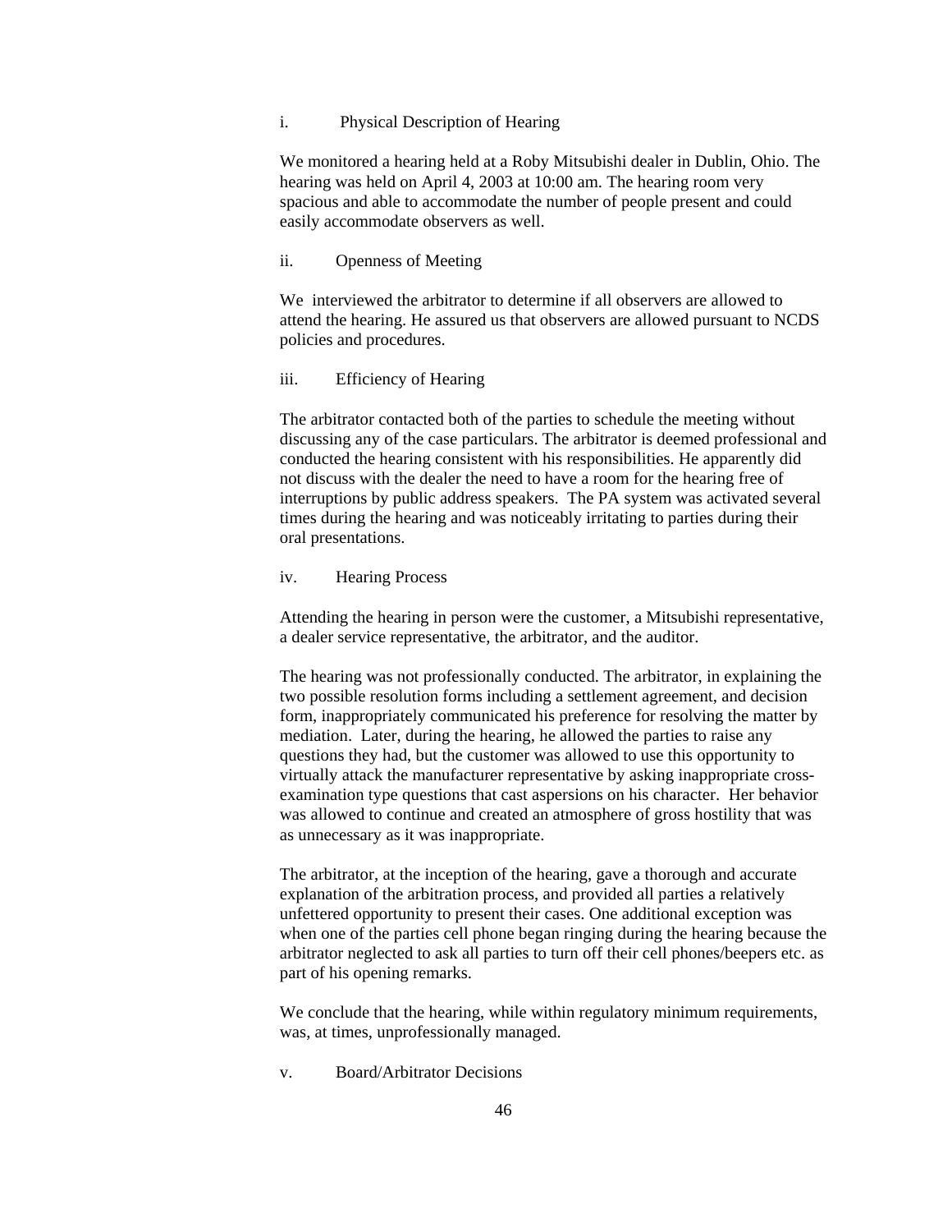i. Physical Description of Hearing

We monitored a hearing held at a Roby Mitsubishi dealer in Dublin, Ohio. The hearing was held on April 4, 2003 at 10:00 am. The hearing room very spacious and able to accommodate the number of people present and could easily accommodate observers as well.

ii. Openness of Meeting

We interviewed the arbitrator to determine if all observers are allowed to attend the hearing. He assured us that observers are allowed pursuant to NCDS policies and procedures.

iii. Efficiency of Hearing

The arbitrator contacted both of the parties to schedule the meeting without discussing any of the case particulars. The arbitrator is deemed professional and conducted the hearing consistent with his responsibilities. He apparently did not discuss with the dealer the need to have a room for the hearing free of interruptions by public address speakers. The PA system was activated several times during the hearing and was noticeably irritating to parties during their oral presentations.

iv. Hearing Process

Attending the hearing in person were the customer, a Mitsubishi representative, a dealer service representative, the arbitrator, and the auditor.

The hearing was not professionally conducted. The arbitrator, in explaining the two possible resolution forms including a settlement agreement, and decision form, inappropriately communicated his preference for resolving the matter by mediation. Later, during the hearing, he allowed the parties to raise any questions they had, but the customer was allowed to use this opportunity to virtually attack the manufacturer representative by asking inappropriate cross-examination type questions that cast aspersions on his character. Her behavior was allowed to continue and created an atmosphere of gross hostility that was as unnecessary as it was inappropriate.

The arbitrator, at the inception of the hearing, gave a thorough and accurate explanation of the arbitration process, and provided all parties a relatively unfettered opportunity to present their cases. One additional exception was when one of the parties cell phone began ringing during the hearing because the arbitrator neglected to ask all parties to turn off their cell phones/beepers etc. as part of his opening remarks.

We conclude that the hearing, while within regulatory minimum requirements, was, at times, unprofessionally managed.

v. Board/Arbitrator Decisions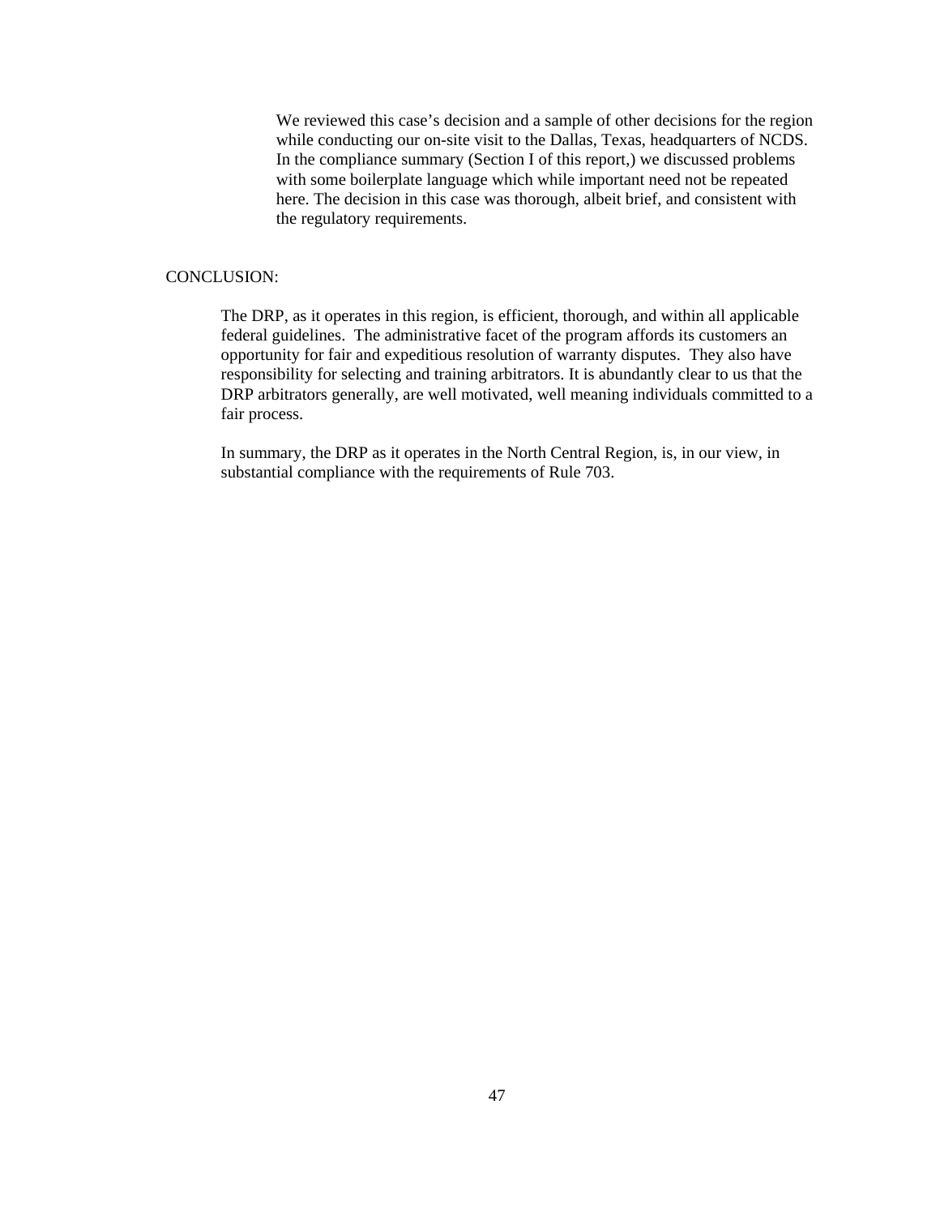We reviewed this case's decision and a sample of other decisions for the region while conducting our on-site visit to the Dallas, Texas, headquarters of NCDS. In the compliance summary (Section I of this report,) we discussed problems with some boilerplate language which while important need not be repeated here. The decision in this case was thorough, albeit brief, and consistent with the regulatory requirements.

CONCLUSION:

The DRP, as it operates in this region, is efficient, thorough, and within all applicable federal guidelines. The administrative facet of the program affords its customers an opportunity for fair and expeditious resolution of warranty disputes. They also have responsibility for selecting and training arbitrators. It is abundantly clear to us that the DRP arbitrators generally, are well motivated, well meaning individuals committed to a fair process.

In summary, the DRP as it operates in the North Central Region, is, in our view, in substantial compliance with the requirements of Rule 703.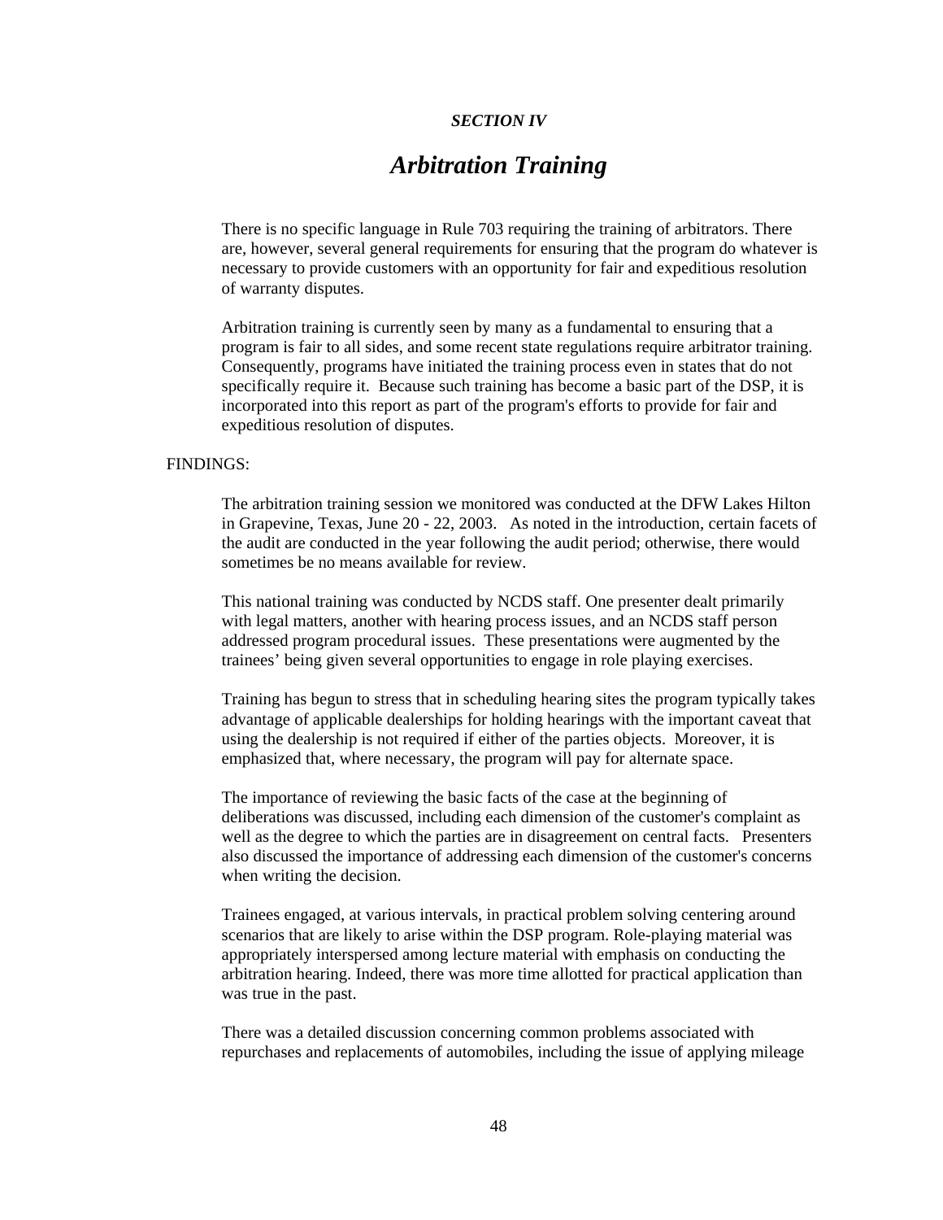***SECTION IV***

# *Arbitration Training*

There is no specific language in Rule 703 requiring the training of arbitrators. There are, however, several general requirements for ensuring that the program do whatever is necessary to provide customers with an opportunity for fair and expeditious resolution of warranty disputes.

Arbitration training is currently seen by many as a fundamental to ensuring that a program is fair to all sides, and some recent state regulations require arbitrator training. Consequently, programs have initiated the training process even in states that do not specifically require it. Because such training has become a basic part of the DSP, it is incorporated into this report as part of the program's efforts to provide for fair and expeditious resolution of disputes.

FINDINGS:

The arbitration training session we monitored was conducted at the DFW Lakes Hilton in Grapevine, Texas, June 20 - 22, 2003. As noted in the introduction, certain facets of the audit are conducted in the year following the audit period; otherwise, there would sometimes be no means available for review.

This national training was conducted by NCDS staff. One presenter dealt primarily with legal matters, another with hearing process issues, and an NCDS staff person addressed program procedural issues. These presentations were augmented by the trainees' being given several opportunities to engage in role playing exercises.

Training has begun to stress that in scheduling hearing sites the program typically takes advantage of applicable dealerships for holding hearings with the important caveat that using the dealership is not required if either of the parties objects. Moreover, it is emphasized that, where necessary, the program will pay for alternate space.

The importance of reviewing the basic facts of the case at the beginning of deliberations was discussed, including each dimension of the customer's complaint as well as the degree to which the parties are in disagreement on central facts. Presenters also discussed the importance of addressing each dimension of the customer's concerns when writing the decision.

Trainees engaged, at various intervals, in practical problem solving centering around scenarios that are likely to arise within the DSP program. Role-playing material was appropriately interspersed among lecture material with emphasis on conducting the arbitration hearing. Indeed, there was more time allotted for practical application than was true in the past.

There was a detailed discussion concerning common problems associated with repurchases and replacements of automobiles, including the issue of applying mileage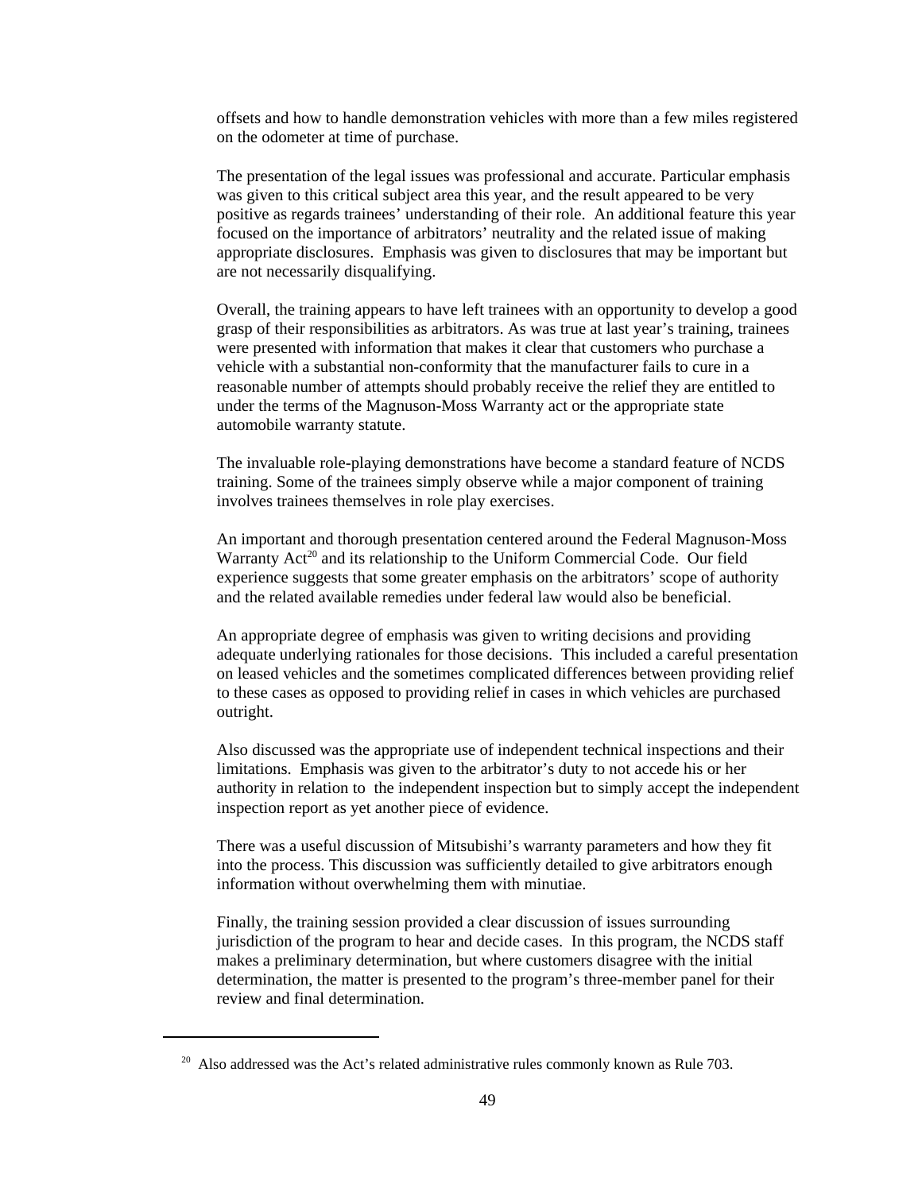offsets and how to handle demonstration vehicles with more than a few miles registered on the odometer at time of purchase.

The presentation of the legal issues was professional and accurate. Particular emphasis was given to this critical subject area this year, and the result appeared to be very positive as regards trainees' understanding of their role. An additional feature this year focused on the importance of arbitrators' neutrality and the related issue of making appropriate disclosures. Emphasis was given to disclosures that may be important but are not necessarily disqualifying.

Overall, the training appears to have left trainees with an opportunity to develop a good grasp of their responsibilities as arbitrators. As was true at last year's training, trainees were presented with information that makes it clear that customers who purchase a vehicle with a substantial non-conformity that the manufacturer fails to cure in a reasonable number of attempts should probably receive the relief they are entitled to under the terms of the Magnuson-Moss Warranty act or the appropriate state automobile warranty statute.

The invaluable role-playing demonstrations have become a standard feature of NCDS training. Some of the trainees simply observe while a major component of training involves trainees themselves in role play exercises.

An important and thorough presentation centered around the Federal Magnuson-Moss Warranty Act[20] and its relationship to the Uniform Commercial Code. Our field experience suggests that some greater emphasis on the arbitrators' scope of authority and the related available remedies under federal law would also be beneficial.

An appropriate degree of emphasis was given to writing decisions and providing adequate underlying rationales for those decisions. This included a careful presentation on leased vehicles and the sometimes complicated differences between providing relief to these cases as opposed to providing relief in cases in which vehicles are purchased outright.

Also discussed was the appropriate use of independent technical inspections and their limitations. Emphasis was given to the arbitrator's duty to not accede his or her authority in relation to the independent inspection but to simply accept the independent inspection report as yet another piece of evidence.

There was a useful discussion of Mitsubishi's warranty parameters and how they fit into the process. This discussion was sufficiently detailed to give arbitrators enough information without overwhelming them with minutiae.

Finally, the training session provided a clear discussion of issues surrounding jurisdiction of the program to hear and decide cases. In this program, the NCDS staff makes a preliminary determination, but where customers disagree with the initial determination, the matter is presented to the program's three-member panel for their review and final determination.

---

[20] Also addressed was the Act's related administrative rules commonly known as Rule 703.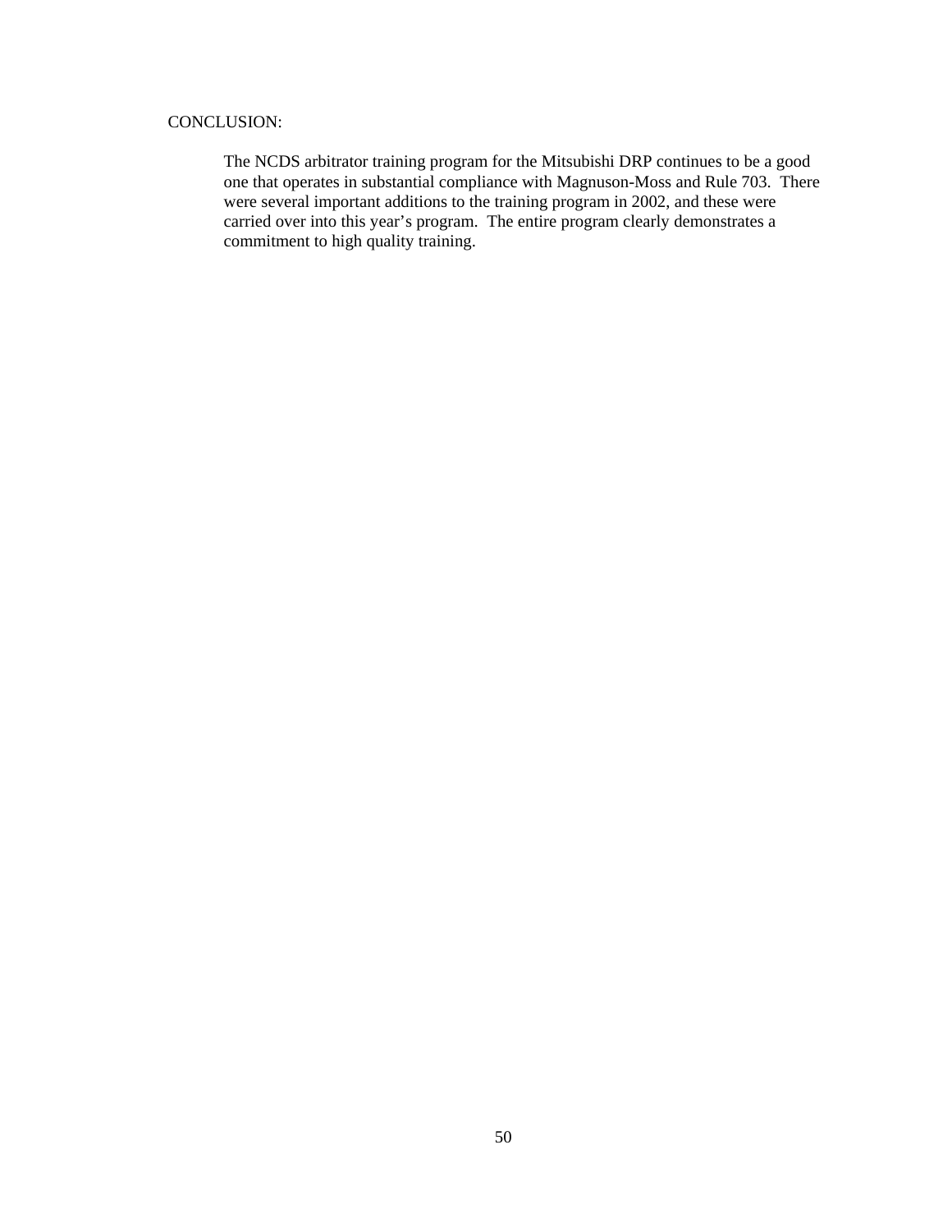CONCLUSION:

The NCDS arbitrator training program for the Mitsubishi DRP continues to be a good one that operates in substantial compliance with Magnuson-Moss and Rule 703. There were several important additions to the training program in 2002, and these were carried over into this year's program. The entire program clearly demonstrates a commitment to high quality training.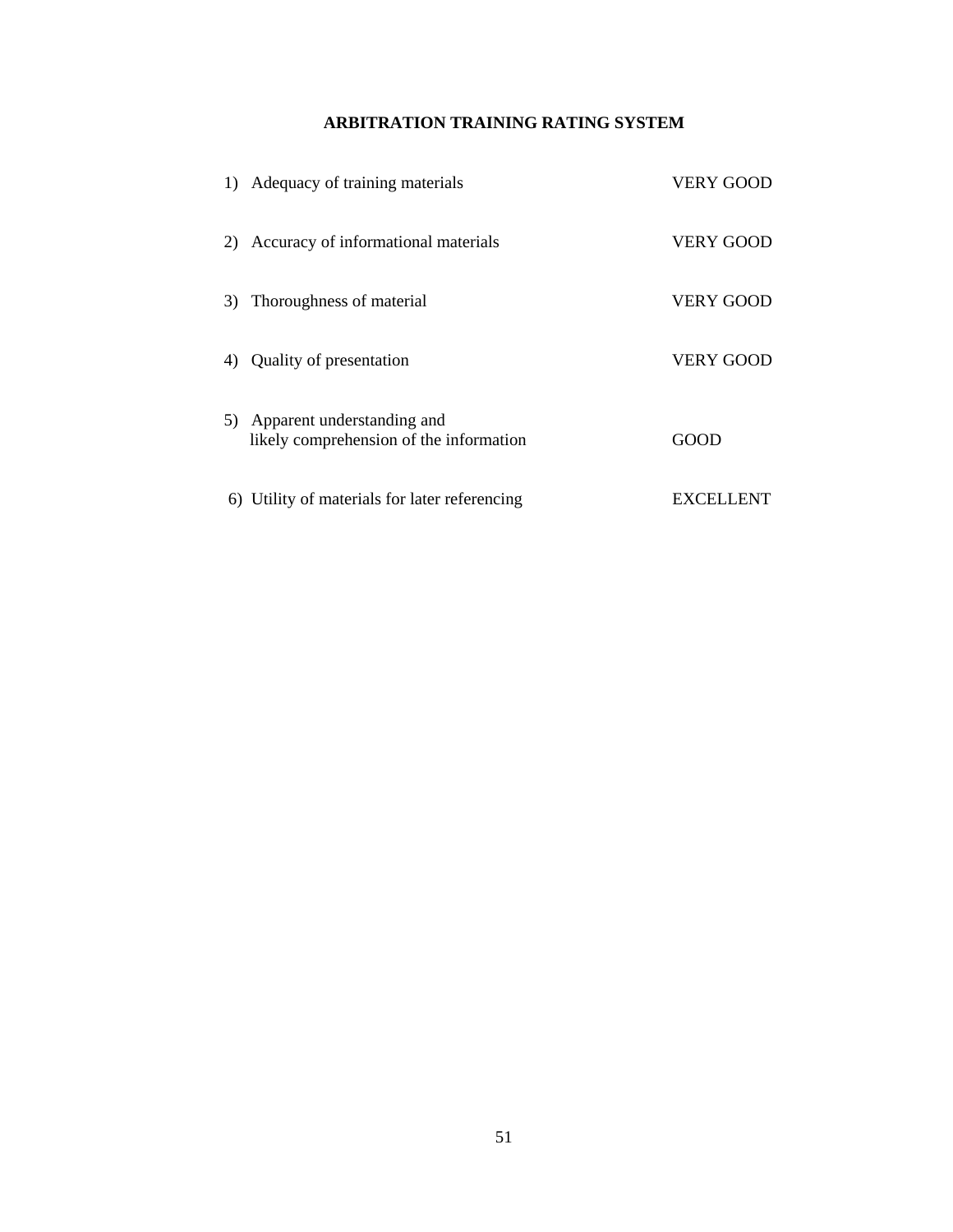**ARBITRATION TRAINING RATING SYSTEM**

| | |
|---|---|
| 1) Adequacy of training materials | VERY GOOD |
| 2) Accuracy of informational materials | VERY GOOD |
| 3) Thoroughness of material | VERY GOOD |
| 4) Quality of presentation | VERY GOOD |
| 5) Apparent understanding and likely comprehension of the information | GOOD |
| 6) Utility of materials for later referencing | EXCELLENT |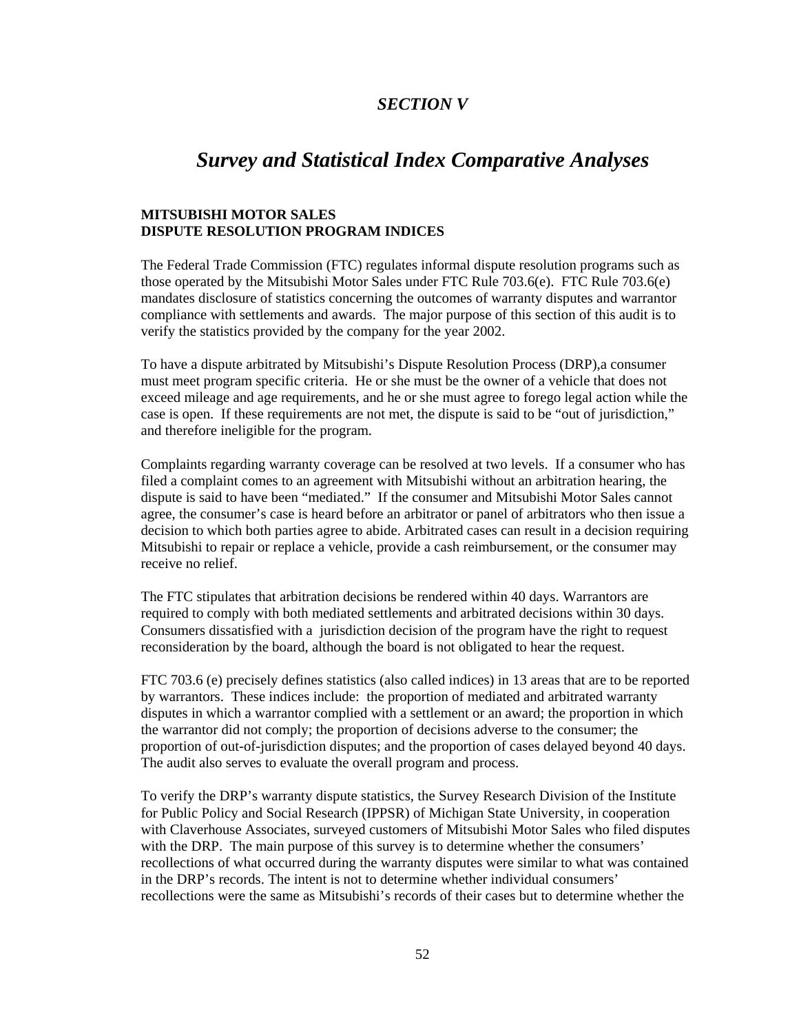## *SECTION V*

# *Survey and Statistical Index Comparative Analyses*

**MITSUBISHI MOTOR SALES**
**DISPUTE RESOLUTION PROGRAM INDICES**

The Federal Trade Commission (FTC) regulates informal dispute resolution programs such as those operated by the Mitsubishi Motor Sales under FTC Rule 703.6(e). FTC Rule 703.6(e) mandates disclosure of statistics concerning the outcomes of warranty disputes and warrantor compliance with settlements and awards. The major purpose of this section of this audit is to verify the statistics provided by the company for the year 2002.

To have a dispute arbitrated by Mitsubishi's Dispute Resolution Process (DRP),a consumer must meet program specific criteria. He or she must be the owner of a vehicle that does not exceed mileage and age requirements, and he or she must agree to forego legal action while the case is open. If these requirements are not met, the dispute is said to be "out of jurisdiction," and therefore ineligible for the program.

Complaints regarding warranty coverage can be resolved at two levels. If a consumer who has filed a complaint comes to an agreement with Mitsubishi without an arbitration hearing, the dispute is said to have been "mediated." If the consumer and Mitsubishi Motor Sales cannot agree, the consumer's case is heard before an arbitrator or panel of arbitrators who then issue a decision to which both parties agree to abide. Arbitrated cases can result in a decision requiring Mitsubishi to repair or replace a vehicle, provide a cash reimbursement, or the consumer may receive no relief.

The FTC stipulates that arbitration decisions be rendered within 40 days. Warrantors are required to comply with both mediated settlements and arbitrated decisions within 30 days. Consumers dissatisfied with a jurisdiction decision of the program have the right to request reconsideration by the board, although the board is not obligated to hear the request.

FTC 703.6 (e) precisely defines statistics (also called indices) in 13 areas that are to be reported by warrantors. These indices include: the proportion of mediated and arbitrated warranty disputes in which a warrantor complied with a settlement or an award; the proportion in which the warrantor did not comply; the proportion of decisions adverse to the consumer; the proportion of out-of-jurisdiction disputes; and the proportion of cases delayed beyond 40 days. The audit also serves to evaluate the overall program and process.

To verify the DRP's warranty dispute statistics, the Survey Research Division of the Institute for Public Policy and Social Research (IPPSR) of Michigan State University, in cooperation with Claverhouse Associates, surveyed customers of Mitsubishi Motor Sales who filed disputes with the DRP. The main purpose of this survey is to determine whether the consumers' recollections of what occurred during the warranty disputes were similar to what was contained in the DRP's records. The intent is not to determine whether individual consumers' recollections were the same as Mitsubishi's records of their cases but to determine whether the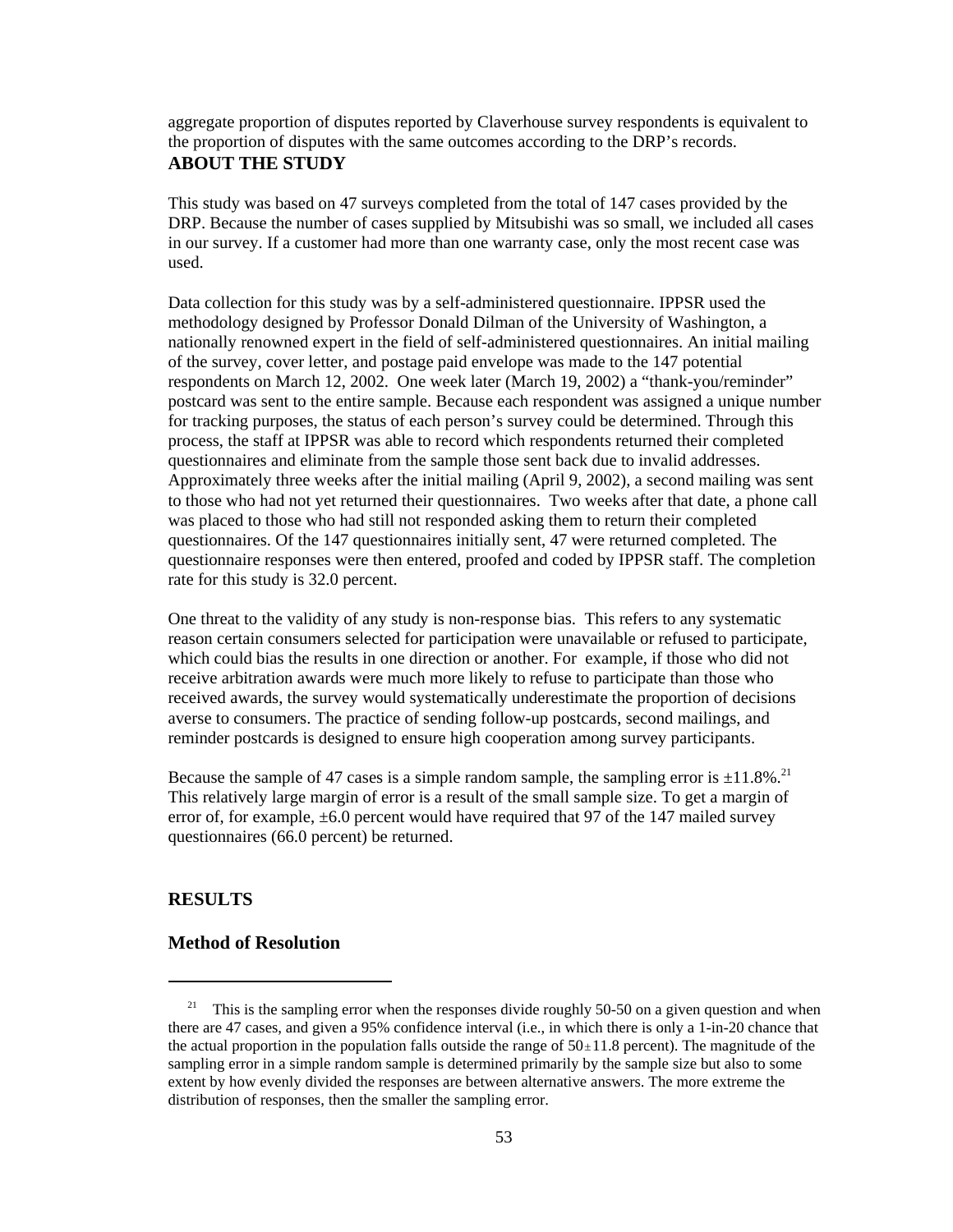aggregate proportion of disputes reported by Claverhouse survey respondents is equivalent to the proportion of disputes with the same outcomes according to the DRP's records.

## ABOUT THE STUDY

This study was based on 47 surveys completed from the total of 147 cases provided by the DRP. Because the number of cases supplied by Mitsubishi was so small, we included all cases in our survey. If a customer had more than one warranty case, only the most recent case was used.

Data collection for this study was by a self-administered questionnaire. IPPSR used the methodology designed by Professor Donald Dilman of the University of Washington, a nationally renowned expert in the field of self-administered questionnaires. An initial mailing of the survey, cover letter, and postage paid envelope was made to the 147 potential respondents on March 12, 2002. One week later (March 19, 2002) a "thank-you/reminder" postcard was sent to the entire sample. Because each respondent was assigned a unique number for tracking purposes, the status of each person's survey could be determined. Through this process, the staff at IPPSR was able to record which respondents returned their completed questionnaires and eliminate from the sample those sent back due to invalid addresses. Approximately three weeks after the initial mailing (April 9, 2002), a second mailing was sent to those who had not yet returned their questionnaires. Two weeks after that date, a phone call was placed to those who had still not responded asking them to return their completed questionnaires. Of the 147 questionnaires initially sent, 47 were returned completed. The questionnaire responses were then entered, proofed and coded by IPPSR staff. The completion rate for this study is 32.0 percent.

One threat to the validity of any study is non-response bias. This refers to any systematic reason certain consumers selected for participation were unavailable or refused to participate, which could bias the results in one direction or another. For example, if those who did not receive arbitration awards were much more likely to refuse to participate than those who received awards, the survey would systematically underestimate the proportion of decisions averse to consumers. The practice of sending follow-up postcards, second mailings, and reminder postcards is designed to ensure high cooperation among survey participants.

Because the sample of 47 cases is a simple random sample, the sampling error is ±11.8%.[21] This relatively large margin of error is a result of the small sample size. To get a margin of error of, for example, ±6.0 percent would have required that 97 of the 147 mailed survey questionnaires (66.0 percent) be returned.

## RESULTS

### Method of Resolution

---

[21] This is the sampling error when the responses divide roughly 50-50 on a given question and when there are 47 cases, and given a 95% confidence interval (i.e., in which there is only a 1-in-20 chance that the actual proportion in the population falls outside the range of 50±11.8 percent). The magnitude of the sampling error in a simple random sample is determined primarily by the sample size but also to some extent by how evenly divided the responses are between alternative answers. The more extreme the distribution of responses, then the smaller the sampling error.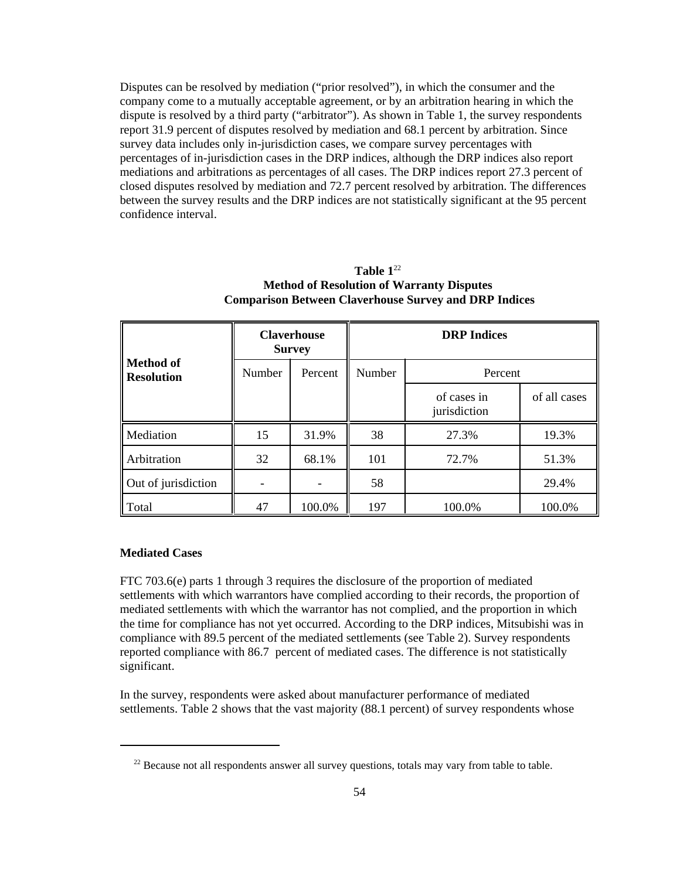Disputes can be resolved by mediation ("prior resolved"), in which the consumer and the company come to a mutually acceptable agreement, or by an arbitration hearing in which the dispute is resolved by a third party ("arbitrator"). As shown in Table 1, the survey respondents report 31.9 percent of disputes resolved by mediation and 68.1 percent by arbitration. Since survey data includes only in-jurisdiction cases, we compare survey percentages with percentages of in-jurisdiction cases in the DRP indices, although the DRP indices also report mediations and arbitrations as percentages of all cases. The DRP indices report 27.3 percent of closed disputes resolved by mediation and 72.7 percent resolved by arbitration. The differences between the survey results and the DRP indices are not statistically significant at the 95 percent confidence interval.

**Table 1**[22]
**Method of Resolution of Warranty Disputes**
**Comparison Between Claverhouse Survey and DRP Indices**

| Method of Resolution | Claverhouse Survey | | DRP Indices | | |
|---|---|---|---|---|---|
| | Number | Percent | Number | Percent | |
| | | | | of cases in jurisdiction | of all cases |
| Mediation | 15 | 31.9% | 38 | 27.3% | 19.3% |
| Arbitration | 32 | 68.1% | 101 | 72.7% | 51.3% |
| Out of jurisdiction | - | - | 58 | | 29.4% |
| Total | 47 | 100.0% | 197 | 100.0% | 100.0% |

### Mediated Cases

FTC 703.6(e) parts 1 through 3 requires the disclosure of the proportion of mediated settlements with which warrantors have complied according to their records, the proportion of mediated settlements with which the warrantor has not complied, and the proportion in which the time for compliance has not yet occurred. According to the DRP indices, Mitsubishi was in compliance with 89.5 percent of the mediated settlements (see Table 2). Survey respondents reported compliance with 86.7 percent of mediated cases. The difference is not statistically significant.

In the survey, respondents were asked about manufacturer performance of mediated settlements. Table 2 shows that the vast majority (88.1 percent) of survey respondents whose

[22] Because not all respondents answer all survey questions, totals may vary from table to table.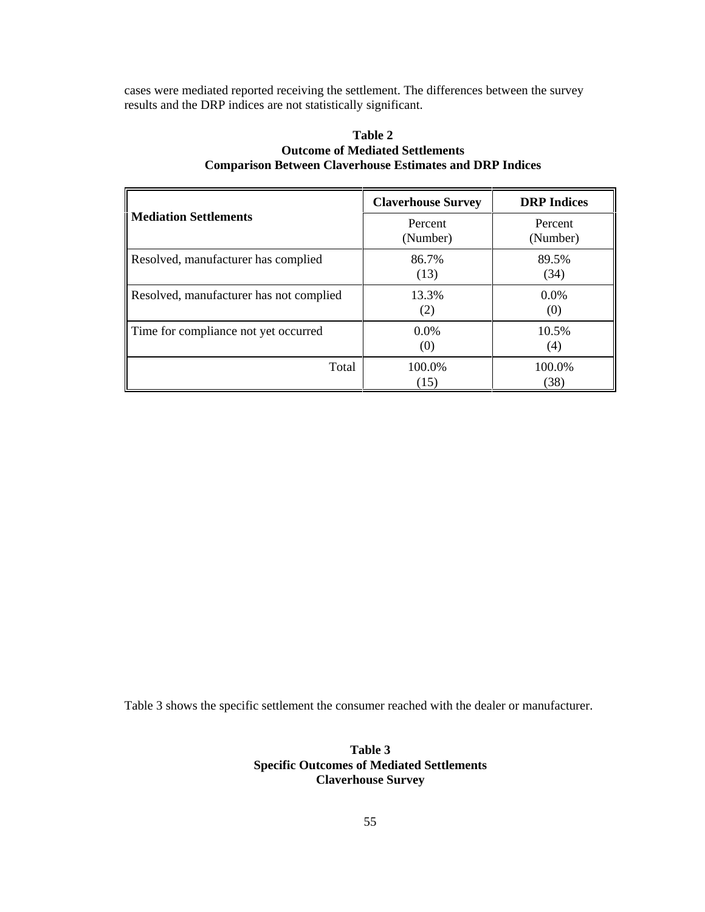cases were mediated reported receiving the settlement. The differences between the survey results and the DRP indices are not statistically significant.

**Table 2**
**Outcome of Mediated Settlements**
**Comparison Between Claverhouse Estimates and DRP Indices**

| **Mediation Settlements** | **Claverhouse Survey** Percent (Number) | **DRP Indices** Percent (Number) |
|---|---|---|
| Resolved, manufacturer has complied | 86.7% (13) | 89.5% (34) |
| Resolved, manufacturer has not complied | 13.3% (2) | 0.0% (0) |
| Time for compliance not yet occurred | 0.0% (0) | 10.5% (4) |
| Total | 100.0% (15) | 100.0% (38) |

Table 3 shows the specific settlement the consumer reached with the dealer or manufacturer.

**Table 3**
**Specific Outcomes of Mediated Settlements**
**Claverhouse Survey**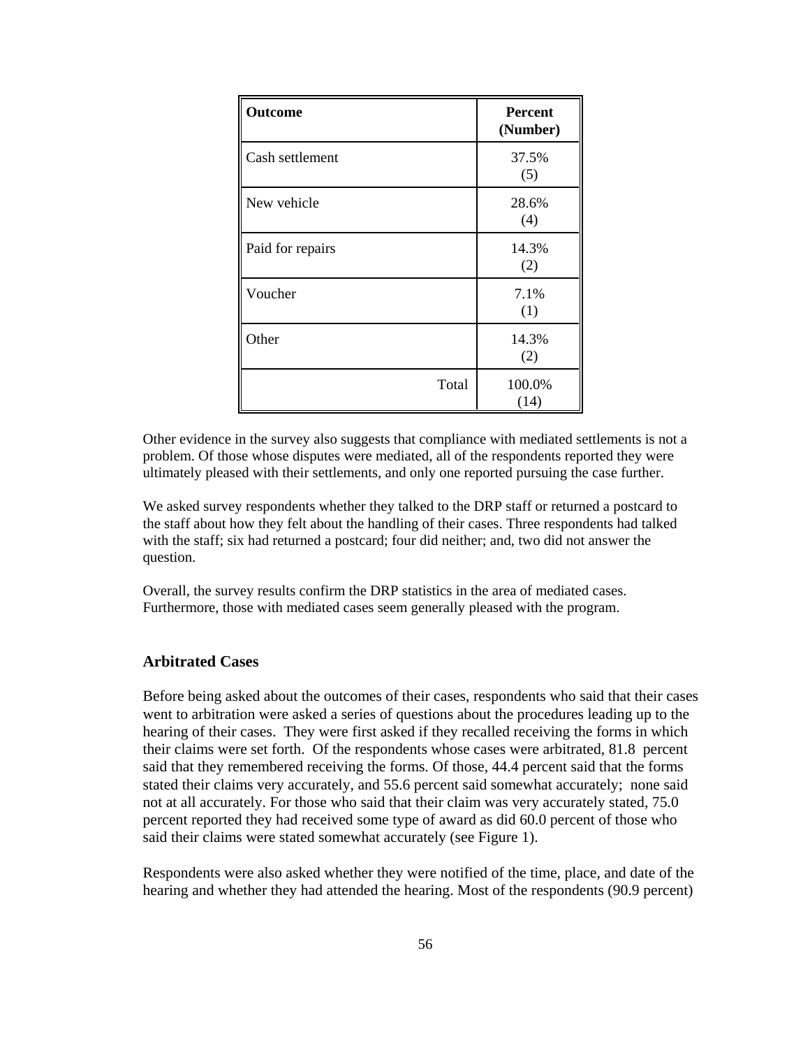| Outcome | Percent (Number) |
|---|---|
| Cash settlement | 37.5% (5) |
| New vehicle | 28.6% (4) |
| Paid for repairs | 14.3% (2) |
| Voucher | 7.1% (1) |
| Other | 14.3% (2) |
| Total | 100.0% (14) |

Other evidence in the survey also suggests that compliance with mediated settlements is not a problem. Of those whose disputes were mediated, all of the respondents reported they were ultimately pleased with their settlements, and only one reported pursuing the case further.

We asked survey respondents whether they talked to the DRP staff or returned a postcard to the staff about how they felt about the handling of their cases. Three respondents had talked with the staff; six had returned a postcard; four did neither; and, two did not answer the question.

Overall, the survey results confirm the DRP statistics in the area of mediated cases. Furthermore, those with mediated cases seem generally pleased with the program.

### Arbitrated Cases

Before being asked about the outcomes of their cases, respondents who said that their cases went to arbitration were asked a series of questions about the procedures leading up to the hearing of their cases. They were first asked if they recalled receiving the forms in which their claims were set forth. Of the respondents whose cases were arbitrated, 81.8 percent said that they remembered receiving the forms. Of those, 44.4 percent said that the forms stated their claims very accurately, and 55.6 percent said somewhat accurately; none said not at all accurately. For those who said that their claim was very accurately stated, 75.0 percent reported they had received some type of award as did 60.0 percent of those who said their claims were stated somewhat accurately (see Figure 1).

Respondents were also asked whether they were notified of the time, place, and date of the hearing and whether they had attended the hearing. Most of the respondents (90.9 percent)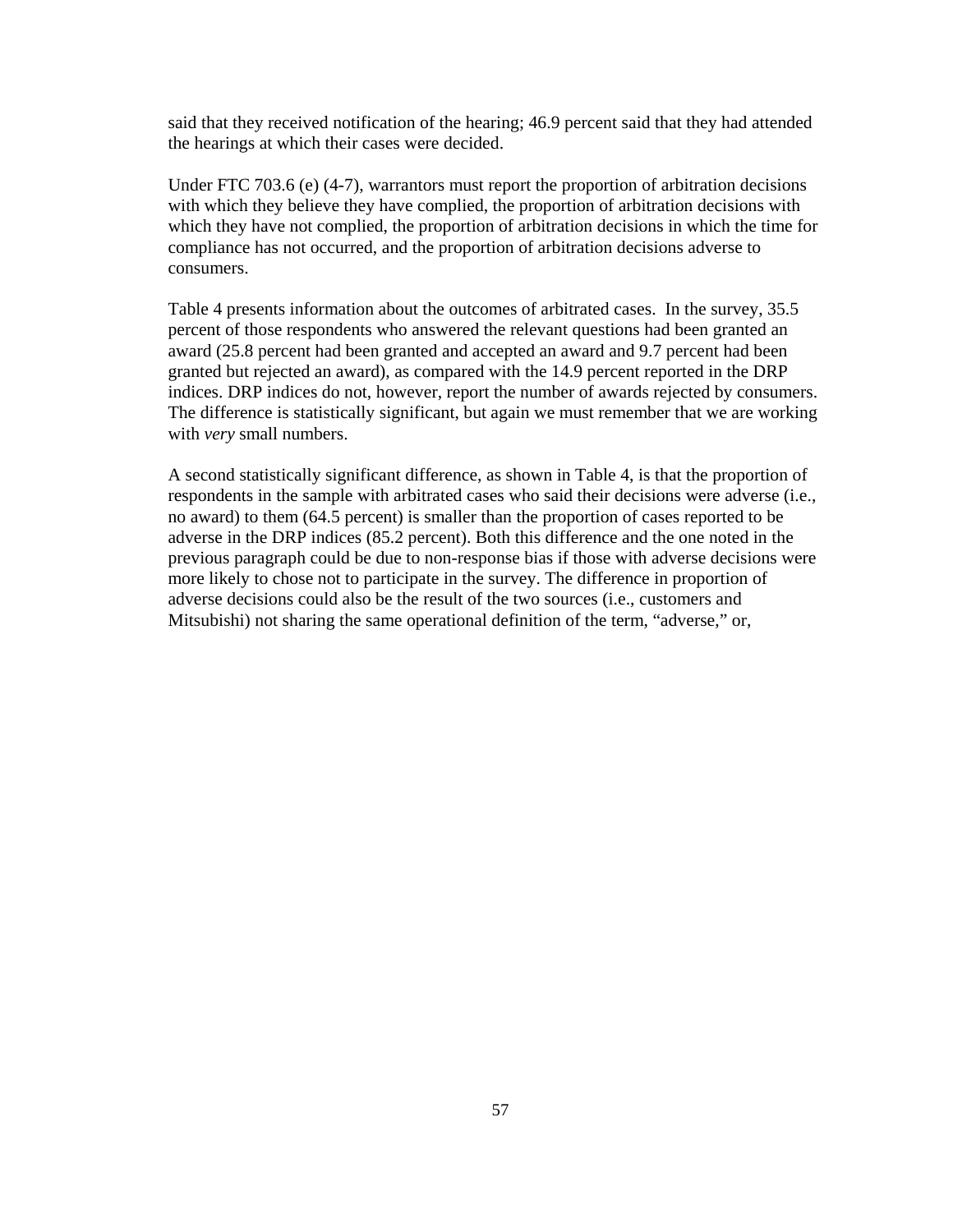said that they received notification of the hearing; 46.9 percent said that they had attended the hearings at which their cases were decided.

Under FTC 703.6 (e) (4-7), warrantors must report the proportion of arbitration decisions with which they believe they have complied, the proportion of arbitration decisions with which they have not complied, the proportion of arbitration decisions in which the time for compliance has not occurred, and the proportion of arbitration decisions adverse to consumers.

Table 4 presents information about the outcomes of arbitrated cases. In the survey, 35.5 percent of those respondents who answered the relevant questions had been granted an award (25.8 percent had been granted and accepted an award and 9.7 percent had been granted but rejected an award), as compared with the 14.9 percent reported in the DRP indices. DRP indices do not, however, report the number of awards rejected by consumers. The difference is statistically significant, but again we must remember that we are working with *very* small numbers.

A second statistically significant difference, as shown in Table 4, is that the proportion of respondents in the sample with arbitrated cases who said their decisions were adverse (i.e., no award) to them (64.5 percent) is smaller than the proportion of cases reported to be adverse in the DRP indices (85.2 percent). Both this difference and the one noted in the previous paragraph could be due to non-response bias if those with adverse decisions were more likely to chose not to participate in the survey. The difference in proportion of adverse decisions could also be the result of the two sources (i.e., customers and Mitsubishi) not sharing the same operational definition of the term, “adverse,” or,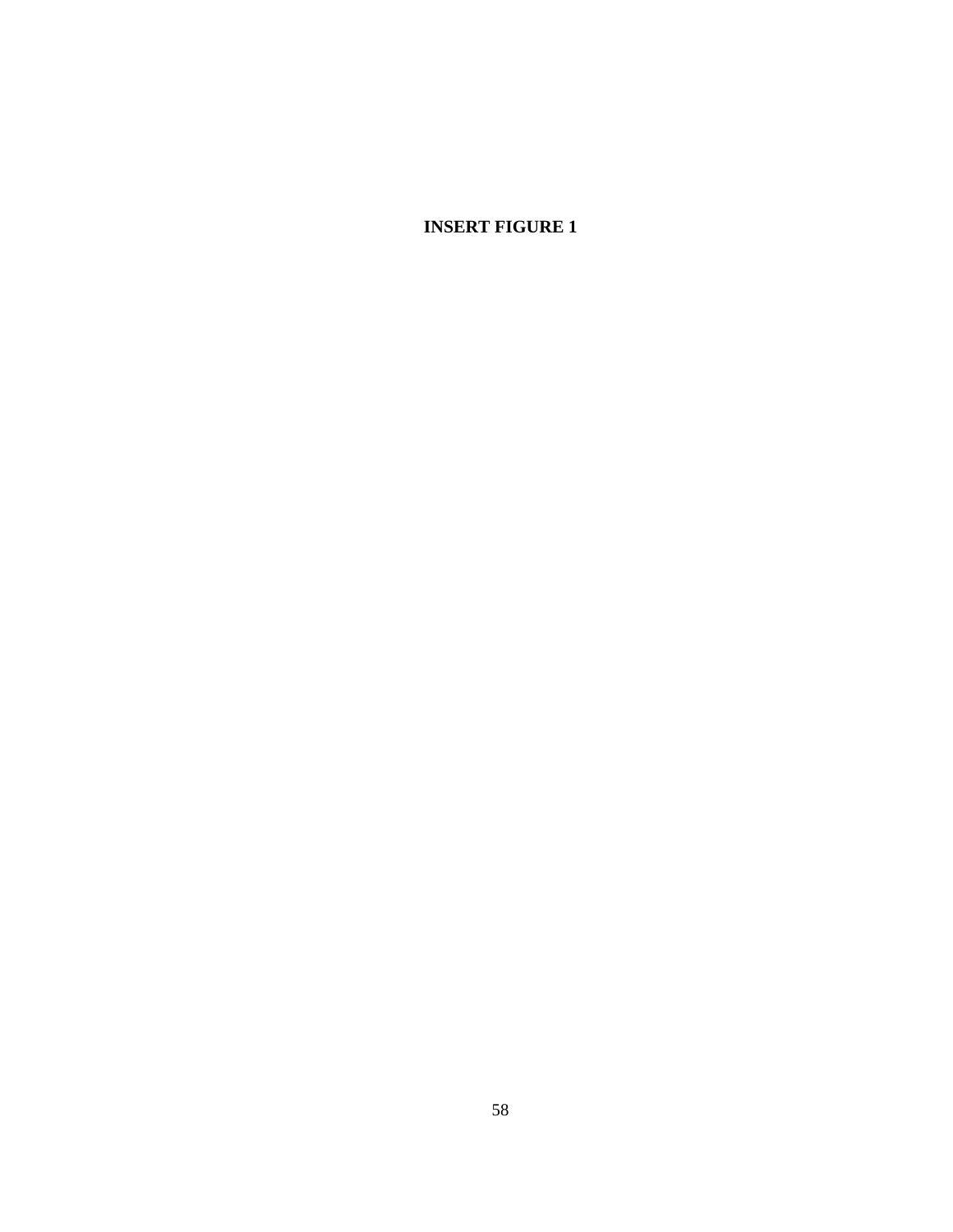**INSERT FIGURE 1**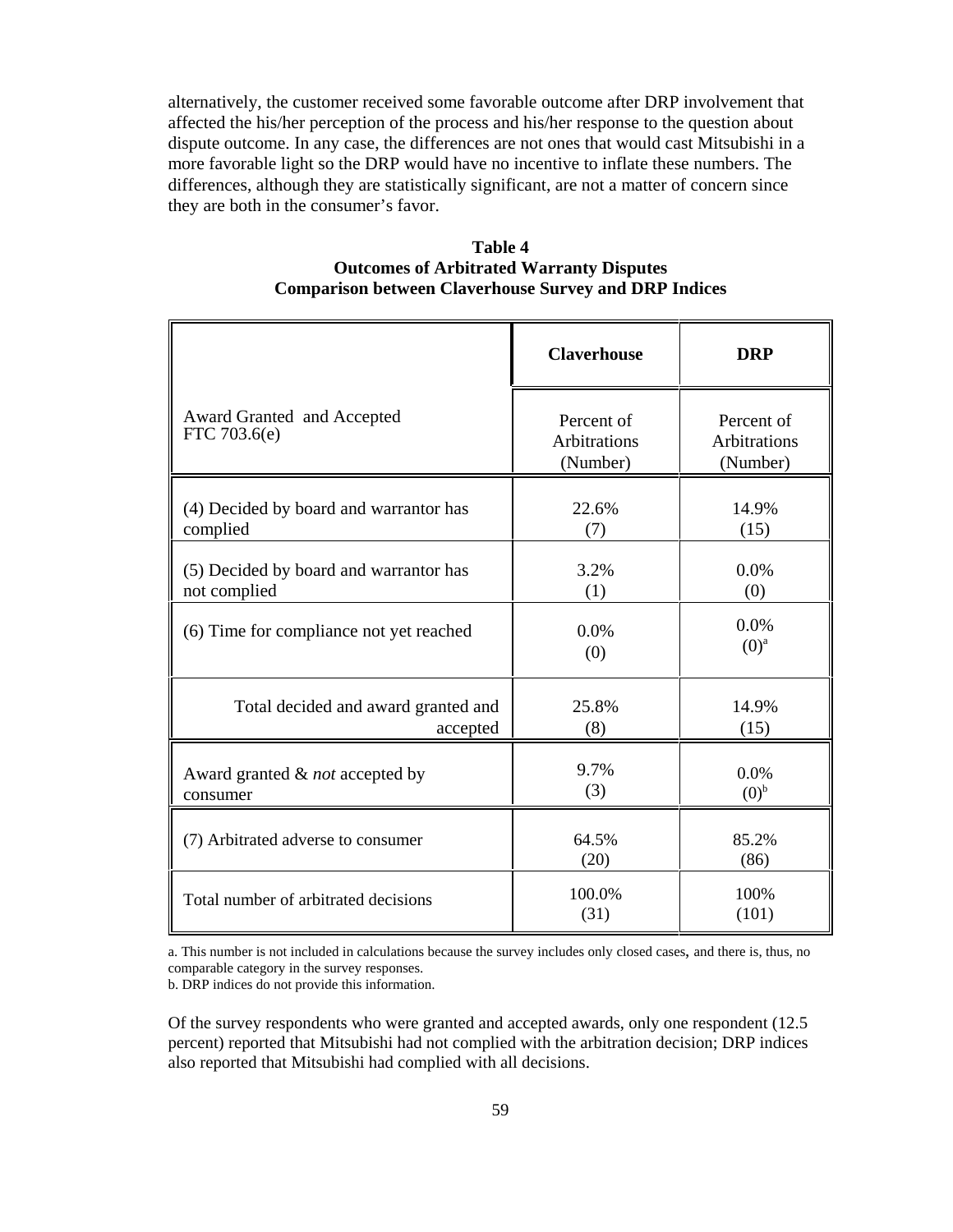alternatively, the customer received some favorable outcome after DRP involvement that affected the his/her perception of the process and his/her response to the question about dispute outcome. In any case, the differences are not ones that would cast Mitsubishi in a more favorable light so the DRP would have no incentive to inflate these numbers. The differences, although they are statistically significant, are not a matter of concern since they are both in the consumer's favor.

**Table 4**
**Outcomes of Arbitrated Warranty Disputes**
**Comparison between Claverhouse Survey and DRP Indices**

| | **Claverhouse** | **DRP** |
|---|---|---|
| Award Granted and Accepted FTC 703.6(e) | Percent of Arbitrations (Number) | Percent of Arbitrations (Number) |
| (4) Decided by board and warrantor has complied | 22.6% (7) | 14.9% (15) |
| (5) Decided by board and warrantor has not complied | 3.2% (1) | 0.0% (0) |
| (6) Time for compliance not yet reached | 0.0% (0) | 0.0% (0)[a] |
| Total decided and award granted and accepted | 25.8% (8) | 14.9% (15) |
| Award granted & *not* accepted by consumer | 9.7% (3) | 0.0% (0)[b] |
| (7) Arbitrated adverse to consumer | 64.5% (20) | 85.2% (86) |
| Total number of arbitrated decisions | 100.0% (31) | 100% (101) |

a. This number is not included in calculations because the survey includes only closed cases, and there is, thus, no comparable category in the survey responses.
b. DRP indices do not provide this information.

Of the survey respondents who were granted and accepted awards, only one respondent (12.5 percent) reported that Mitsubishi had not complied with the arbitration decision; DRP indices also reported that Mitsubishi had complied with all decisions.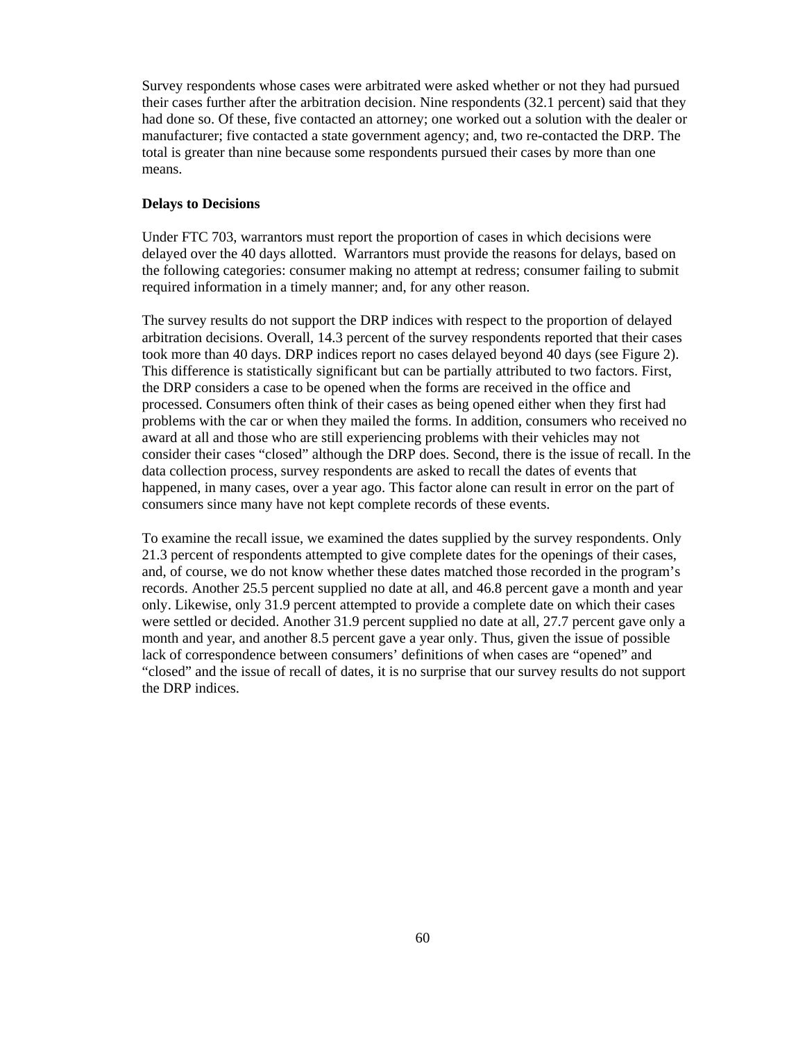Survey respondents whose cases were arbitrated were asked whether or not they had pursued their cases further after the arbitration decision. Nine respondents (32.1 percent) said that they had done so. Of these, five contacted an attorney; one worked out a solution with the dealer or manufacturer; five contacted a state government agency; and, two re-contacted the DRP. The total is greater than nine because some respondents pursued their cases by more than one means.

**Delays to Decisions**

Under FTC 703, warrantors must report the proportion of cases in which decisions were delayed over the 40 days allotted. Warrantors must provide the reasons for delays, based on the following categories: consumer making no attempt at redress; consumer failing to submit required information in a timely manner; and, for any other reason.

The survey results do not support the DRP indices with respect to the proportion of delayed arbitration decisions. Overall, 14.3 percent of the survey respondents reported that their cases took more than 40 days. DRP indices report no cases delayed beyond 40 days (see Figure 2). This difference is statistically significant but can be partially attributed to two factors. First, the DRP considers a case to be opened when the forms are received in the office and processed. Consumers often think of their cases as being opened either when they first had problems with the car or when they mailed the forms. In addition, consumers who received no award at all and those who are still experiencing problems with their vehicles may not consider their cases "closed" although the DRP does. Second, there is the issue of recall. In the data collection process, survey respondents are asked to recall the dates of events that happened, in many cases, over a year ago. This factor alone can result in error on the part of consumers since many have not kept complete records of these events.

To examine the recall issue, we examined the dates supplied by the survey respondents. Only 21.3 percent of respondents attempted to give complete dates for the openings of their cases, and, of course, we do not know whether these dates matched those recorded in the program's records. Another 25.5 percent supplied no date at all, and 46.8 percent gave a month and year only. Likewise, only 31.9 percent attempted to provide a complete date on which their cases were settled or decided. Another 31.9 percent supplied no date at all, 27.7 percent gave only a month and year, and another 8.5 percent gave a year only. Thus, given the issue of possible lack of correspondence between consumers' definitions of when cases are "opened" and "closed" and the issue of recall of dates, it is no surprise that our survey results do not support the DRP indices.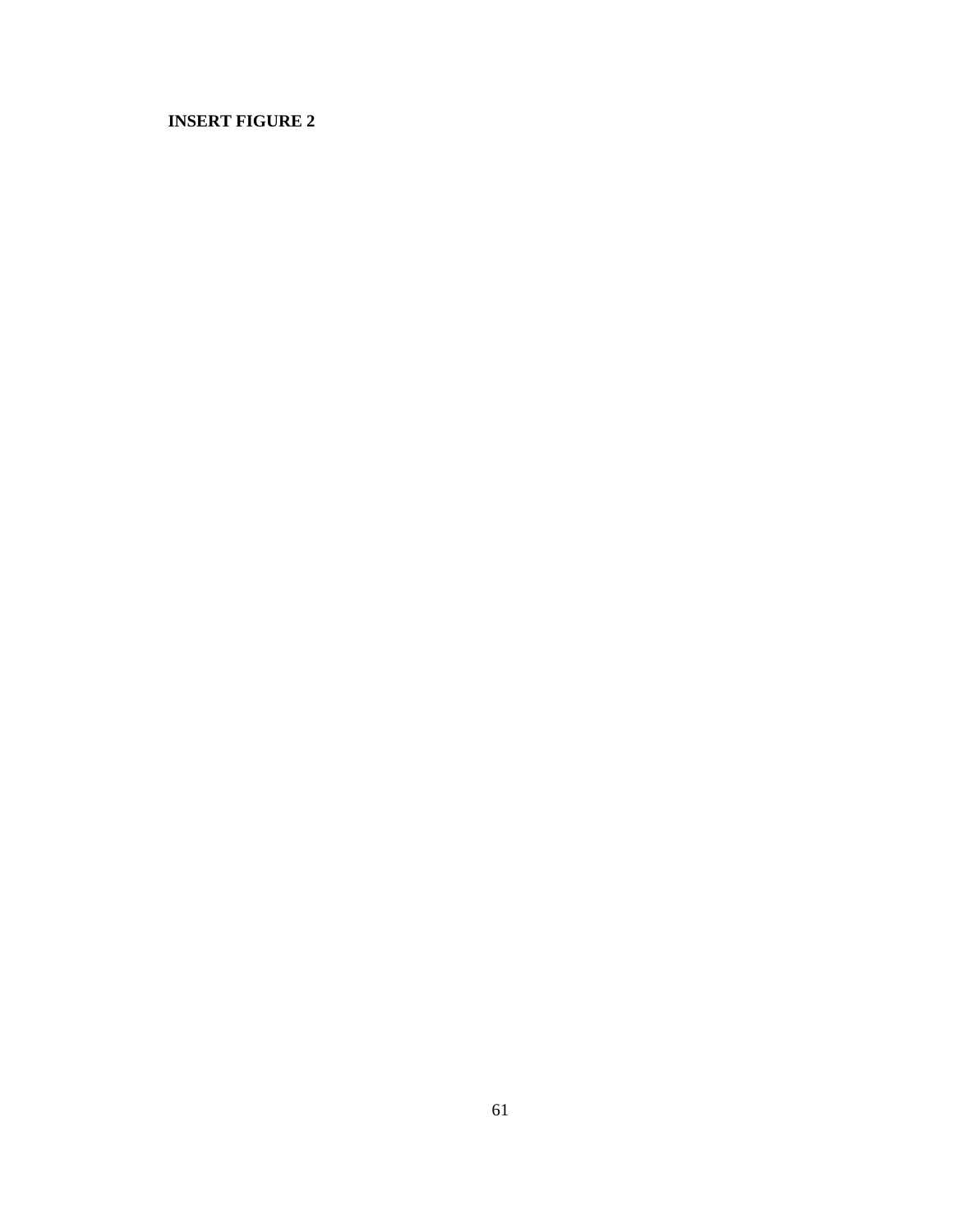**INSERT FIGURE 2**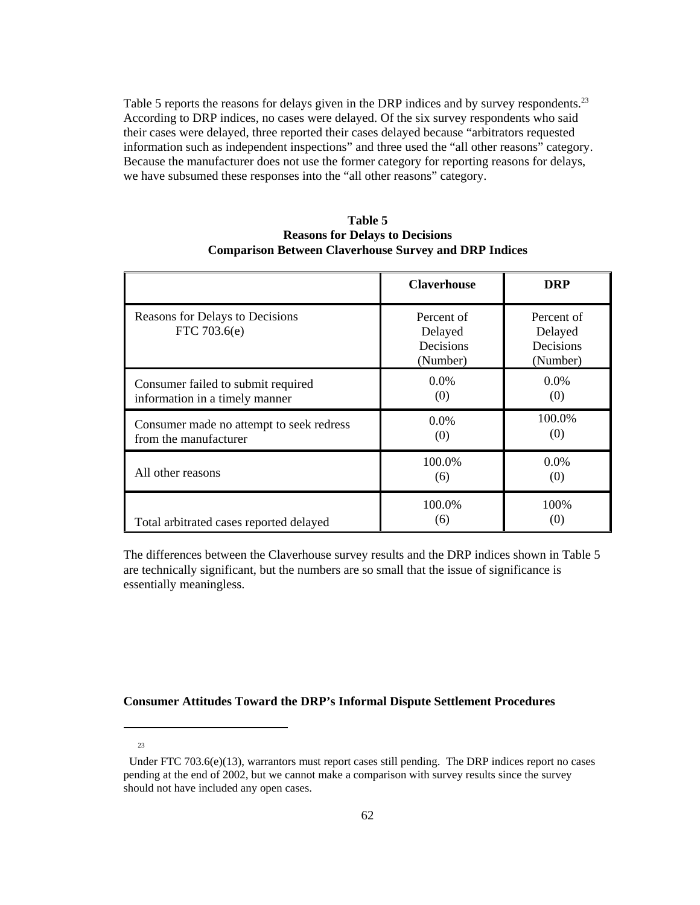Table 5 reports the reasons for delays given in the DRP indices and by survey respondents.[23] According to DRP indices, no cases were delayed. Of the six survey respondents who said their cases were delayed, three reported their cases delayed because "arbitrators requested information such as independent inspections" and three used the "all other reasons" category. Because the manufacturer does not use the former category for reporting reasons for delays, we have subsumed these responses into the "all other reasons" category.

**Table 5**
**Reasons for Delays to Decisions**
**Comparison Between Claverhouse Survey and DRP Indices**

| | **Claverhouse** | **DRP** |
|---|---|---|
| Reasons for Delays to Decisions FTC 703.6(e) | Percent of Delayed Decisions (Number) | Percent of Delayed Decisions (Number) |
| Consumer failed to submit required information in a timely manner | 0.0% (0) | 0.0% (0) |
| Consumer made no attempt to seek redress from the manufacturer | 0.0% (0) | 100.0% (0) |
| All other reasons | 100.0% (6) | 0.0% (0) |
| Total arbitrated cases reported delayed | 100.0% (6) | 100% (0) |

The differences between the Claverhouse survey results and the DRP indices shown in Table 5 are technically significant, but the numbers are so small that the issue of significance is essentially meaningless.

**Consumer Attitudes Toward the DRP's Informal Dispute Settlement Procedures**

---

[23] Under FTC 703.6(e)(13), warrantors must report cases still pending. The DRP indices report no cases pending at the end of 2002, but we cannot make a comparison with survey results since the survey should not have included any open cases.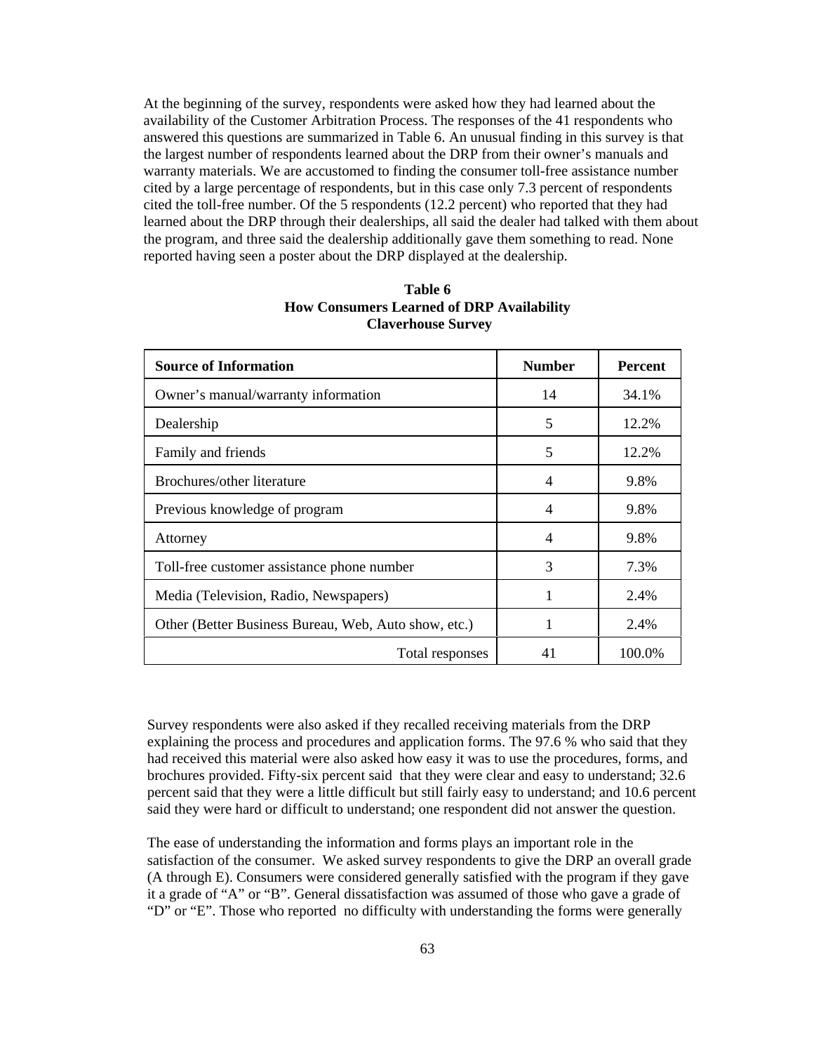At the beginning of the survey, respondents were asked how they had learned about the availability of the Customer Arbitration Process. The responses of the 41 respondents who answered this questions are summarized in Table 6. An unusual finding in this survey is that the largest number of respondents learned about the DRP from their owner's manuals and warranty materials. We are accustomed to finding the consumer toll-free assistance number cited by a large percentage of respondents, but in this case only 7.3 percent of respondents cited the toll-free number. Of the 5 respondents (12.2 percent) who reported that they had learned about the DRP through their dealerships, all said the dealer had talked with them about the program, and three said the dealership additionally gave them something to read. None reported having seen a poster about the DRP displayed at the dealership.

**Table 6**
**How Consumers Learned of DRP Availability**
**Claverhouse Survey**

| Source of Information | Number | Percent |
|---|---|---|
| Owner's manual/warranty information | 14 | 34.1% |
| Dealership | 5 | 12.2% |
| Family and friends | 5 | 12.2% |
| Brochures/other literature | 4 | 9.8% |
| Previous knowledge of program | 4 | 9.8% |
| Attorney | 4 | 9.8% |
| Toll-free customer assistance phone number | 3 | 7.3% |
| Media (Television, Radio, Newspapers) | 1 | 2.4% |
| Other (Better Business Bureau, Web, Auto show, etc.) | 1 | 2.4% |
| Total responses | 41 | 100.0% |

Survey respondents were also asked if they recalled receiving materials from the DRP explaining the process and procedures and application forms. The 97.6 % who said that they had received this material were also asked how easy it was to use the procedures, forms, and brochures provided. Fifty-six percent said that they were clear and easy to understand; 32.6 percent said that they were a little difficult but still fairly easy to understand; and 10.6 percent said they were hard or difficult to understand; one respondent did not answer the question.

The ease of understanding the information and forms plays an important role in the satisfaction of the consumer. We asked survey respondents to give the DRP an overall grade (A through E). Consumers were considered generally satisfied with the program if they gave it a grade of "A" or "B". General dissatisfaction was assumed of those who gave a grade of "D" or "E". Those who reported no difficulty with understanding the forms were generally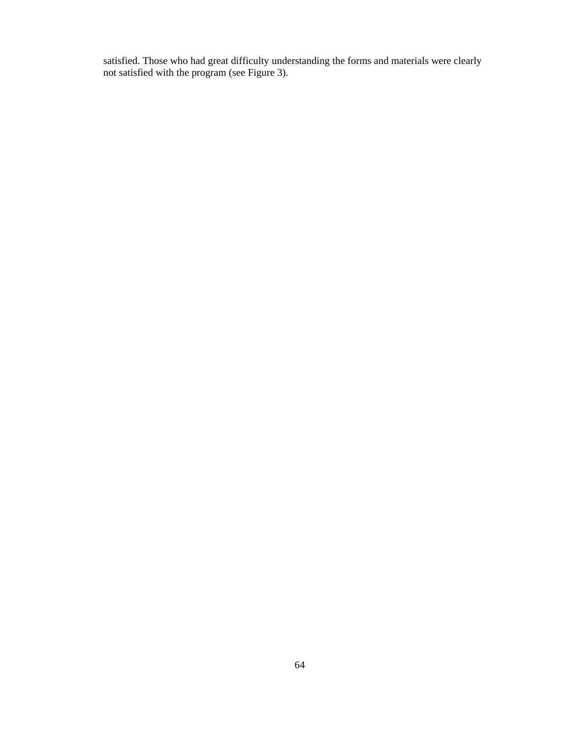satisfied. Those who had great difficulty understanding the forms and materials were clearly not satisfied with the program (see Figure 3).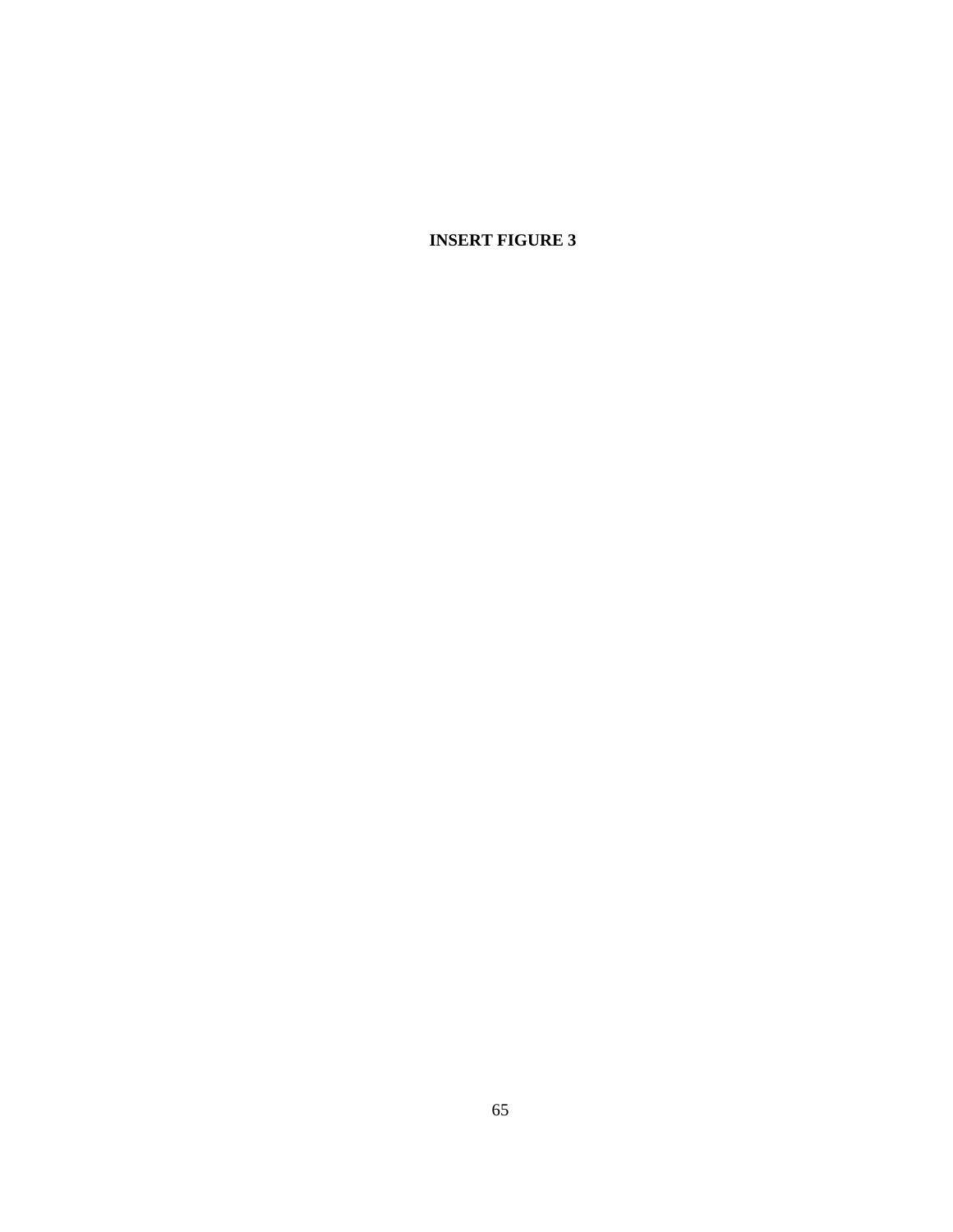**INSERT FIGURE 3**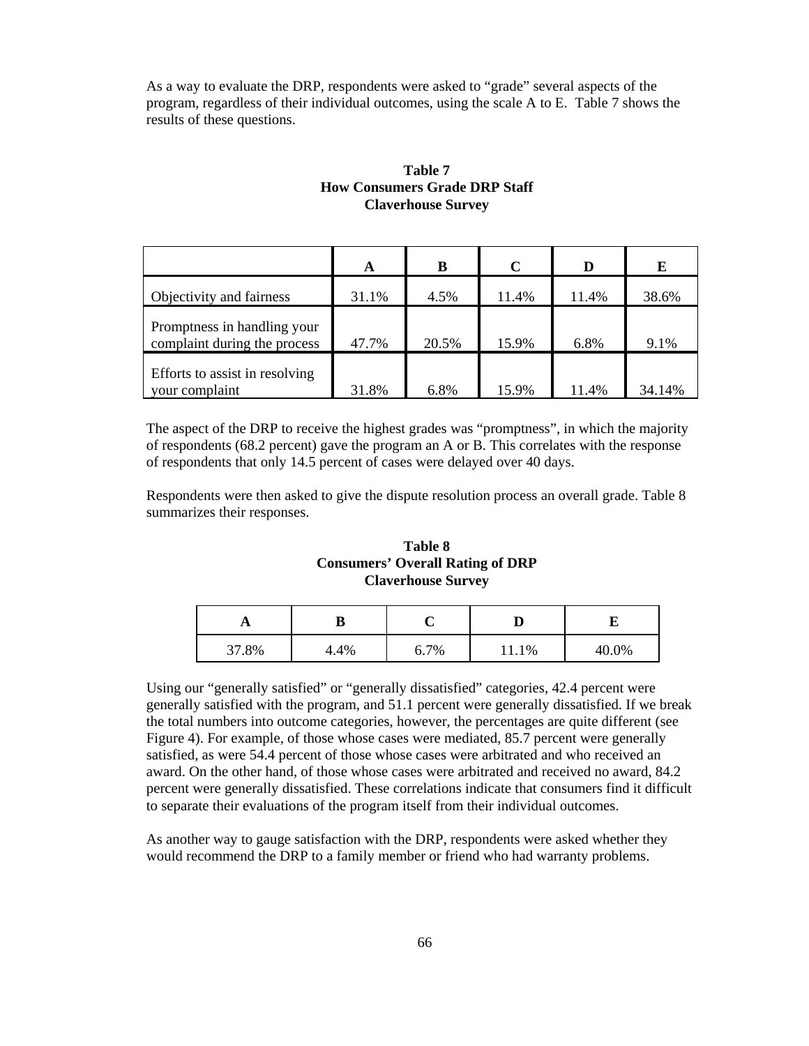As a way to evaluate the DRP, respondents were asked to "grade" several aspects of the program, regardless of their individual outcomes, using the scale A to E. Table 7 shows the results of these questions.

**Table 7**
**How Consumers Grade DRP Staff**
**Claverhouse Survey**

| | A | B | C | D | E |
|---|---|---|---|---|---|
| Objectivity and fairness | 31.1% | 4.5% | 11.4% | 11.4% | 38.6% |
| Promptness in handling your complaint during the process | 47.7% | 20.5% | 15.9% | 6.8% | 9.1% |
| Efforts to assist in resolving your complaint | 31.8% | 6.8% | 15.9% | 11.4% | 34.14% |

The aspect of the DRP to receive the highest grades was "promptness", in which the majority of respondents (68.2 percent) gave the program an A or B. This correlates with the response of respondents that only 14.5 percent of cases were delayed over 40 days.

Respondents were then asked to give the dispute resolution process an overall grade. Table 8 summarizes their responses.

**Table 8**
**Consumers' Overall Rating of DRP**
**Claverhouse Survey**

| A | B | C | D | E |
|---|---|---|---|---|
| 37.8% | 4.4% | 6.7% | 11.1% | 40.0% |

Using our "generally satisfied" or "generally dissatisfied" categories, 42.4 percent were generally satisfied with the program, and 51.1 percent were generally dissatisfied. If we break the total numbers into outcome categories, however, the percentages are quite different (see Figure 4). For example, of those whose cases were mediated, 85.7 percent were generally satisfied, as were 54.4 percent of those whose cases were arbitrated and who received an award. On the other hand, of those whose cases were arbitrated and received no award, 84.2 percent were generally dissatisfied. These correlations indicate that consumers find it difficult to separate their evaluations of the program itself from their individual outcomes.

As another way to gauge satisfaction with the DRP, respondents were asked whether they would recommend the DRP to a family member or friend who had warranty problems.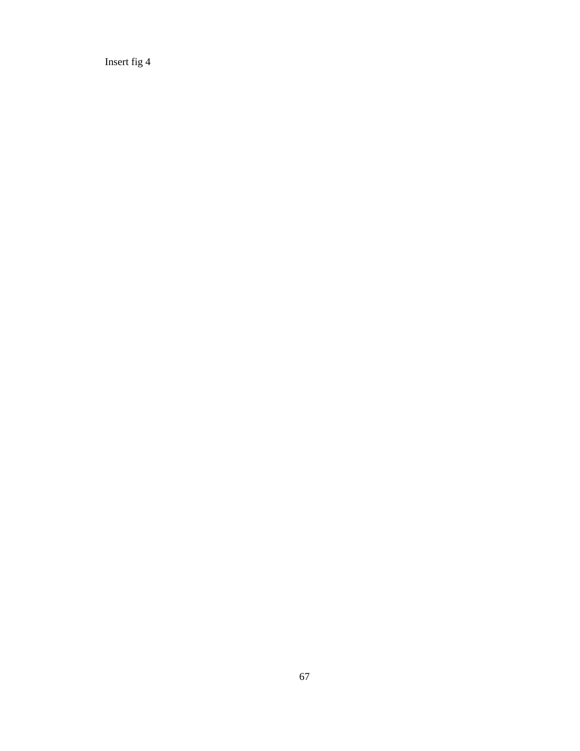Insert fig 4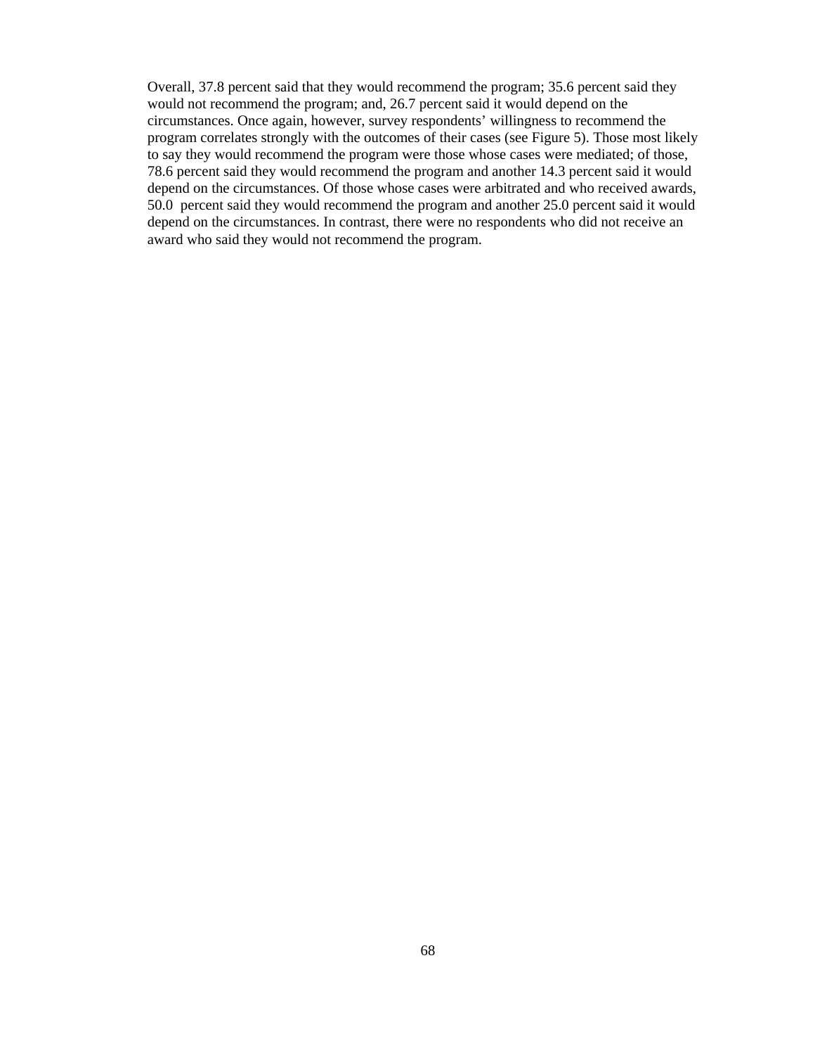Overall, 37.8 percent said that they would recommend the program; 35.6 percent said they would not recommend the program; and, 26.7 percent said it would depend on the circumstances. Once again, however, survey respondents' willingness to recommend the program correlates strongly with the outcomes of their cases (see Figure 5). Those most likely to say they would recommend the program were those whose cases were mediated; of those, 78.6 percent said they would recommend the program and another 14.3 percent said it would depend on the circumstances. Of those whose cases were arbitrated and who received awards, 50.0 percent said they would recommend the program and another 25.0 percent said it would depend on the circumstances. In contrast, there were no respondents who did not receive an award who said they would not recommend the program.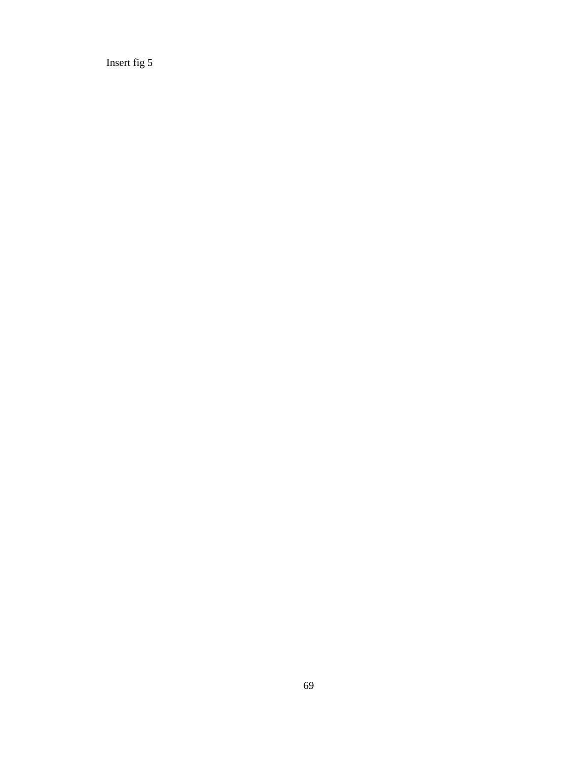Insert fig 5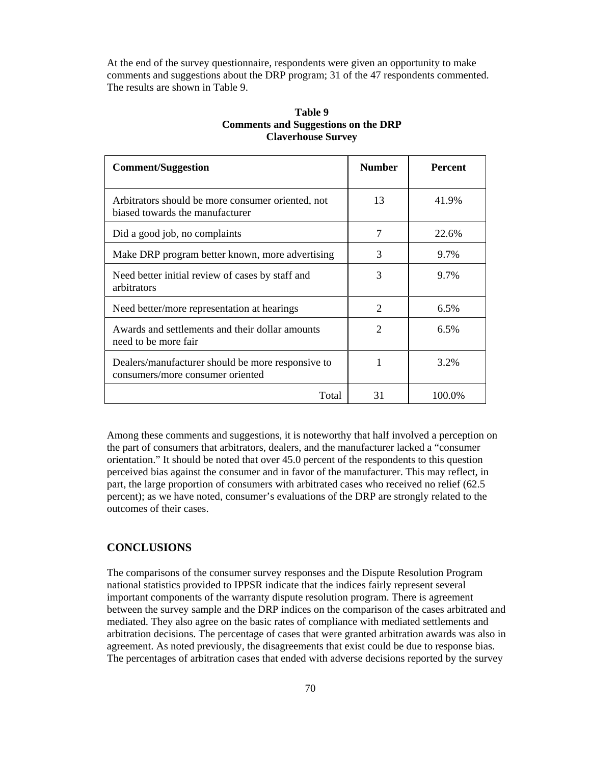At the end of the survey questionnaire, respondents were given an opportunity to make comments and suggestions about the DRP program; 31 of the 47 respondents commented. The results are shown in Table 9.

**Table 9**
**Comments and Suggestions on the DRP**
**Claverhouse Survey**

| Comment/Suggestion | Number | Percent |
|---|---|---|
| Arbitrators should be more consumer oriented, not biased towards the manufacturer | 13 | 41.9% |
| Did a good job, no complaints | 7 | 22.6% |
| Make DRP program better known, more advertising | 3 | 9.7% |
| Need better initial review of cases by staff and arbitrators | 3 | 9.7% |
| Need better/more representation at hearings | 2 | 6.5% |
| Awards and settlements and their dollar amounts need to be more fair | 2 | 6.5% |
| Dealers/manufacturer should be more responsive to consumers/more consumer oriented | 1 | 3.2% |
| Total | 31 | 100.0% |

Among these comments and suggestions, it is noteworthy that half involved a perception on the part of consumers that arbitrators, dealers, and the manufacturer lacked a "consumer orientation." It should be noted that over 45.0 percent of the respondents to this question perceived bias against the consumer and in favor of the manufacturer. This may reflect, in part, the large proportion of consumers with arbitrated cases who received no relief (62.5 percent); as we have noted, consumer's evaluations of the DRP are strongly related to the outcomes of their cases.

## CONCLUSIONS

The comparisons of the consumer survey responses and the Dispute Resolution Program national statistics provided to IPPSR indicate that the indices fairly represent several important components of the warranty dispute resolution program. There is agreement between the survey sample and the DRP indices on the comparison of the cases arbitrated and mediated. They also agree on the basic rates of compliance with mediated settlements and arbitration decisions. The percentage of cases that were granted arbitration awards was also in agreement. As noted previously, the disagreements that exist could be due to response bias. The percentages of arbitration cases that ended with adverse decisions reported by the survey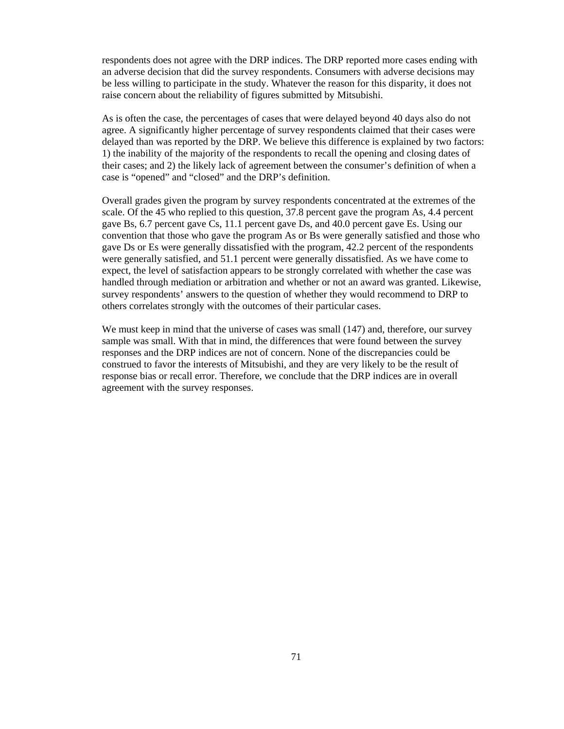respondents does not agree with the DRP indices. The DRP reported more cases ending with an adverse decision that did the survey respondents. Consumers with adverse decisions may be less willing to participate in the study. Whatever the reason for this disparity, it does not raise concern about the reliability of figures submitted by Mitsubishi.

As is often the case, the percentages of cases that were delayed beyond 40 days also do not agree. A significantly higher percentage of survey respondents claimed that their cases were delayed than was reported by the DRP. We believe this difference is explained by two factors: 1) the inability of the majority of the respondents to recall the opening and closing dates of their cases; and 2) the likely lack of agreement between the consumer's definition of when a case is "opened" and "closed" and the DRP's definition.

Overall grades given the program by survey respondents concentrated at the extremes of the scale. Of the 45 who replied to this question, 37.8 percent gave the program As, 4.4 percent gave Bs, 6.7 percent gave Cs, 11.1 percent gave Ds, and 40.0 percent gave Es. Using our convention that those who gave the program As or Bs were generally satisfied and those who gave Ds or Es were generally dissatisfied with the program, 42.2 percent of the respondents were generally satisfied, and 51.1 percent were generally dissatisfied. As we have come to expect, the level of satisfaction appears to be strongly correlated with whether the case was handled through mediation or arbitration and whether or not an award was granted. Likewise, survey respondents' answers to the question of whether they would recommend to DRP to others correlates strongly with the outcomes of their particular cases.

We must keep in mind that the universe of cases was small (147) and, therefore, our survey sample was small. With that in mind, the differences that were found between the survey responses and the DRP indices are not of concern. None of the discrepancies could be construed to favor the interests of Mitsubishi, and they are very likely to be the result of response bias or recall error. Therefore, we conclude that the DRP indices are in overall agreement with the survey responses.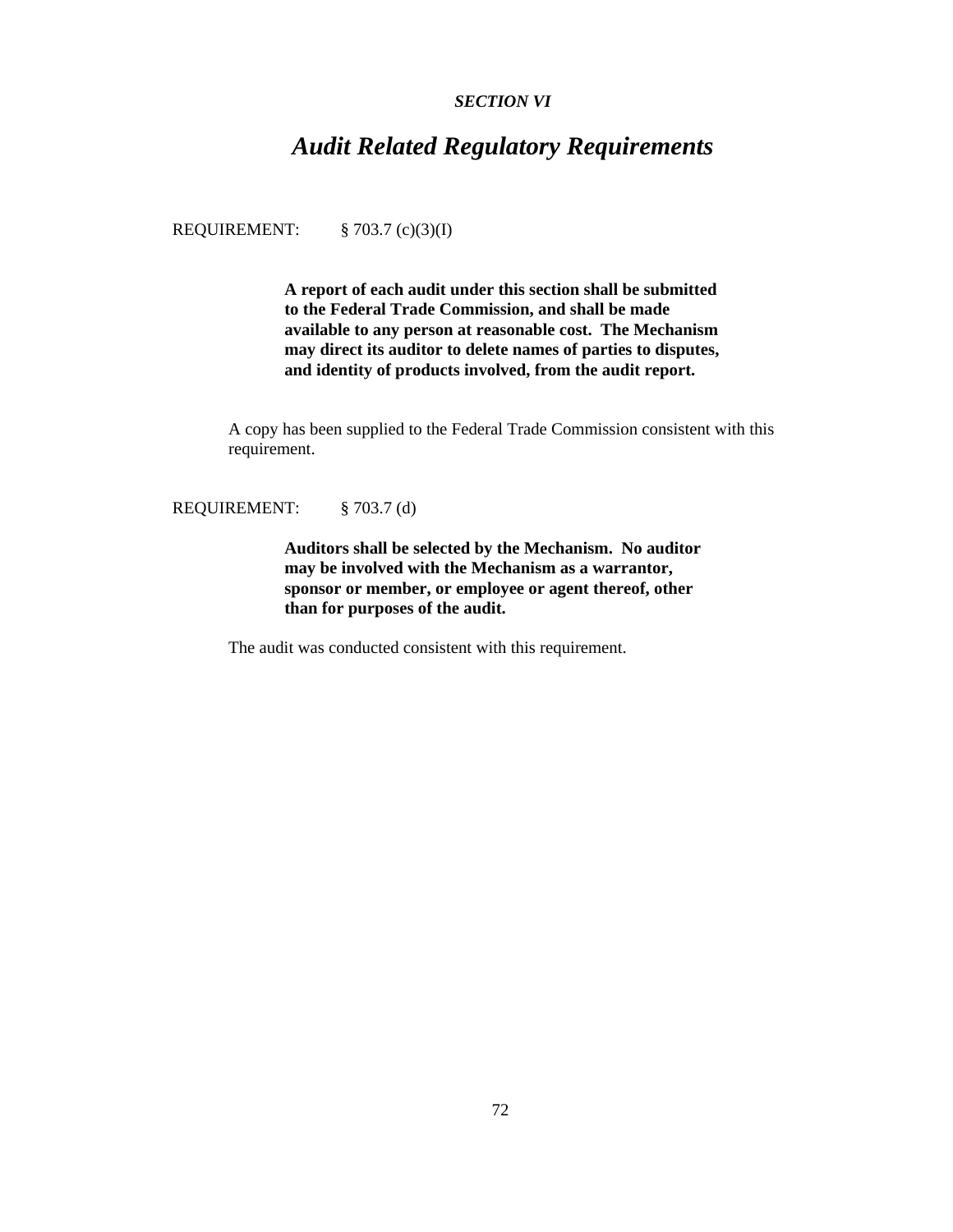*SECTION VI*

# *Audit Related Regulatory Requirements*

REQUIREMENT: § 703.7 (c)(3)(I)

> **A report of each audit under this section shall be submitted to the Federal Trade Commission, and shall be made available to any person at reasonable cost. The Mechanism may direct its auditor to delete names of parties to disputes, and identity of products involved, from the audit report.**

A copy has been supplied to the Federal Trade Commission consistent with this requirement.

REQUIREMENT: § 703.7 (d)

> **Auditors shall be selected by the Mechanism. No auditor may be involved with the Mechanism as a warrantor, sponsor or member, or employee or agent thereof, other than for purposes of the audit.**

The audit was conducted consistent with this requirement.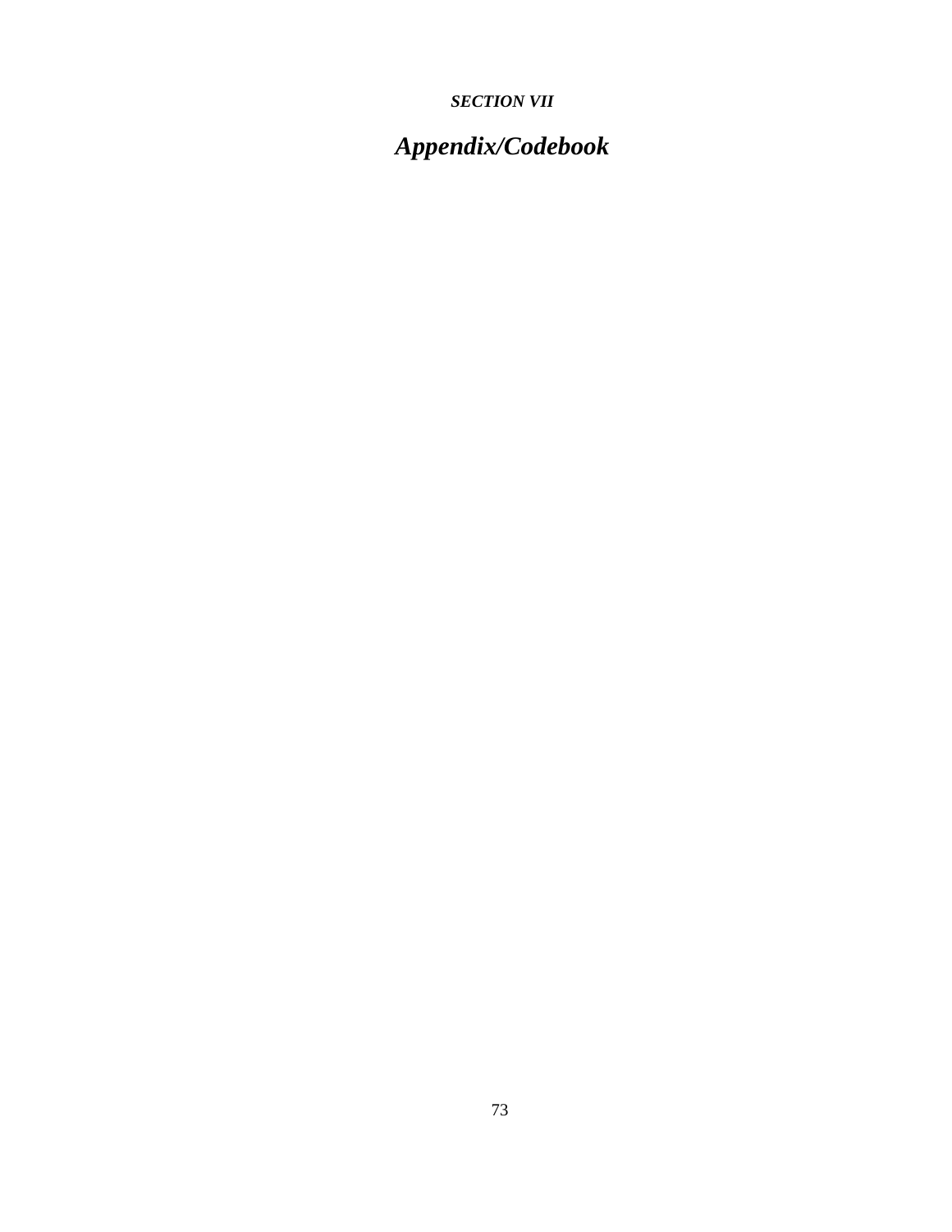***SECTION VII***

# ***Appendix/Codebook***